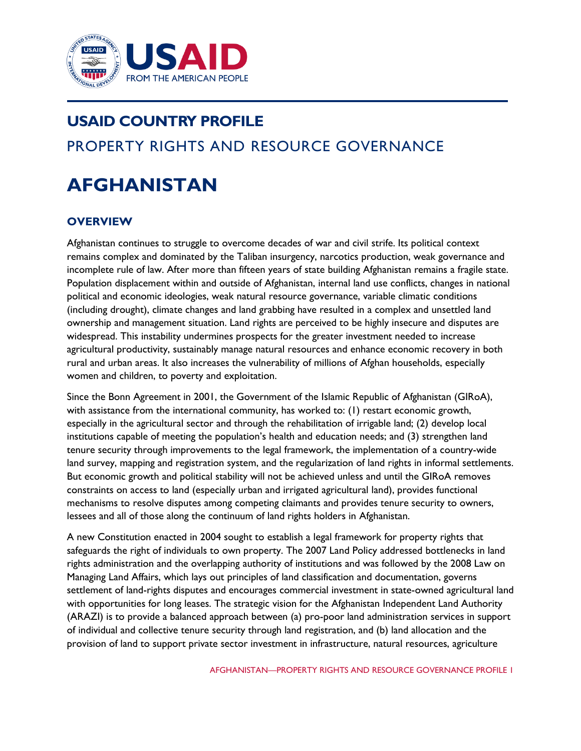# USAID COUNTRY PROFILE

## PROPERTY RIGHTS AND RESOURCE GOVERNANCE

# AFGHANISTAN

## OVERVIEW

Afghanistan continues to struggle to overcome decades of war and civil strife. Its political context remains complex and dominated by the Taliban insurgency, narcotics production, weak governance and incomplete rule of law. After more than fifteen years of state building Afghanistan remains a fragile state. Population displacement within and outside of Afghanistan, internal land use conflicts, changes in national political and economic ideologies, weak natural resource governance, variable climatic conditions (including drought), climate changes and land grabbing have resulted in a complex and unsettled land ownership and management situation. Land rights are perceived to be highly insecure and disputes are widespread. This instability undermines prospects for the greater investment needed to increase agricultural productivity, sustainably manage natural resources and enhance economic recovery in both rural and urban areas. It also increases the vulnerability of millions of Afghan households, especially women and children, to poverty and exploitation.

Since the Bonn Agreement in 2001, the Government of the Islamic Republic of Afghanistan (GIRoA), with assistance from the international community, has worked to: (1) restart economic growth, especially in the agricultural sector and through the rehabilitation of irrigable land; (2) develop local institutions capable of meeting the population's health and education needs; and (3) strengthen land tenure security through improvements to the legal framework, the implementation of a country-wide land survey, mapping and registration system, and the regularization of land rights in informal settlements. But economic growth and political stability will not be achieved unless and until the GIRoA removes constraints on access to land (especially urban and irrigated agricultural land), provides functional mechanisms to resolve disputes among competing claimants and provides tenure security to owners, lessees and all of those along the continuum of land rights holders in Afghanistan.

A new Constitution enacted in 2004 sought to establish a legal framework for property rights that safeguards the right of individuals to own property. The 2007 Land Policy addressed bottlenecks in land rights administration and the overlapping authority of institutions and was followed by the 2008 Law on Managing Land Affairs, which lays out principles of land classification and documentation, governs settlement of land-rights disputes and encourages commercial investment in state-owned agricultural land with opportunities for long leases. The strategic vision for the Afghanistan Independent Land Authority (ARAZI) is to provide a balanced approach between (a) pro-poor land administration services in support of individual and collective tenure security through land registration, and (b) land allocation and the provision of land to support private sector investment in infrastructure, natural resources, agriculture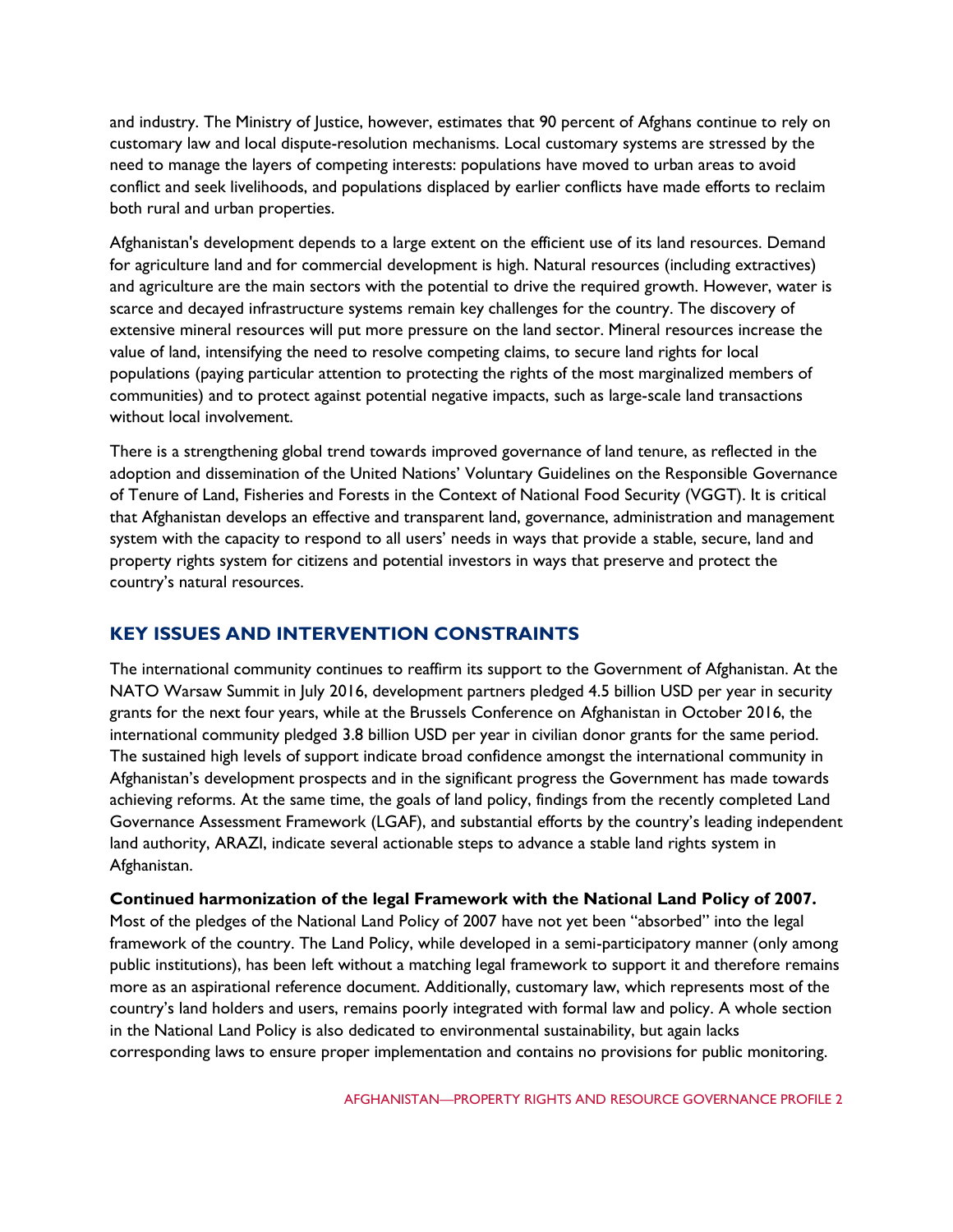and industry. The Ministry of Justice, however, estimates that 90 percent of Afghans continue to rely on customary law and local dispute-resolution mechanisms. Local customary systems are stressed by the need to manage the layers of competing interests: populations have moved to urban areas to avoid conflict and seek livelihoods, and populations displaced by earlier conflicts have made efforts to reclaim both rural and urban properties.

Afghanistan's development depends to a large extent on the efficient use of its land resources. Demand for agriculture land and for commercial development is high. Natural resources (including extractives) and agriculture are the main sectors with the potential to drive the required growth. However, water is scarce and decayed infrastructure systems remain key challenges for the country. The discovery of extensive mineral resources will put more pressure on the land sector. Mineral resources increase the value of land, intensifying the need to resolve competing claims, to secure land rights for local populations (paying particular attention to protecting the rights of the most marginalized members of communities) and to protect against potential negative impacts, such as large-scale land transactions without local involvement.

There is a strengthening global trend towards improved governance of land tenure, as reflected in the adoption and dissemination of the United Nations' Voluntary Guidelines on the Responsible Governance of Tenure of Land, Fisheries and Forests in the Context of National Food Security (VGGT). It is critical that Afghanistan develops an effective and transparent land, governance, administration and management system with the capacity to respond to all users' needs in ways that provide a stable, secure, land and property rights system for citizens and potential investors in ways that preserve and protect the country's natural resources.

## KEY ISSUES AND INTERVENTION CONSTRAINTS

The international community continues to reaffirm its support to the Government of Afghanistan. At the NATO Warsaw Summit in July 2016, development partners pledged 4.5 billion USD per year in security grants for the next four years, while at the Brussels Conference on Afghanistan in October 2016, the international community pledged 3.8 billion USD per year in civilian donor grants for the same period. The sustained high levels of support indicate broad confidence amongst the international community in Afghanistan's development prospects and in the significant progress the Government has made towards achieving reforms. At the same time, the goals of land policy, findings from the recently completed Land Governance Assessment Framework (LGAF), and substantial efforts by the country's leading independent land authority, ARAZI, indicate several actionable steps to advance a stable land rights system in Afghanistan.

**Continued harmonization of the legal Framework with the National Land Policy of 2007.** Most of the pledges of the National Land Policy of 2007 have not yet been "absorbed" into the legal framework of the country. The Land Policy, while developed in a semi-participatory manner (only among public institutions), has been left without a matching legal framework to support it and therefore remains more as an aspirational reference document. Additionally, customary law, which represents most of the country's land holders and users, remains poorly integrated with formal law and policy. A whole section in the National Land Policy is also dedicated to environmental sustainability, but again lacks corresponding laws to ensure proper implementation and contains no provisions for public monitoring.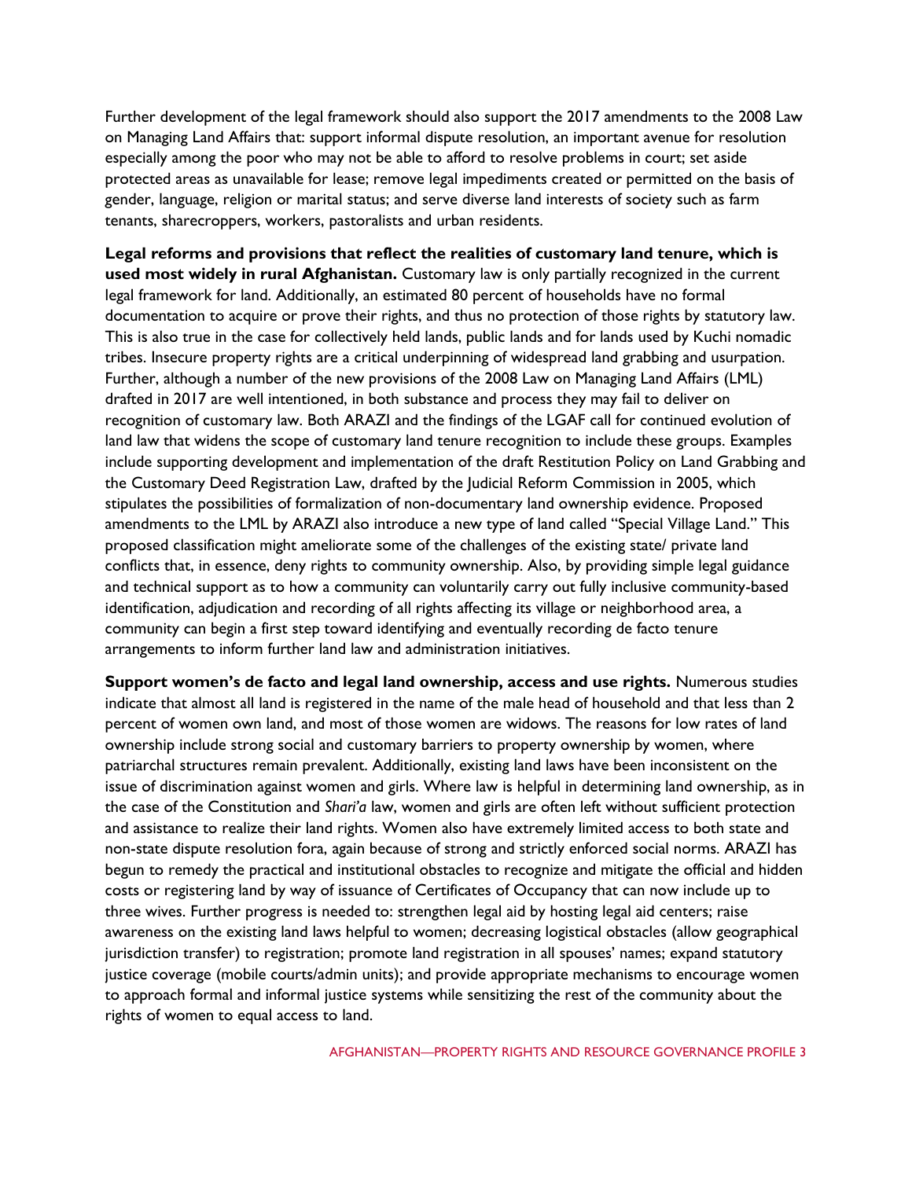Further development of the legal framework should also support the 2017 amendments to the 2008 Law on Managing Land Affairs that: support informal dispute resolution, an important avenue for resolution especially among the poor who may not be able to afford to resolve problems in court; set aside protected areas as unavailable for lease; remove legal impediments created or permitted on the basis of gender, language, religion or marital status; and serve diverse land interests of society such as farm tenants, sharecroppers, workers, pastoralists and urban residents.

**Legal reforms and provisions that reflect the realities of customary land tenure, which is used most widely in rural Afghanistan.** Customary law is only partially recognized in the current legal framework for land. Additionally, an estimated 80 percent of households have no formal documentation to acquire or prove their rights, and thus no protection of those rights by statutory law. This is also true in the case for collectively held lands, public lands and for lands used by Kuchi nomadic tribes. Insecure property rights are a critical underpinning of widespread land grabbing and usurpation. Further, although a number of the new provisions of the 2008 Law on Managing Land Affairs (LML) drafted in 2017 are well intentioned, in both substance and process they may fail to deliver on recognition of customary law. Both ARAZI and the findings of the LGAF call for continued evolution of land law that widens the scope of customary land tenure recognition to include these groups. Examples include supporting development and implementation of the draft Restitution Policy on Land Grabbing and the Customary Deed Registration Law, drafted by the Judicial Reform Commission in 2005, which stipulates the possibilities of formalization of non-documentary land ownership evidence. Proposed amendments to the LML by ARAZI also introduce a new type of land called "Special Village Land." This proposed classification might ameliorate some of the challenges of the existing state/ private land conflicts that, in essence, deny rights to community ownership. Also, by providing simple legal guidance and technical support as to how a community can voluntarily carry out fully inclusive community-based identification, adjudication and recording of all rights affecting its village or neighborhood area, a community can begin a first step toward identifying and eventually recording de facto tenure arrangements to inform further land law and administration initiatives.

**Support women's de facto and legal land ownership, access and use rights.** Numerous studies indicate that almost all land is registered in the name of the male head of household and that less than 2 percent of women own land, and most of those women are widows. The reasons for low rates of land ownership include strong social and customary barriers to property ownership by women, where patriarchal structures remain prevalent. Additionally, existing land laws have been inconsistent on the issue of discrimination against women and girls. Where law is helpful in determining land ownership, as in the case of the Constitution and *Shari'a* law, women and girls are often left without sufficient protection and assistance to realize their land rights. Women also have extremely limited access to both state and non-state dispute resolution fora, again because of strong and strictly enforced social norms. ARAZI has begun to remedy the practical and institutional obstacles to recognize and mitigate the official and hidden costs or registering land by way of issuance of Certificates of Occupancy that can now include up to three wives. Further progress is needed to: strengthen legal aid by hosting legal aid centers; raise awareness on the existing land laws helpful to women; decreasing logistical obstacles (allow geographical jurisdiction transfer) to registration; promote land registration in all spouses' names; expand statutory justice coverage (mobile courts/admin units); and provide appropriate mechanisms to encourage women to approach formal and informal justice systems while sensitizing the rest of the community about the rights of women to equal access to land.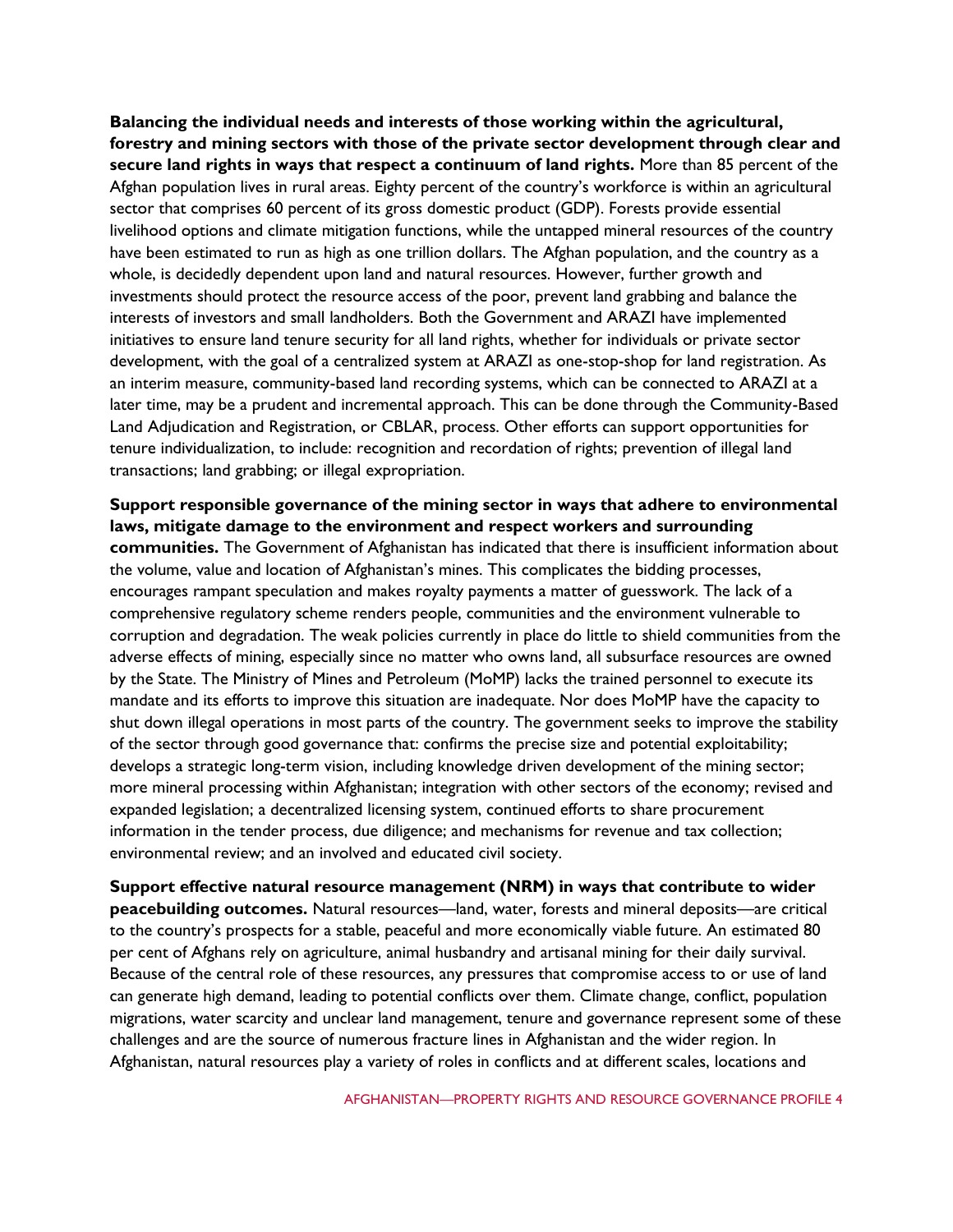**Balancing the individual needs and interests of those working within the agricultural, forestry and mining sectors with those of the private sector development through clear and secure land rights in ways that respect a continuum of land rights.** More than 85 percent of the Afghan population lives in rural areas. Eighty percent of the country's workforce is within an agricultural sector that comprises 60 percent of its gross domestic product (GDP). Forests provide essential livelihood options and climate mitigation functions, while the untapped mineral resources of the country have been estimated to run as high as one trillion dollars. The Afghan population, and the country as a whole, is decidedly dependent upon land and natural resources. However, further growth and investments should protect the resource access of the poor, prevent land grabbing and balance the interests of investors and small landholders. Both the Government and ARAZI have implemented initiatives to ensure land tenure security for all land rights, whether for individuals or private sector development, with the goal of a centralized system at ARAZI as one-stop-shop for land registration. As an interim measure, community-based land recording systems, which can be connected to ARAZI at a later time, may be a prudent and incremental approach. This can be done through the Community-Based Land Adjudication and Registration, or CBLAR, process. Other efforts can support opportunities for tenure individualization, to include: recognition and recordation of rights; prevention of illegal land transactions; land grabbing; or illegal expropriation.

**Support responsible governance of the mining sector in ways that adhere to environmental laws, mitigate damage to the environment and respect workers and surrounding communities.** The Government of Afghanistan has indicated that there is insufficient information about the volume, value and location of Afghanistan's mines. This complicates the bidding processes, encourages rampant speculation and makes royalty payments a matter of guesswork. The lack of a comprehensive regulatory scheme renders people, communities and the environment vulnerable to corruption and degradation. The weak policies currently in place do little to shield communities from the adverse effects of mining, especially since no matter who owns land, all subsurface resources are owned by the State. The Ministry of Mines and Petroleum (MoMP) lacks the trained personnel to execute its mandate and its efforts to improve this situation are inadequate. Nor does MoMP have the capacity to shut down illegal operations in most parts of the country. The government seeks to improve the stability of the sector through good governance that: confirms the precise size and potential exploitability; develops a strategic long-term vision, including knowledge driven development of the mining sector; more mineral processing within Afghanistan; integration with other sectors of the economy; revised and expanded legislation; a decentralized licensing system, continued efforts to share procurement information in the tender process, due diligence; and mechanisms for revenue and tax collection; environmental review; and an involved and educated civil society.

**Support effective natural resource management (NRM) in ways that contribute to wider peacebuilding outcomes.** Natural resources—land, water, forests and mineral deposits—are critical to the country's prospects for a stable, peaceful and more economically viable future. An estimated 80 per cent of Afghans rely on agriculture, animal husbandry and artisanal mining for their daily survival. Because of the central role of these resources, any pressures that compromise access to or use of land can generate high demand, leading to potential conflicts over them. Climate change, conflict, population migrations, water scarcity and unclear land management, tenure and governance represent some of these challenges and are the source of numerous fracture lines in Afghanistan and the wider region. In Afghanistan, natural resources play a variety of roles in conflicts and at different scales, locations and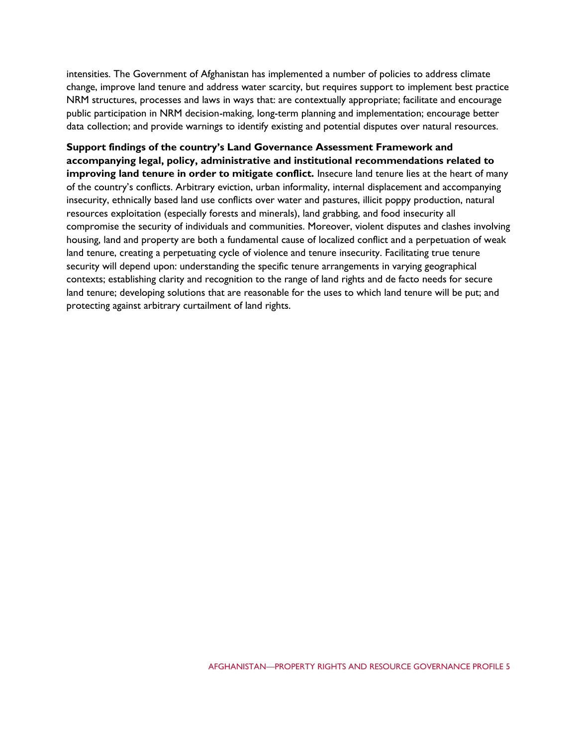intensities. The Government of Afghanistan has implemented a number of policies to address climate change, improve land tenure and address water scarcity, but requires support to implement best practice NRM structures, processes and laws in ways that: are contextually appropriate; facilitate and encourage public participation in NRM decision-making, long-term planning and implementation; encourage better data collection; and provide warnings to identify existing and potential disputes over natural resources.

**Support findings of the country's Land Governance Assessment Framework and accompanying legal, policy, administrative and institutional recommendations related to improving land tenure in order to mitigate conflict.** Insecure land tenure lies at the heart of many of the country's conflicts. Arbitrary eviction, urban informality, internal displacement and accompanying insecurity, ethnically based land use conflicts over water and pastures, illicit poppy production, natural resources exploitation (especially forests and minerals), land grabbing, and food insecurity all compromise the security of individuals and communities. Moreover, violent disputes and clashes involving housing, land and property are both a fundamental cause of localized conflict and a perpetuation of weak land tenure, creating a perpetuating cycle of violence and tenure insecurity. Facilitating true tenure security will depend upon: understanding the specific tenure arrangements in varying geographical contexts; establishing clarity and recognition to the range of land rights and de facto needs for secure land tenure; developing solutions that are reasonable for the uses to which land tenure will be put; and protecting against arbitrary curtailment of land rights.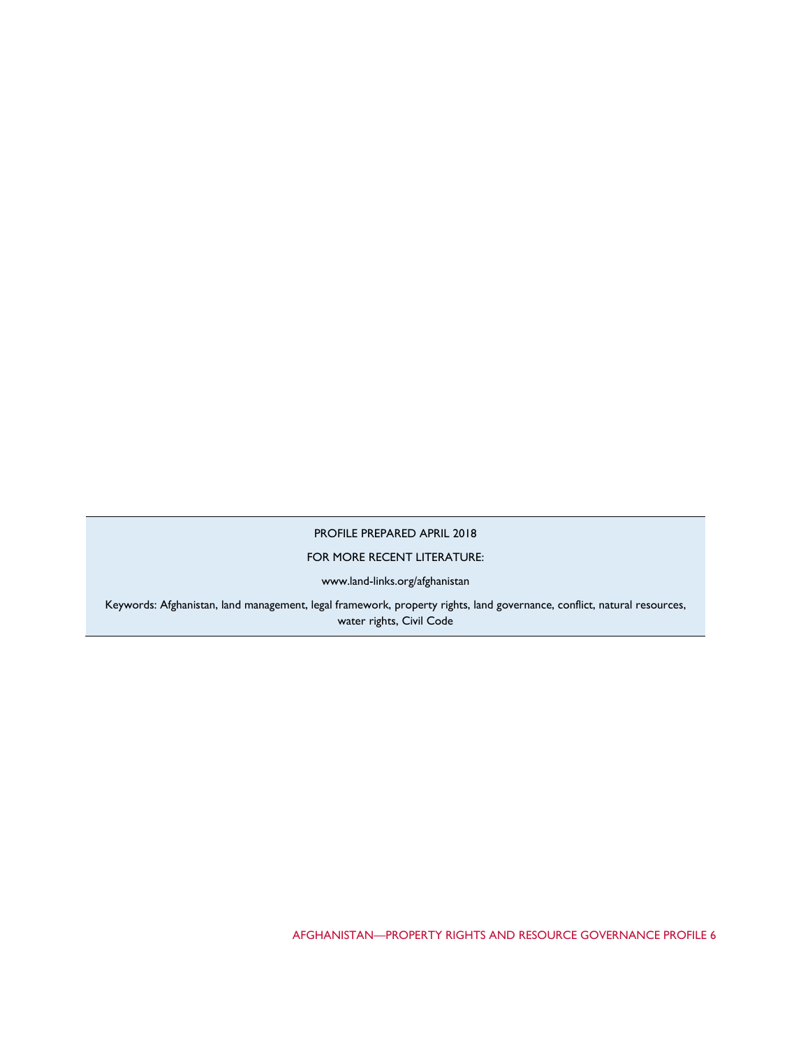PROFILE PREPARED APRIL 2018

FOR MORE RECENT LITERATURE:

www.land-links.org/afghanistan

Keywords: Afghanistan, land management, legal framework, property rights, land governance, conflict, natural resources, water rights, Civil Code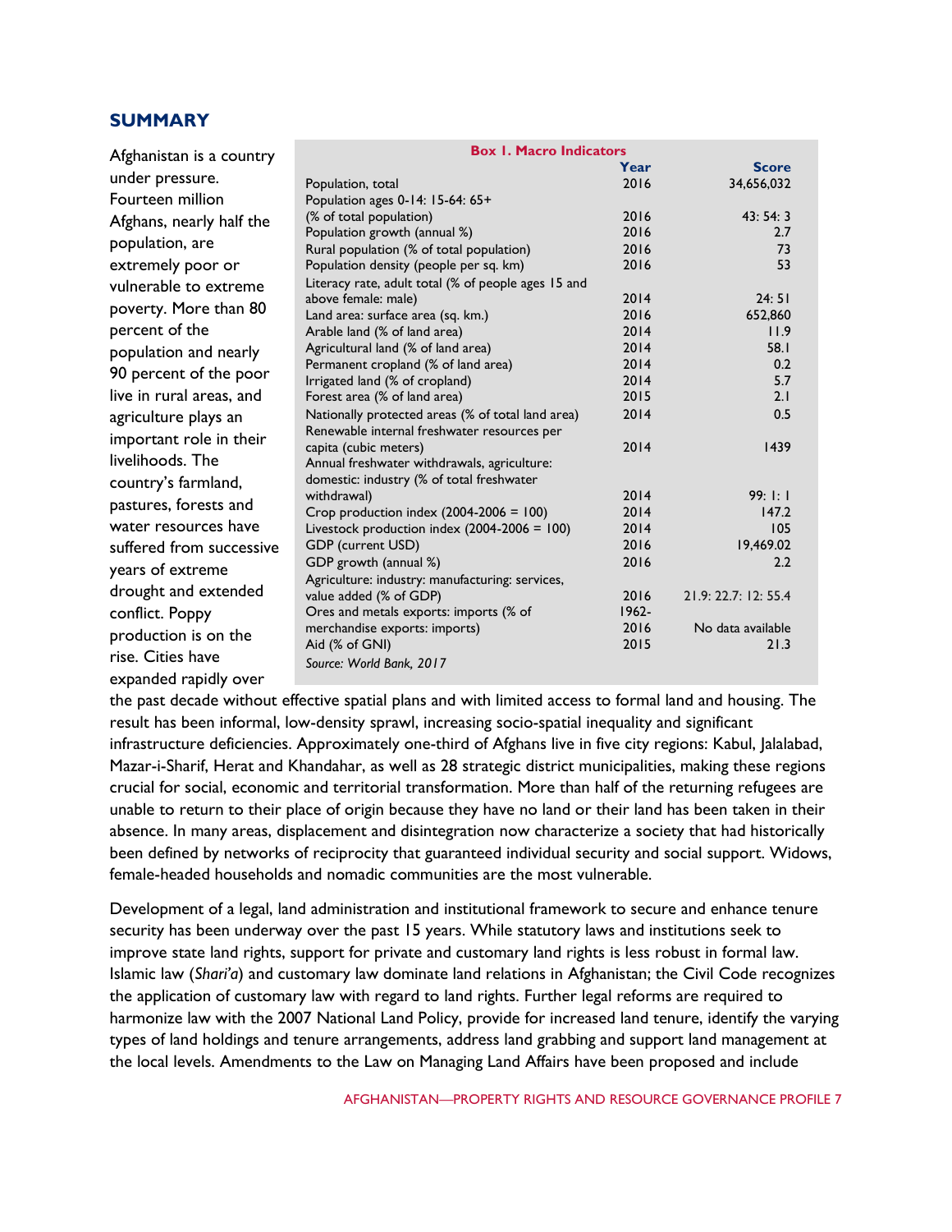## SUMMARY

**Box 1. Macro Indicators**

| | Year | Score |
|---|---|---|
| Population, total | 2016 | 34,656,032 |
| Population ages 0-14: 15-64: 65+ (% of total population) | 2016 | 43: 54: 3 |
| Population growth (annual %) | 2016 | 2.7 |
| Rural population (% of total population) | 2016 | 73 |
| Population density (people per sq. km) | 2016 | 53 |
| Literacy rate, adult total (% of people ages 15 and above female: male) | 2014 | 24: 51 |
| Land area: surface area (sq. km.) | 2016 | 652,860 |
| Arable land (% of land area) | 2014 | 11.9 |
| Agricultural land (% of land area) | 2014 | 58.1 |
| Permanent cropland (% of land area) | 2014 | 0.2 |
| Irrigated land (% of cropland) | 2014 | 5.7 |
| Forest area (% of land area) | 2015 | 2.1 |
| Nationally protected areas (% of total land area) | 2014 | 0.5 |
| Renewable internal freshwater resources per capita (cubic meters) | 2014 | 1439 |
| Annual freshwater withdrawals, agriculture: domestic: industry (% of total freshwater withdrawal) | 2014 | 99: 1: 1 |
| Crop production index (2004-2006 = 100) | 2014 | 147.2 |
| Livestock production index (2004-2006 = 100) | 2014 | 105 |
| GDP (current USD) | 2016 | 19,469.02 |
| GDP growth (annual %) | 2016 | 2.2 |
| Agriculture: industry: manufacturing: services, value added (% of GDP) | 2016 | 21.9: 22.7: 12: 55.4 |
| Ores and metals exports: imports (% of merchandise exports: imports) | 1962-2016 | No data available |
| Aid (% of GNI) | 2015 | 21.3 |

*Source: World Bank, 2017*

Afghanistan is a country under pressure. Fourteen million Afghans, nearly half the population, are extremely poor or vulnerable to extreme poverty. More than 80 percent of the population and nearly 90 percent of the poor live in rural areas, and agriculture plays an important role in their livelihoods. The country's farmland, pastures, forests and water resources have suffered from successive years of extreme drought and extended conflict. Poppy production is on the rise. Cities have expanded rapidly over the past decade without effective spatial plans and with limited access to formal land and housing. The result has been informal, low-density sprawl, increasing socio-spatial inequality and significant infrastructure deficiencies. Approximately one-third of Afghans live in five city regions: Kabul, Jalalabad, Mazar-i-Sharif, Herat and Khandahar, as well as 28 strategic district municipalities, making these regions crucial for social, economic and territorial transformation. More than half of the returning refugees are unable to return to their place of origin because they have no land or their land has been taken in their absence. In many areas, displacement and disintegration now characterize a society that had historically been defined by networks of reciprocity that guaranteed individual security and social support. Widows, female-headed households and nomadic communities are the most vulnerable.

Development of a legal, land administration and institutional framework to secure and enhance tenure security has been underway over the past 15 years. While statutory laws and institutions seek to improve state land rights, support for private and customary land rights is less robust in formal law. Islamic law (*Shari'a*) and customary law dominate land relations in Afghanistan; the Civil Code recognizes the application of customary law with regard to land rights. Further legal reforms are required to harmonize law with the 2007 National Land Policy, provide for increased land tenure, identify the varying types of land holdings and tenure arrangements, address land grabbing and support land management at the local levels. Amendments to the Law on Managing Land Affairs have been proposed and include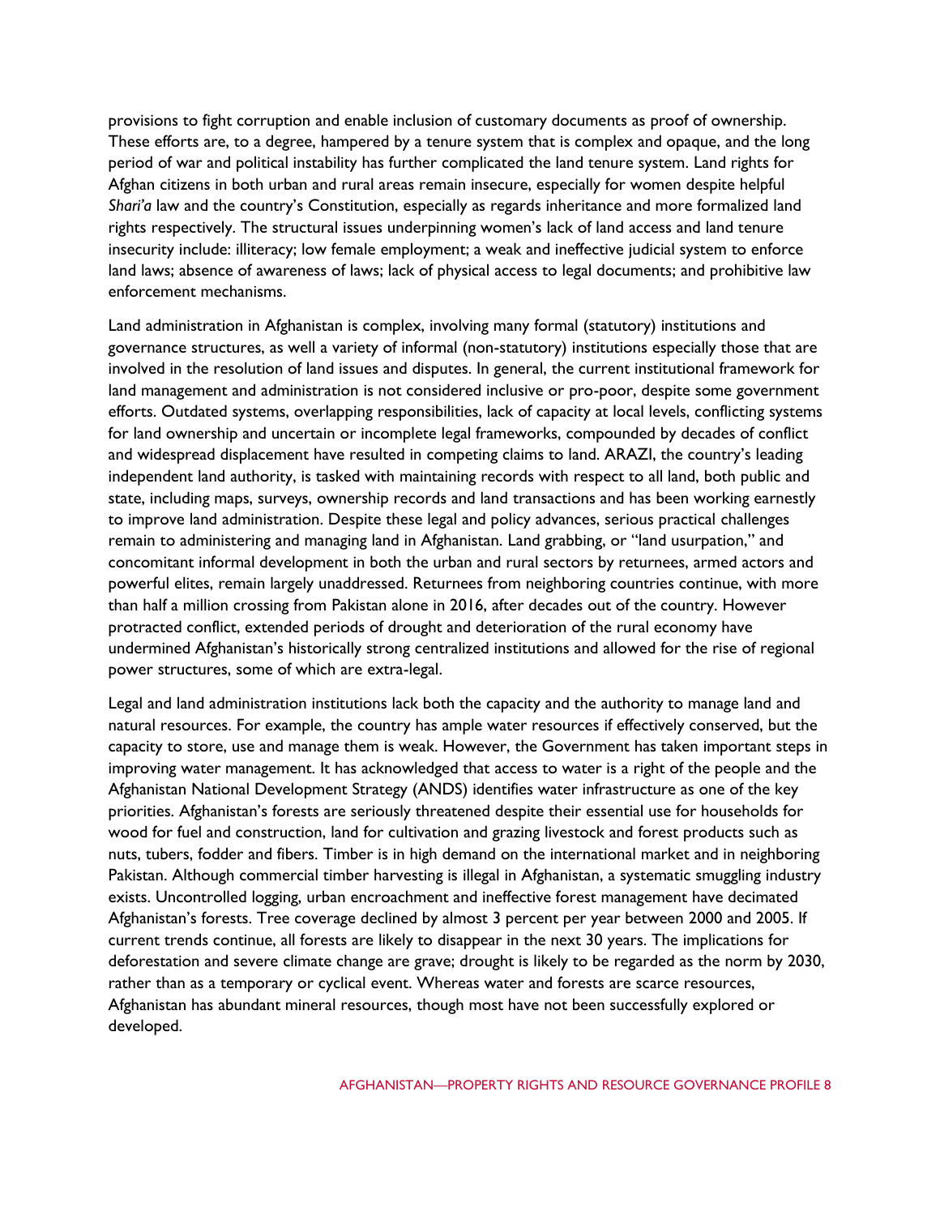provisions to fight corruption and enable inclusion of customary documents as proof of ownership. These efforts are, to a degree, hampered by a tenure system that is complex and opaque, and the long period of war and political instability has further complicated the land tenure system. Land rights for Afghan citizens in both urban and rural areas remain insecure, especially for women despite helpful *Shari'a* law and the country's Constitution, especially as regards inheritance and more formalized land rights respectively. The structural issues underpinning women's lack of land access and land tenure insecurity include: illiteracy; low female employment; a weak and ineffective judicial system to enforce land laws; absence of awareness of laws; lack of physical access to legal documents; and prohibitive law enforcement mechanisms.

Land administration in Afghanistan is complex, involving many formal (statutory) institutions and governance structures, as well a variety of informal (non-statutory) institutions especially those that are involved in the resolution of land issues and disputes. In general, the current institutional framework for land management and administration is not considered inclusive or pro-poor, despite some government efforts. Outdated systems, overlapping responsibilities, lack of capacity at local levels, conflicting systems for land ownership and uncertain or incomplete legal frameworks, compounded by decades of conflict and widespread displacement have resulted in competing claims to land. ARAZI, the country's leading independent land authority, is tasked with maintaining records with respect to all land, both public and state, including maps, surveys, ownership records and land transactions and has been working earnestly to improve land administration. Despite these legal and policy advances, serious practical challenges remain to administering and managing land in Afghanistan. Land grabbing, or "land usurpation," and concomitant informal development in both the urban and rural sectors by returnees, armed actors and powerful elites, remain largely unaddressed. Returnees from neighboring countries continue, with more than half a million crossing from Pakistan alone in 2016, after decades out of the country. However protracted conflict, extended periods of drought and deterioration of the rural economy have undermined Afghanistan's historically strong centralized institutions and allowed for the rise of regional power structures, some of which are extra-legal.

Legal and land administration institutions lack both the capacity and the authority to manage land and natural resources. For example, the country has ample water resources if effectively conserved, but the capacity to store, use and manage them is weak. However, the Government has taken important steps in improving water management. It has acknowledged that access to water is a right of the people and the Afghanistan National Development Strategy (ANDS) identifies water infrastructure as one of the key priorities. Afghanistan's forests are seriously threatened despite their essential use for households for wood for fuel and construction, land for cultivation and grazing livestock and forest products such as nuts, tubers, fodder and fibers. Timber is in high demand on the international market and in neighboring Pakistan. Although commercial timber harvesting is illegal in Afghanistan, a systematic smuggling industry exists. Uncontrolled logging, urban encroachment and ineffective forest management have decimated Afghanistan's forests. Tree coverage declined by almost 3 percent per year between 2000 and 2005. If current trends continue, all forests are likely to disappear in the next 30 years. The implications for deforestation and severe climate change are grave; drought is likely to be regarded as the norm by 2030, rather than as a temporary or cyclical event. Whereas water and forests are scarce resources, Afghanistan has abundant mineral resources, though most have not been successfully explored or developed.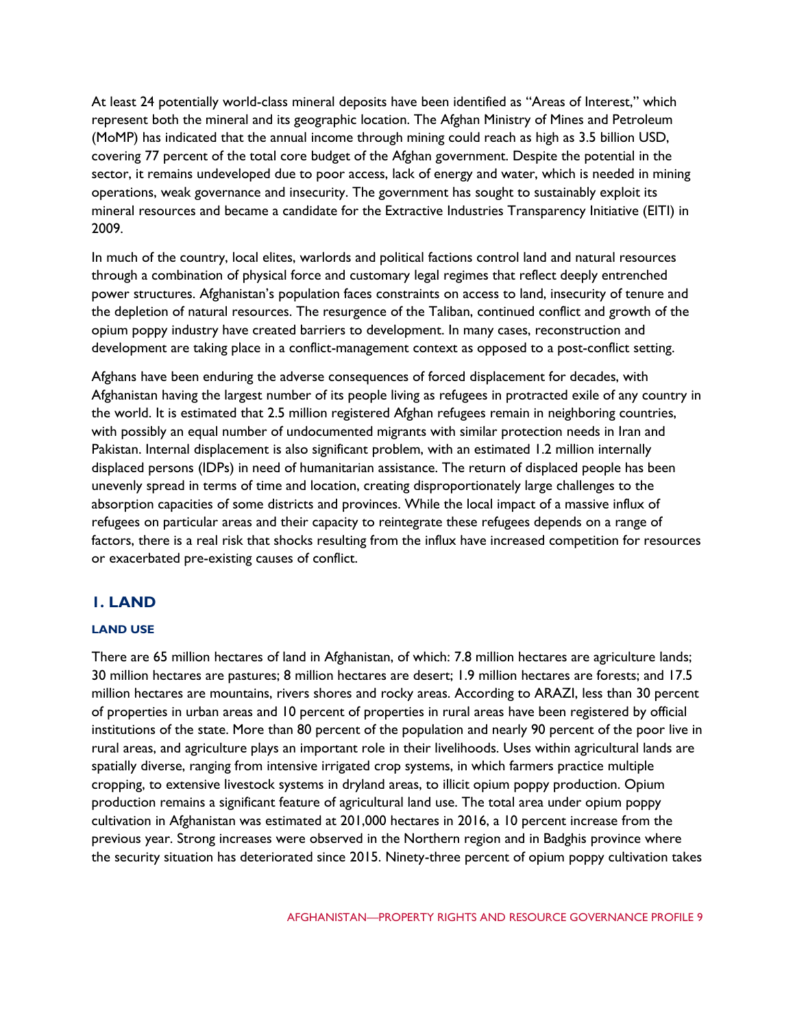At least 24 potentially world-class mineral deposits have been identified as "Areas of Interest," which represent both the mineral and its geographic location. The Afghan Ministry of Mines and Petroleum (MoMP) has indicated that the annual income through mining could reach as high as 3.5 billion USD, covering 77 percent of the total core budget of the Afghan government. Despite the potential in the sector, it remains undeveloped due to poor access, lack of energy and water, which is needed in mining operations, weak governance and insecurity. The government has sought to sustainably exploit its mineral resources and became a candidate for the Extractive Industries Transparency Initiative (EITI) in 2009.

In much of the country, local elites, warlords and political factions control land and natural resources through a combination of physical force and customary legal regimes that reflect deeply entrenched power structures. Afghanistan's population faces constraints on access to land, insecurity of tenure and the depletion of natural resources. The resurgence of the Taliban, continued conflict and growth of the opium poppy industry have created barriers to development. In many cases, reconstruction and development are taking place in a conflict-management context as opposed to a post-conflict setting.

Afghans have been enduring the adverse consequences of forced displacement for decades, with Afghanistan having the largest number of its people living as refugees in protracted exile of any country in the world. It is estimated that 2.5 million registered Afghan refugees remain in neighboring countries, with possibly an equal number of undocumented migrants with similar protection needs in Iran and Pakistan. Internal displacement is also significant problem, with an estimated 1.2 million internally displaced persons (IDPs) in need of humanitarian assistance. The return of displaced people has been unevenly spread in terms of time and location, creating disproportionately large challenges to the absorption capacities of some districts and provinces. While the local impact of a massive influx of refugees on particular areas and their capacity to reintegrate these refugees depends on a range of factors, there is a real risk that shocks resulting from the influx have increased competition for resources or exacerbated pre-existing causes of conflict.

## 1. LAND

### LAND USE

There are 65 million hectares of land in Afghanistan, of which: 7.8 million hectares are agriculture lands; 30 million hectares are pastures; 8 million hectares are desert; 1.9 million hectares are forests; and 17.5 million hectares are mountains, rivers shores and rocky areas. According to ARAZI, less than 30 percent of properties in urban areas and 10 percent of properties in rural areas have been registered by official institutions of the state. More than 80 percent of the population and nearly 90 percent of the poor live in rural areas, and agriculture plays an important role in their livelihoods. Uses within agricultural lands are spatially diverse, ranging from intensive irrigated crop systems, in which farmers practice multiple cropping, to extensive livestock systems in dryland areas, to illicit opium poppy production. Opium production remains a significant feature of agricultural land use. The total area under opium poppy cultivation in Afghanistan was estimated at 201,000 hectares in 2016, a 10 percent increase from the previous year. Strong increases were observed in the Northern region and in Badghis province where the security situation has deteriorated since 2015. Ninety-three percent of opium poppy cultivation takes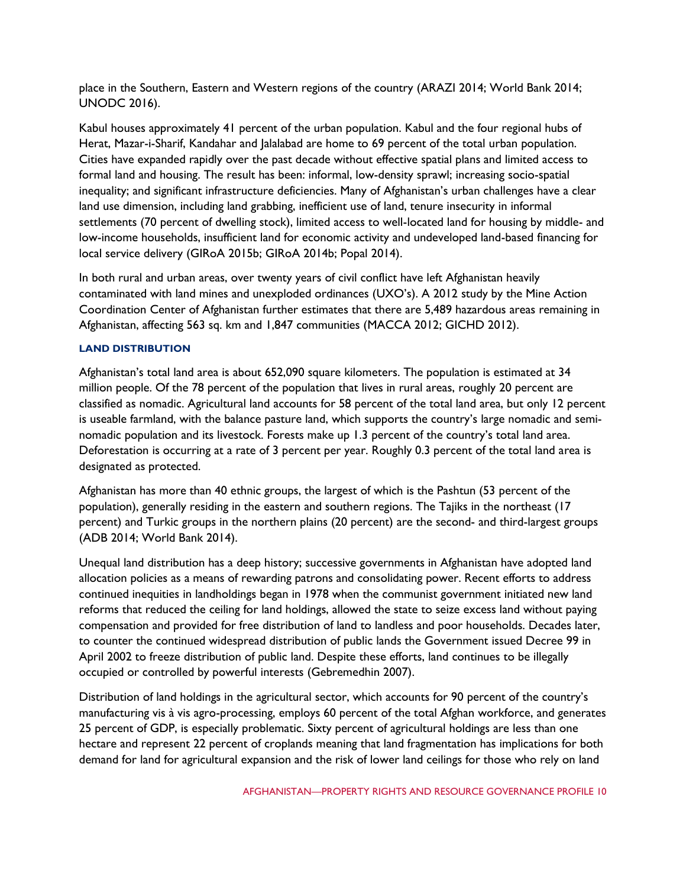place in the Southern, Eastern and Western regions of the country (ARAZI 2014; World Bank 2014; UNODC 2016).

Kabul houses approximately 41 percent of the urban population. Kabul and the four regional hubs of Herat, Mazar-i-Sharif, Kandahar and Jalalabad are home to 69 percent of the total urban population. Cities have expanded rapidly over the past decade without effective spatial plans and limited access to formal land and housing. The result has been: informal, low-density sprawl; increasing socio-spatial inequality; and significant infrastructure deficiencies. Many of Afghanistan's urban challenges have a clear land use dimension, including land grabbing, inefficient use of land, tenure insecurity in informal settlements (70 percent of dwelling stock), limited access to well-located land for housing by middle- and low-income households, insufficient land for economic activity and undeveloped land-based financing for local service delivery (GIRoA 2015b; GIRoA 2014b; Popal 2014).

In both rural and urban areas, over twenty years of civil conflict have left Afghanistan heavily contaminated with land mines and unexploded ordinances (UXO's). A 2012 study by the Mine Action Coordination Center of Afghanistan further estimates that there are 5,489 hazardous areas remaining in Afghanistan, affecting 563 sq. km and 1,847 communities (MACCA 2012; GICHD 2012).

### LAND DISTRIBUTION

Afghanistan's total land area is about 652,090 square kilometers. The population is estimated at 34 million people. Of the 78 percent of the population that lives in rural areas, roughly 20 percent are classified as nomadic. Agricultural land accounts for 58 percent of the total land area, but only 12 percent is useable farmland, with the balance pasture land, which supports the country's large nomadic and semi-nomadic population and its livestock. Forests make up 1.3 percent of the country's total land area. Deforestation is occurring at a rate of 3 percent per year. Roughly 0.3 percent of the total land area is designated as protected.

Afghanistan has more than 40 ethnic groups, the largest of which is the Pashtun (53 percent of the population), generally residing in the eastern and southern regions. The Tajiks in the northeast (17 percent) and Turkic groups in the northern plains (20 percent) are the second- and third-largest groups (ADB 2014; World Bank 2014).

Unequal land distribution has a deep history; successive governments in Afghanistan have adopted land allocation policies as a means of rewarding patrons and consolidating power. Recent efforts to address continued inequities in landholdings began in 1978 when the communist government initiated new land reforms that reduced the ceiling for land holdings, allowed the state to seize excess land without paying compensation and provided for free distribution of land to landless and poor households. Decades later, to counter the continued widespread distribution of public lands the Government issued Decree 99 in April 2002 to freeze distribution of public land. Despite these efforts, land continues to be illegally occupied or controlled by powerful interests (Gebremedhin 2007).

Distribution of land holdings in the agricultural sector, which accounts for 90 percent of the country's manufacturing vis à vis agro-processing, employs 60 percent of the total Afghan workforce, and generates 25 percent of GDP, is especially problematic. Sixty percent of agricultural holdings are less than one hectare and represent 22 percent of croplands meaning that land fragmentation has implications for both demand for land for agricultural expansion and the risk of lower land ceilings for those who rely on land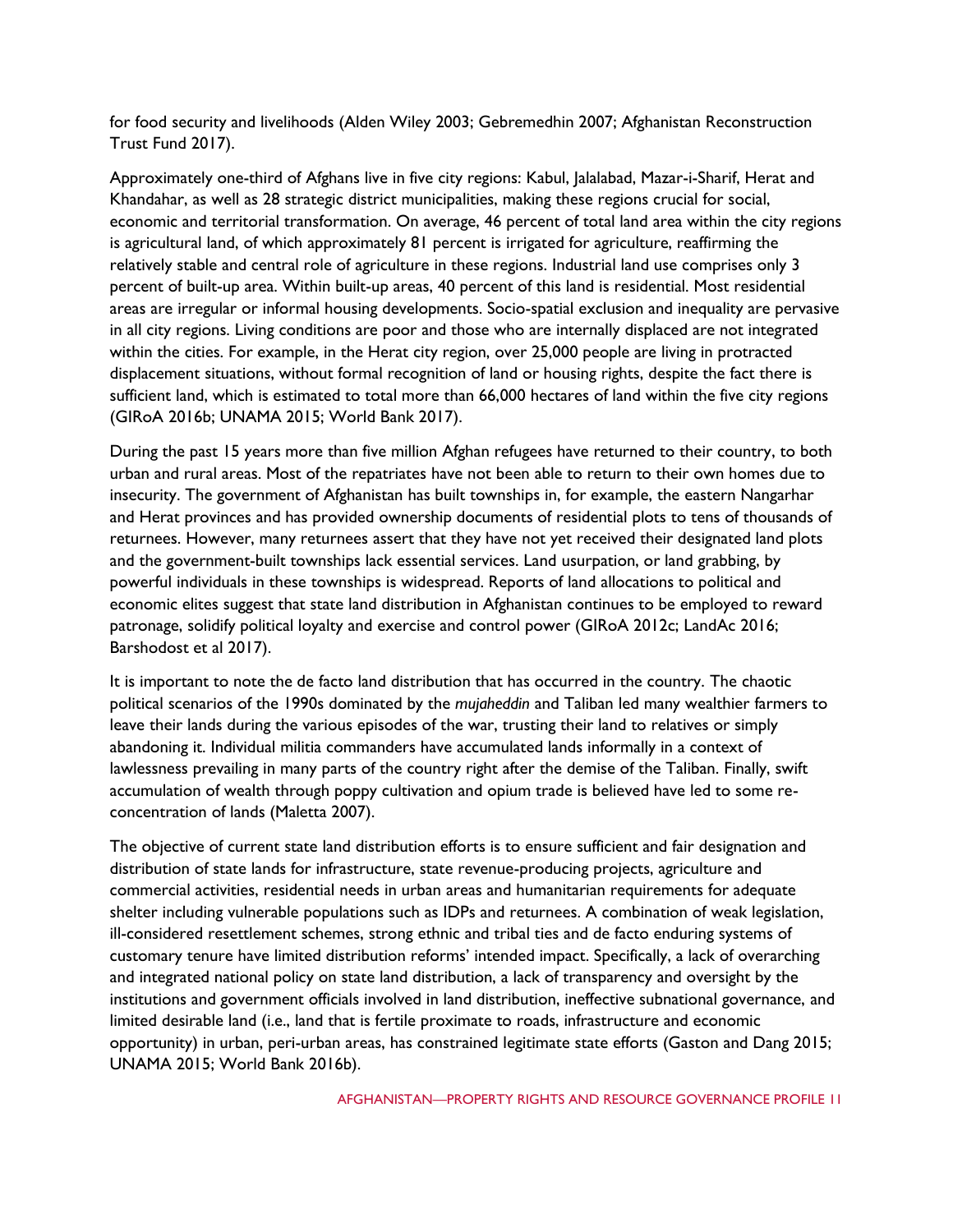for food security and livelihoods (Alden Wiley 2003; Gebremedhin 2007; Afghanistan Reconstruction Trust Fund 2017).

Approximately one-third of Afghans live in five city regions: Kabul, Jalalabad, Mazar-i-Sharif, Herat and Khandahar, as well as 28 strategic district municipalities, making these regions crucial for social, economic and territorial transformation. On average, 46 percent of total land area within the city regions is agricultural land, of which approximately 81 percent is irrigated for agriculture, reaffirming the relatively stable and central role of agriculture in these regions. Industrial land use comprises only 3 percent of built-up area. Within built-up areas, 40 percent of this land is residential. Most residential areas are irregular or informal housing developments. Socio-spatial exclusion and inequality are pervasive in all city regions. Living conditions are poor and those who are internally displaced are not integrated within the cities. For example, in the Herat city region, over 25,000 people are living in protracted displacement situations, without formal recognition of land or housing rights, despite the fact there is sufficient land, which is estimated to total more than 66,000 hectares of land within the five city regions (GIRoA 2016b; UNAMA 2015; World Bank 2017).

During the past 15 years more than five million Afghan refugees have returned to their country, to both urban and rural areas. Most of the repatriates have not been able to return to their own homes due to insecurity. The government of Afghanistan has built townships in, for example, the eastern Nangarhar and Herat provinces and has provided ownership documents of residential plots to tens of thousands of returnees. However, many returnees assert that they have not yet received their designated land plots and the government-built townships lack essential services. Land usurpation, or land grabbing, by powerful individuals in these townships is widespread. Reports of land allocations to political and economic elites suggest that state land distribution in Afghanistan continues to be employed to reward patronage, solidify political loyalty and exercise and control power (GIRoA 2012c; LandAc 2016; Barshodost et al 2017).

It is important to note the de facto land distribution that has occurred in the country. The chaotic political scenarios of the 1990s dominated by the *mujaheddin* and Taliban led many wealthier farmers to leave their lands during the various episodes of the war, trusting their land to relatives or simply abandoning it. Individual militia commanders have accumulated lands informally in a context of lawlessness prevailing in many parts of the country right after the demise of the Taliban. Finally, swift accumulation of wealth through poppy cultivation and opium trade is believed have led to some re-concentration of lands (Maletta 2007).

The objective of current state land distribution efforts is to ensure sufficient and fair designation and distribution of state lands for infrastructure, state revenue-producing projects, agriculture and commercial activities, residential needs in urban areas and humanitarian requirements for adequate shelter including vulnerable populations such as IDPs and returnees. A combination of weak legislation, ill-considered resettlement schemes, strong ethnic and tribal ties and de facto enduring systems of customary tenure have limited distribution reforms' intended impact. Specifically, a lack of overarching and integrated national policy on state land distribution, a lack of transparency and oversight by the institutions and government officials involved in land distribution, ineffective subnational governance, and limited desirable land (i.e., land that is fertile proximate to roads, infrastructure and economic opportunity) in urban, peri-urban areas, has constrained legitimate state efforts (Gaston and Dang 2015; UNAMA 2015; World Bank 2016b).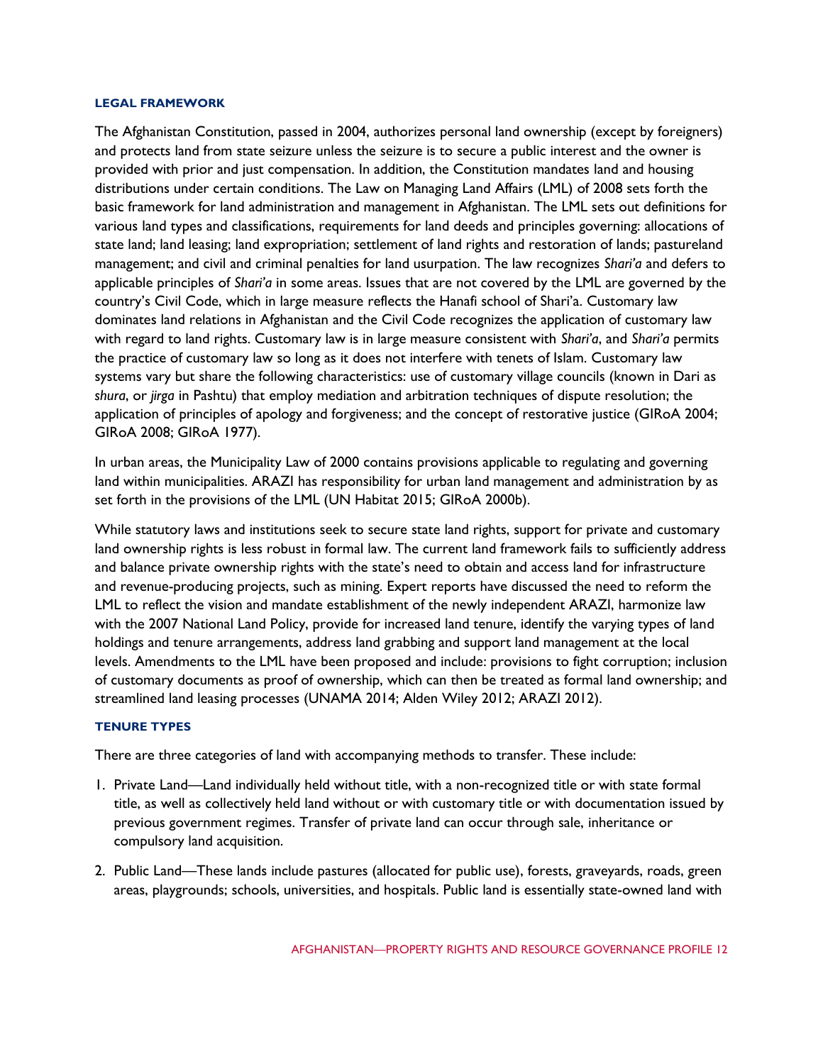### LEGAL FRAMEWORK

The Afghanistan Constitution, passed in 2004, authorizes personal land ownership (except by foreigners) and protects land from state seizure unless the seizure is to secure a public interest and the owner is provided with prior and just compensation. In addition, the Constitution mandates land and housing distributions under certain conditions. The Law on Managing Land Affairs (LML) of 2008 sets forth the basic framework for land administration and management in Afghanistan. The LML sets out definitions for various land types and classifications, requirements for land deeds and principles governing: allocations of state land; land leasing; land expropriation; settlement of land rights and restoration of lands; pastureland management; and civil and criminal penalties for land usurpation. The law recognizes *Shari'a* and defers to applicable principles of *Shari'a* in some areas. Issues that are not covered by the LML are governed by the country's Civil Code, which in large measure reflects the Hanafi school of Shari'a. Customary law dominates land relations in Afghanistan and the Civil Code recognizes the application of customary law with regard to land rights. Customary law is in large measure consistent with *Shari'a*, and *Shari'a* permits the practice of customary law so long as it does not interfere with tenets of Islam. Customary law systems vary but share the following characteristics: use of customary village councils (known in Dari as *shura*, or *jirga* in Pashtu) that employ mediation and arbitration techniques of dispute resolution; the application of principles of apology and forgiveness; and the concept of restorative justice (GIRoA 2004; GIRoA 2008; GIRoA 1977).

In urban areas, the Municipality Law of 2000 contains provisions applicable to regulating and governing land within municipalities. ARAZI has responsibility for urban land management and administration by as set forth in the provisions of the LML (UN Habitat 2015; GIRoA 2000b).

While statutory laws and institutions seek to secure state land rights, support for private and customary land ownership rights is less robust in formal law. The current land framework fails to sufficiently address and balance private ownership rights with the state's need to obtain and access land for infrastructure and revenue-producing projects, such as mining. Expert reports have discussed the need to reform the LML to reflect the vision and mandate establishment of the newly independent ARAZI, harmonize law with the 2007 National Land Policy, provide for increased land tenure, identify the varying types of land holdings and tenure arrangements, address land grabbing and support land management at the local levels. Amendments to the LML have been proposed and include: provisions to fight corruption; inclusion of customary documents as proof of ownership, which can then be treated as formal land ownership; and streamlined land leasing processes (UNAMA 2014; Alden Wiley 2012; ARAZI 2012).

### TENURE TYPES

There are three categories of land with accompanying methods to transfer. These include:

1. Private Land—Land individually held without title, with a non-recognized title or with state formal title, as well as collectively held land without or with customary title or with documentation issued by previous government regimes. Transfer of private land can occur through sale, inheritance or compulsory land acquisition.
2. Public Land—These lands include pastures (allocated for public use), forests, graveyards, roads, green areas, playgrounds; schools, universities, and hospitals. Public land is essentially state-owned land with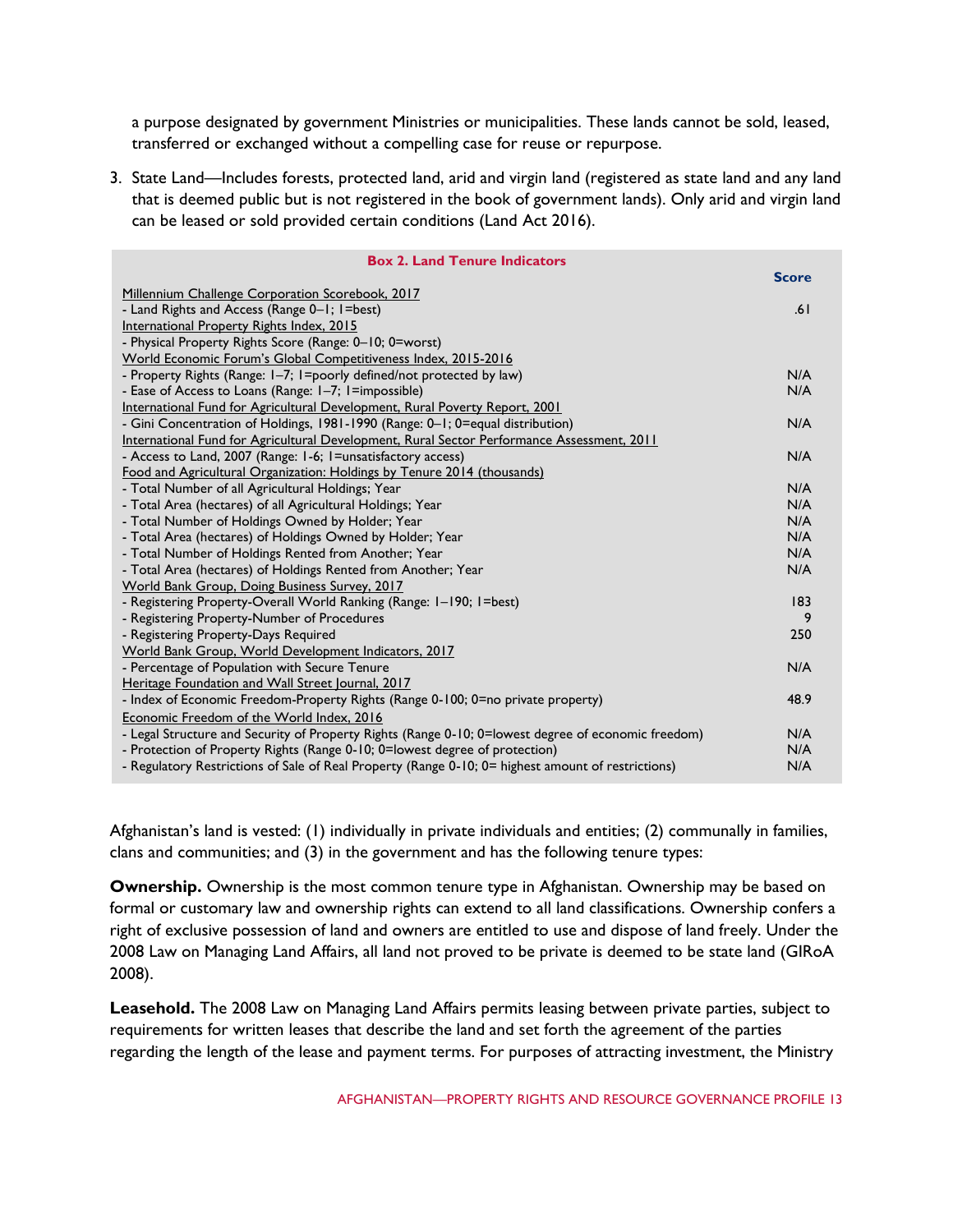a purpose designated by government Ministries or municipalities. These lands cannot be sold, leased, transferred or exchanged without a compelling case for reuse or repurpose.

3. State Land—Includes forests, protected land, arid and virgin land (registered as state land and any land that is deemed public but is not registered in the book of government lands). Only arid and virgin land can be leased or sold provided certain conditions (Land Act 2016).

**Box 2. Land Tenure Indicators**

| | Score |
|---|---|
| Millennium Challenge Corporation Scorebook, 2017 | |
| - Land Rights and Access (Range 0–1; 1=best) | .61 |
| International Property Rights Index, 2015 | |
| - Physical Property Rights Score (Range: 0–10; 0=worst) | |
| World Economic Forum's Global Competitiveness Index, 2015-2016 | |
| - Property Rights (Range: 1–7; 1=poorly defined/not protected by law) | N/A |
| - Ease of Access to Loans (Range: 1–7; 1=impossible) | N/A |
| International Fund for Agricultural Development, Rural Poverty Report, 2001 | |
| - Gini Concentration of Holdings, 1981-1990 (Range: 0–1; 0=equal distribution) | N/A |
| International Fund for Agricultural Development, Rural Sector Performance Assessment, 2011 | |
| - Access to Land, 2007 (Range: 1-6; 1=unsatisfactory access) | N/A |
| Food and Agricultural Organization: Holdings by Tenure 2014 (thousands) | |
| - Total Number of all Agricultural Holdings; Year | N/A |
| - Total Area (hectares) of all Agricultural Holdings; Year | N/A |
| - Total Number of Holdings Owned by Holder; Year | N/A |
| - Total Area (hectares) of Holdings Owned by Holder; Year | N/A |
| - Total Number of Holdings Rented from Another; Year | N/A |
| - Total Area (hectares) of Holdings Rented from Another; Year | N/A |
| World Bank Group, Doing Business Survey, 2017 | |
| - Registering Property-Overall World Ranking (Range: 1–190; 1=best) | 183 |
| - Registering Property-Number of Procedures | 9 |
| - Registering Property-Days Required | 250 |
| World Bank Group, World Development Indicators, 2017 | |
| - Percentage of Population with Secure Tenure | N/A |
| Heritage Foundation and Wall Street Journal, 2017 | |
| - Index of Economic Freedom-Property Rights (Range 0-100; 0=no private property) | 48.9 |
| Economic Freedom of the World Index, 2016 | |
| - Legal Structure and Security of Property Rights (Range 0-10; 0=lowest degree of economic freedom) | N/A |
| - Protection of Property Rights (Range 0-10; 0=lowest degree of protection) | N/A |
| - Regulatory Restrictions of Sale of Real Property (Range 0-10; 0= highest amount of restrictions) | N/A |

Afghanistan's land is vested: (1) individually in private individuals and entities; (2) communally in families, clans and communities; and (3) in the government and has the following tenure types:

**Ownership.** Ownership is the most common tenure type in Afghanistan. Ownership may be based on formal or customary law and ownership rights can extend to all land classifications. Ownership confers a right of exclusive possession of land and owners are entitled to use and dispose of land freely. Under the 2008 Law on Managing Land Affairs, all land not proved to be private is deemed to be state land (GIRoA 2008).

**Leasehold.** The 2008 Law on Managing Land Affairs permits leasing between private parties, subject to requirements for written leases that describe the land and set forth the agreement of the parties regarding the length of the lease and payment terms. For purposes of attracting investment, the Ministry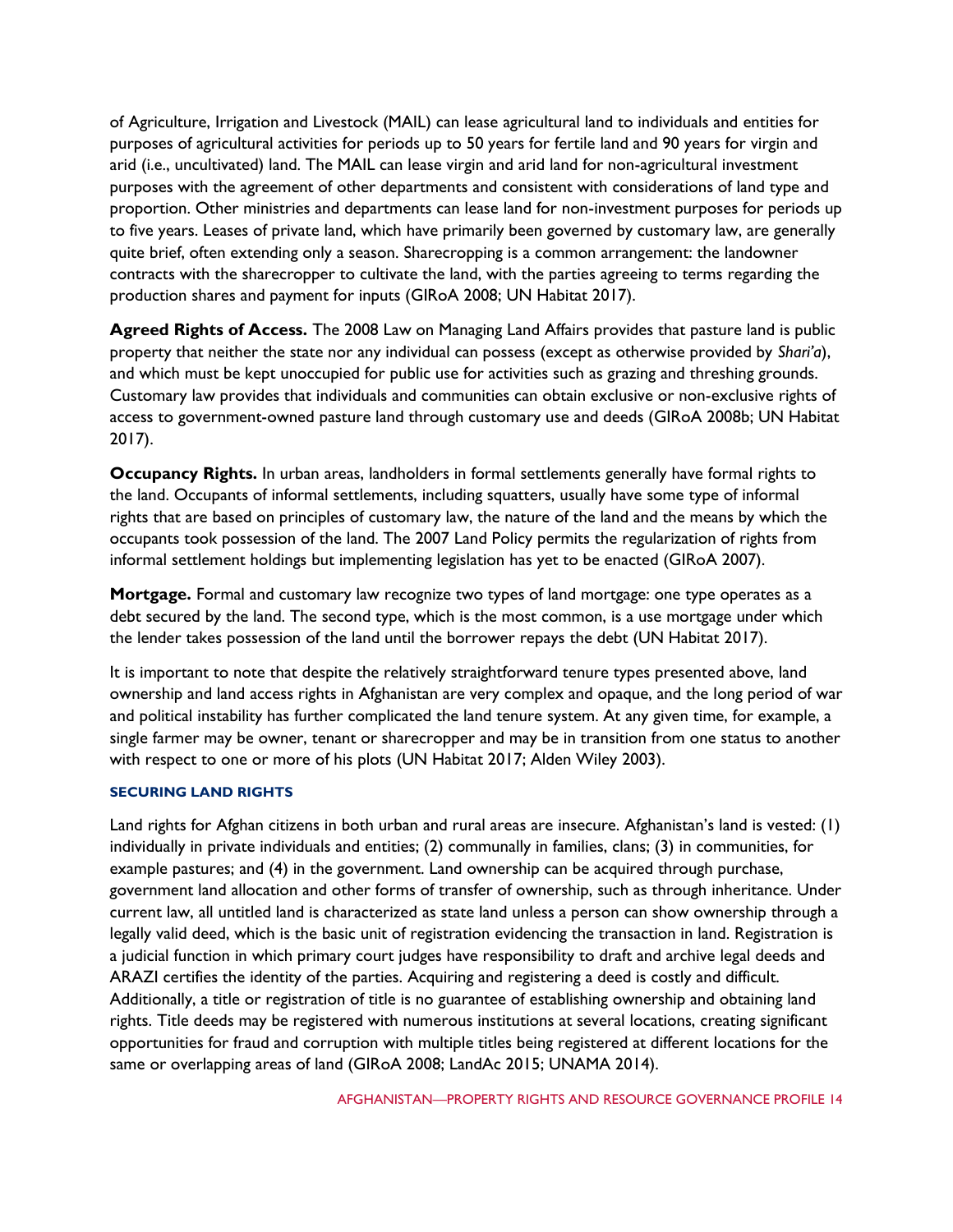of Agriculture, Irrigation and Livestock (MAIL) can lease agricultural land to individuals and entities for purposes of agricultural activities for periods up to 50 years for fertile land and 90 years for virgin and arid (i.e., uncultivated) land. The MAIL can lease virgin and arid land for non-agricultural investment purposes with the agreement of other departments and consistent with considerations of land type and proportion. Other ministries and departments can lease land for non-investment purposes for periods up to five years. Leases of private land, which have primarily been governed by customary law, are generally quite brief, often extending only a season. Sharecropping is a common arrangement: the landowner contracts with the sharecropper to cultivate the land, with the parties agreeing to terms regarding the production shares and payment for inputs (GIRoA 2008; UN Habitat 2017).

**Agreed Rights of Access.** The 2008 Law on Managing Land Affairs provides that pasture land is public property that neither the state nor any individual can possess (except as otherwise provided by *Shari'a*), and which must be kept unoccupied for public use for activities such as grazing and threshing grounds. Customary law provides that individuals and communities can obtain exclusive or non-exclusive rights of access to government-owned pasture land through customary use and deeds (GIRoA 2008b; UN Habitat 2017).

**Occupancy Rights.** In urban areas, landholders in formal settlements generally have formal rights to the land. Occupants of informal settlements, including squatters, usually have some type of informal rights that are based on principles of customary law, the nature of the land and the means by which the occupants took possession of the land. The 2007 Land Policy permits the regularization of rights from informal settlement holdings but implementing legislation has yet to be enacted (GIRoA 2007).

**Mortgage.** Formal and customary law recognize two types of land mortgage: one type operates as a debt secured by the land. The second type, which is the most common, is a use mortgage under which the lender takes possession of the land until the borrower repays the debt (UN Habitat 2017).

It is important to note that despite the relatively straightforward tenure types presented above, land ownership and land access rights in Afghanistan are very complex and opaque, and the long period of war and political instability has further complicated the land tenure system. At any given time, for example, a single farmer may be owner, tenant or sharecropper and may be in transition from one status to another with respect to one or more of his plots (UN Habitat 2017; Alden Wiley 2003).

### SECURING LAND RIGHTS

Land rights for Afghan citizens in both urban and rural areas are insecure. Afghanistan's land is vested: (1) individually in private individuals and entities; (2) communally in families, clans; (3) in communities, for example pastures; and (4) in the government. Land ownership can be acquired through purchase, government land allocation and other forms of transfer of ownership, such as through inheritance. Under current law, all untitled land is characterized as state land unless a person can show ownership through a legally valid deed, which is the basic unit of registration evidencing the transaction in land. Registration is a judicial function in which primary court judges have responsibility to draft and archive legal deeds and ARAZI certifies the identity of the parties. Acquiring and registering a deed is costly and difficult. Additionally, a title or registration of title is no guarantee of establishing ownership and obtaining land rights. Title deeds may be registered with numerous institutions at several locations, creating significant opportunities for fraud and corruption with multiple titles being registered at different locations for the same or overlapping areas of land (GIRoA 2008; LandAc 2015; UNAMA 2014).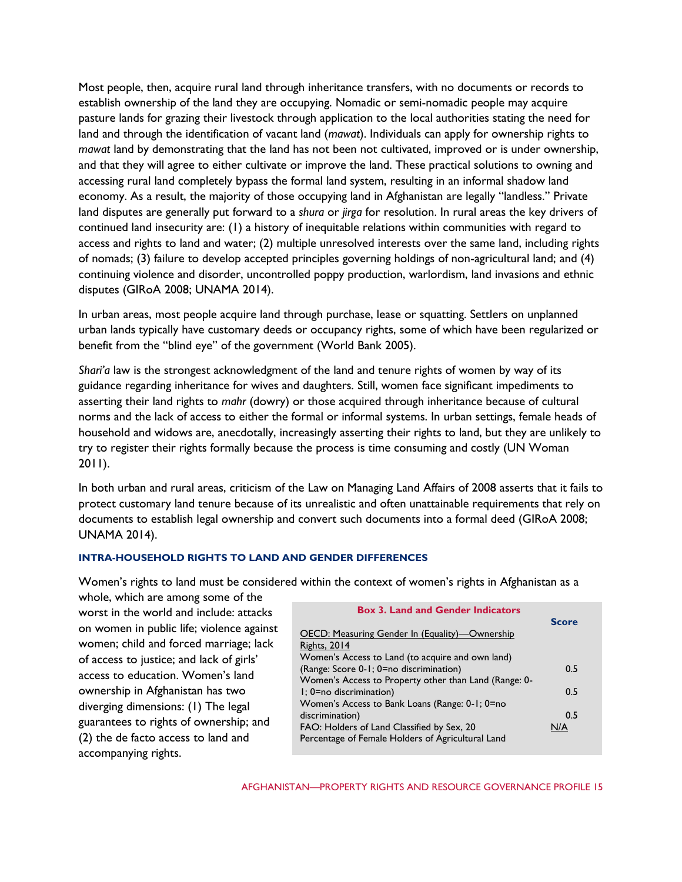Most people, then, acquire rural land through inheritance transfers, with no documents or records to establish ownership of the land they are occupying. Nomadic or semi-nomadic people may acquire pasture lands for grazing their livestock through application to the local authorities stating the need for land and through the identification of vacant land (*mawat*). Individuals can apply for ownership rights to *mawat* land by demonstrating that the land has not been not cultivated, improved or is under ownership, and that they will agree to either cultivate or improve the land. These practical solutions to owning and accessing rural land completely bypass the formal land system, resulting in an informal shadow land economy. As a result, the majority of those occupying land in Afghanistan are legally "landless." Private land disputes are generally put forward to a *shura* or *jirga* for resolution. In rural areas the key drivers of continued land insecurity are: (1) a history of inequitable relations within communities with regard to access and rights to land and water; (2) multiple unresolved interests over the same land, including rights of nomads; (3) failure to develop accepted principles governing holdings of non-agricultural land; and (4) continuing violence and disorder, uncontrolled poppy production, warlordism, land invasions and ethnic disputes (GIRoA 2008; UNAMA 2014).

In urban areas, most people acquire land through purchase, lease or squatting. Settlers on unplanned urban lands typically have customary deeds or occupancy rights, some of which have been regularized or benefit from the "blind eye" of the government (World Bank 2005).

*Shari'a* law is the strongest acknowledgment of the land and tenure rights of women by way of its guidance regarding inheritance for wives and daughters. Still, women face significant impediments to asserting their land rights to *mahr* (dowry) or those acquired through inheritance because of cultural norms and the lack of access to either the formal or informal systems. In urban settings, female heads of household and widows are, anecdotally, increasingly asserting their rights to land, but they are unlikely to try to register their rights formally because the process is time consuming and costly (UN Woman 2011).

In both urban and rural areas, criticism of the Law on Managing Land Affairs of 2008 asserts that it fails to protect customary land tenure because of its unrealistic and often unattainable requirements that rely on documents to establish legal ownership and convert such documents into a formal deed (GIRoA 2008; UNAMA 2014).

### INTRA-HOUSEHOLD RIGHTS TO LAND AND GENDER DIFFERENCES

Women's rights to land must be considered within the context of women's rights in Afghanistan as a whole, which are among some of the worst in the world and include: attacks on women in public life; violence against women; child and forced marriage; lack of access to justice; and lack of girls' access to education. Women's land ownership in Afghanistan has two diverging dimensions: (1) The legal guarantees to rights of ownership; and (2) the de facto access to land and accompanying rights.

**Box 3. Land and Gender Indicators**

| | Score |
|---|---|
| OECD: Measuring Gender In (Equality)—Ownership Rights, 2014 | |
| Women's Access to Land (to acquire and own land) (Range: Score 0-1; 0=no discrimination) | 0.5 |
| Women's Access to Property other than Land (Range: 0-1; 0=no discrimination) | 0.5 |
| Women's Access to Bank Loans (Range: 0-1; 0=no discrimination) | 0.5 |
| FAO: Holders of Land Classified by Sex, 20 Percentage of Female Holders of Agricultural Land | N/A |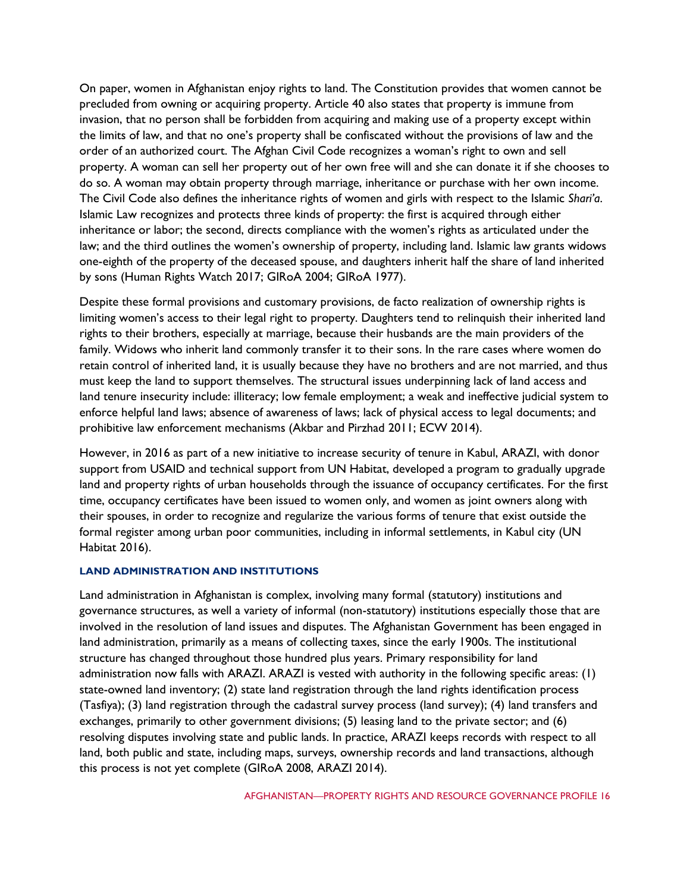On paper, women in Afghanistan enjoy rights to land. The Constitution provides that women cannot be precluded from owning or acquiring property. Article 40 also states that property is immune from invasion, that no person shall be forbidden from acquiring and making use of a property except within the limits of law, and that no one's property shall be confiscated without the provisions of law and the order of an authorized court. The Afghan Civil Code recognizes a woman's right to own and sell property. A woman can sell her property out of her own free will and she can donate it if she chooses to do so. A woman may obtain property through marriage, inheritance or purchase with her own income. The Civil Code also defines the inheritance rights of women and girls with respect to the Islamic *Shari'a*. Islamic Law recognizes and protects three kinds of property: the first is acquired through either inheritance or labor; the second, directs compliance with the women's rights as articulated under the law; and the third outlines the women's ownership of property, including land. Islamic law grants widows one-eighth of the property of the deceased spouse, and daughters inherit half the share of land inherited by sons (Human Rights Watch 2017; GIRoA 2004; GIRoA 1977).

Despite these formal provisions and customary provisions, de facto realization of ownership rights is limiting women's access to their legal right to property. Daughters tend to relinquish their inherited land rights to their brothers, especially at marriage, because their husbands are the main providers of the family. Widows who inherit land commonly transfer it to their sons. In the rare cases where women do retain control of inherited land, it is usually because they have no brothers and are not married, and thus must keep the land to support themselves. The structural issues underpinning lack of land access and land tenure insecurity include: illiteracy; low female employment; a weak and ineffective judicial system to enforce helpful land laws; absence of awareness of laws; lack of physical access to legal documents; and prohibitive law enforcement mechanisms (Akbar and Pirzhad 2011; ECW 2014).

However, in 2016 as part of a new initiative to increase security of tenure in Kabul, ARAZI, with donor support from USAID and technical support from UN Habitat, developed a program to gradually upgrade land and property rights of urban households through the issuance of occupancy certificates. For the first time, occupancy certificates have been issued to women only, and women as joint owners along with their spouses, in order to recognize and regularize the various forms of tenure that exist outside the formal register among urban poor communities, including in informal settlements, in Kabul city (UN Habitat 2016).

#### LAND ADMINISTRATION AND INSTITUTIONS

Land administration in Afghanistan is complex, involving many formal (statutory) institutions and governance structures, as well a variety of informal (non-statutory) institutions especially those that are involved in the resolution of land issues and disputes. The Afghanistan Government has been engaged in land administration, primarily as a means of collecting taxes, since the early 1900s. The institutional structure has changed throughout those hundred plus years. Primary responsibility for land administration now falls with ARAZI. ARAZI is vested with authority in the following specific areas: (1) state-owned land inventory; (2) state land registration through the land rights identification process (Tasfiya); (3) land registration through the cadastral survey process (land survey); (4) land transfers and exchanges, primarily to other government divisions; (5) leasing land to the private sector; and (6) resolving disputes involving state and public lands. In practice, ARAZI keeps records with respect to all land, both public and state, including maps, surveys, ownership records and land transactions, although this process is not yet complete (GIRoA 2008, ARAZI 2014).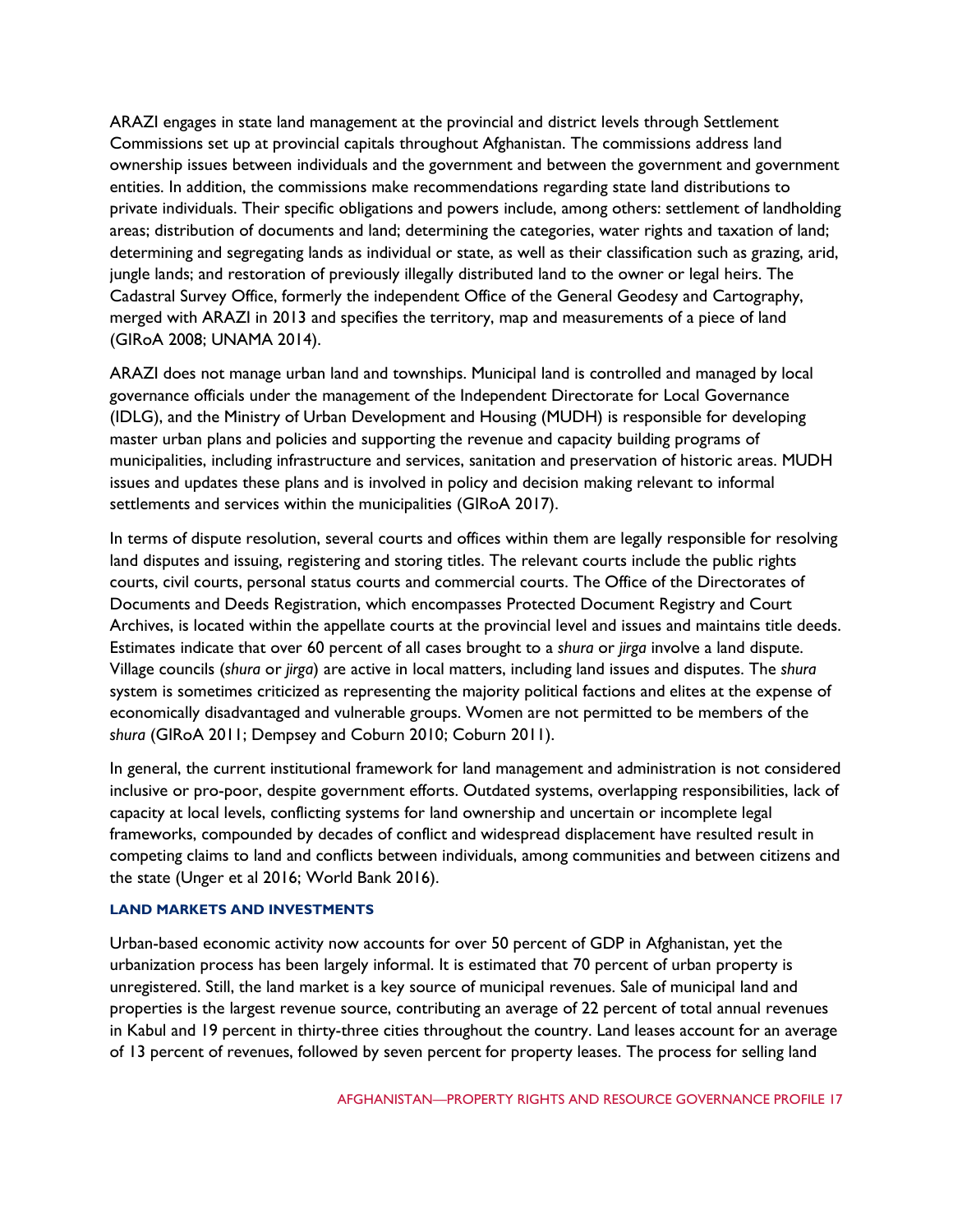ARAZI engages in state land management at the provincial and district levels through Settlement Commissions set up at provincial capitals throughout Afghanistan. The commissions address land ownership issues between individuals and the government and between the government and government entities. In addition, the commissions make recommendations regarding state land distributions to private individuals. Their specific obligations and powers include, among others: settlement of landholding areas; distribution of documents and land; determining the categories, water rights and taxation of land; determining and segregating lands as individual or state, as well as their classification such as grazing, arid, jungle lands; and restoration of previously illegally distributed land to the owner or legal heirs. The Cadastral Survey Office, formerly the independent Office of the General Geodesy and Cartography, merged with ARAZI in 2013 and specifies the territory, map and measurements of a piece of land (GIRoA 2008; UNAMA 2014).

ARAZI does not manage urban land and townships. Municipal land is controlled and managed by local governance officials under the management of the Independent Directorate for Local Governance (IDLG), and the Ministry of Urban Development and Housing (MUDH) is responsible for developing master urban plans and policies and supporting the revenue and capacity building programs of municipalities, including infrastructure and services, sanitation and preservation of historic areas. MUDH issues and updates these plans and is involved in policy and decision making relevant to informal settlements and services within the municipalities (GIRoA 2017).

In terms of dispute resolution, several courts and offices within them are legally responsible for resolving land disputes and issuing, registering and storing titles. The relevant courts include the public rights courts, civil courts, personal status courts and commercial courts. The Office of the Directorates of Documents and Deeds Registration, which encompasses Protected Document Registry and Court Archives, is located within the appellate courts at the provincial level and issues and maintains title deeds. Estimates indicate that over 60 percent of all cases brought to a *shura* or *jirga* involve a land dispute. Village councils (*shura* or *jirga*) are active in local matters, including land issues and disputes. The *shura* system is sometimes criticized as representing the majority political factions and elites at the expense of economically disadvantaged and vulnerable groups. Women are not permitted to be members of the *shura* (GIRoA 2011; Dempsey and Coburn 2010; Coburn 2011).

In general, the current institutional framework for land management and administration is not considered inclusive or pro-poor, despite government efforts. Outdated systems, overlapping responsibilities, lack of capacity at local levels, conflicting systems for land ownership and uncertain or incomplete legal frameworks, compounded by decades of conflict and widespread displacement have resulted result in competing claims to land and conflicts between individuals, among communities and between citizens and the state (Unger et al 2016; World Bank 2016).

#### LAND MARKETS AND INVESTMENTS

Urban-based economic activity now accounts for over 50 percent of GDP in Afghanistan, yet the urbanization process has been largely informal. It is estimated that 70 percent of urban property is unregistered. Still, the land market is a key source of municipal revenues. Sale of municipal land and properties is the largest revenue source, contributing an average of 22 percent of total annual revenues in Kabul and 19 percent in thirty-three cities throughout the country. Land leases account for an average of 13 percent of revenues, followed by seven percent for property leases. The process for selling land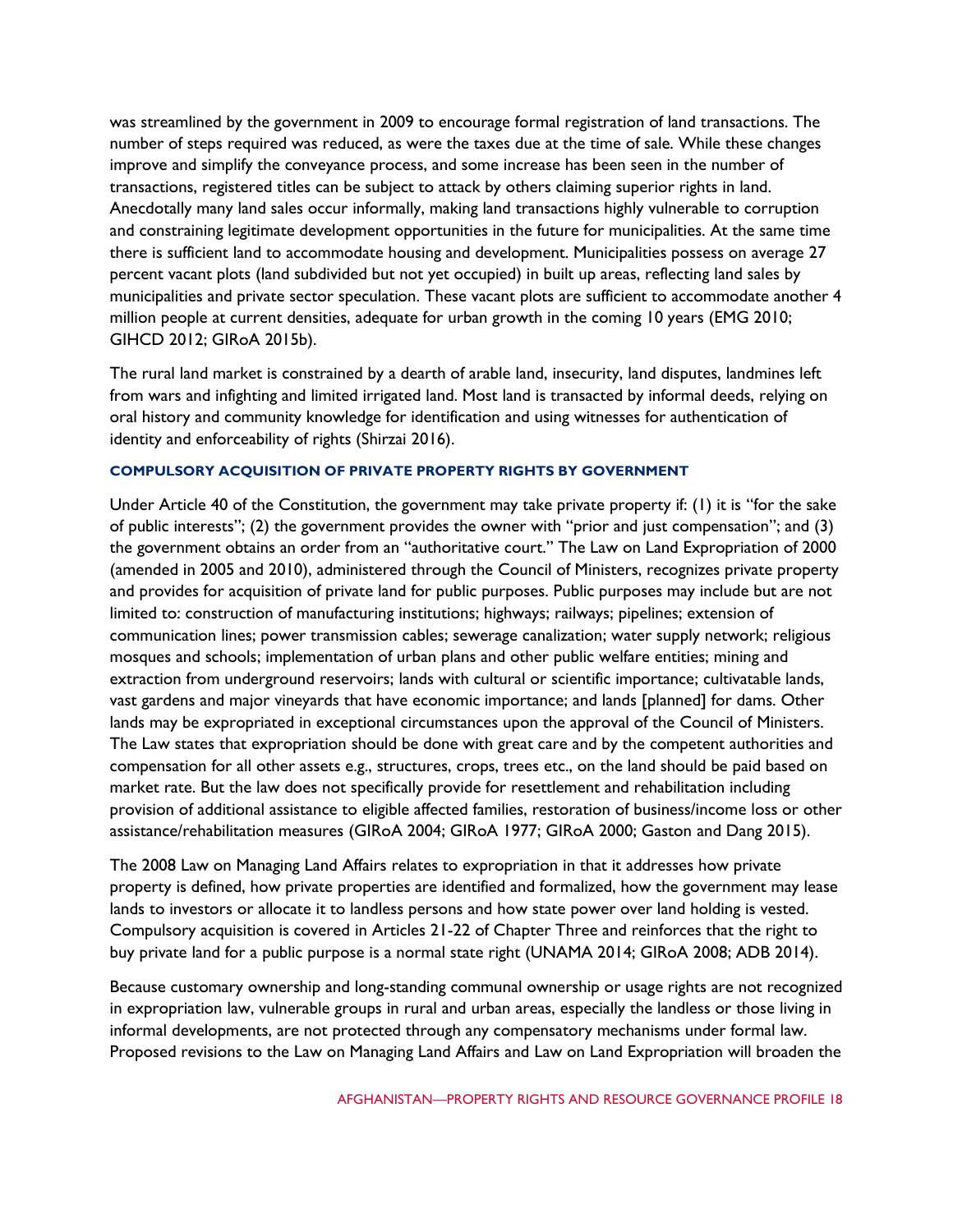was streamlined by the government in 2009 to encourage formal registration of land transactions. The number of steps required was reduced, as were the taxes due at the time of sale. While these changes improve and simplify the conveyance process, and some increase has been seen in the number of transactions, registered titles can be subject to attack by others claiming superior rights in land. Anecdotally many land sales occur informally, making land transactions highly vulnerable to corruption and constraining legitimate development opportunities in the future for municipalities. At the same time there is sufficient land to accommodate housing and development. Municipalities possess on average 27 percent vacant plots (land subdivided but not yet occupied) in built up areas, reflecting land sales by municipalities and private sector speculation. These vacant plots are sufficient to accommodate another 4 million people at current densities, adequate for urban growth in the coming 10 years (EMG 2010; GIHCD 2012; GIRoA 2015b).

The rural land market is constrained by a dearth of arable land, insecurity, land disputes, landmines left from wars and infighting and limited irrigated land. Most land is transacted by informal deeds, relying on oral history and community knowledge for identification and using witnesses for authentication of identity and enforceability of rights (Shirzai 2016).

### COMPULSORY ACQUISITION OF PRIVATE PROPERTY RIGHTS BY GOVERNMENT

Under Article 40 of the Constitution, the government may take private property if: (1) it is "for the sake of public interests"; (2) the government provides the owner with "prior and just compensation"; and (3) the government obtains an order from an "authoritative court." The Law on Land Expropriation of 2000 (amended in 2005 and 2010), administered through the Council of Ministers, recognizes private property and provides for acquisition of private land for public purposes. Public purposes may include but are not limited to: construction of manufacturing institutions; highways; railways; pipelines; extension of communication lines; power transmission cables; sewerage canalization; water supply network; religious mosques and schools; implementation of urban plans and other public welfare entities; mining and extraction from underground reservoirs; lands with cultural or scientific importance; cultivatable lands, vast gardens and major vineyards that have economic importance; and lands [planned] for dams. Other lands may be expropriated in exceptional circumstances upon the approval of the Council of Ministers. The Law states that expropriation should be done with great care and by the competent authorities and compensation for all other assets e.g., structures, crops, trees etc., on the land should be paid based on market rate. But the law does not specifically provide for resettlement and rehabilitation including provision of additional assistance to eligible affected families, restoration of business/income loss or other assistance/rehabilitation measures (GIRoA 2004; GIRoA 1977; GIRoA 2000; Gaston and Dang 2015).

The 2008 Law on Managing Land Affairs relates to expropriation in that it addresses how private property is defined, how private properties are identified and formalized, how the government may lease lands to investors or allocate it to landless persons and how state power over land holding is vested. Compulsory acquisition is covered in Articles 21-22 of Chapter Three and reinforces that the right to buy private land for a public purpose is a normal state right (UNAMA 2014; GIRoA 2008; ADB 2014).

Because customary ownership and long-standing communal ownership or usage rights are not recognized in expropriation law, vulnerable groups in rural and urban areas, especially the landless or those living in informal developments, are not protected through any compensatory mechanisms under formal law. Proposed revisions to the Law on Managing Land Affairs and Law on Land Expropriation will broaden the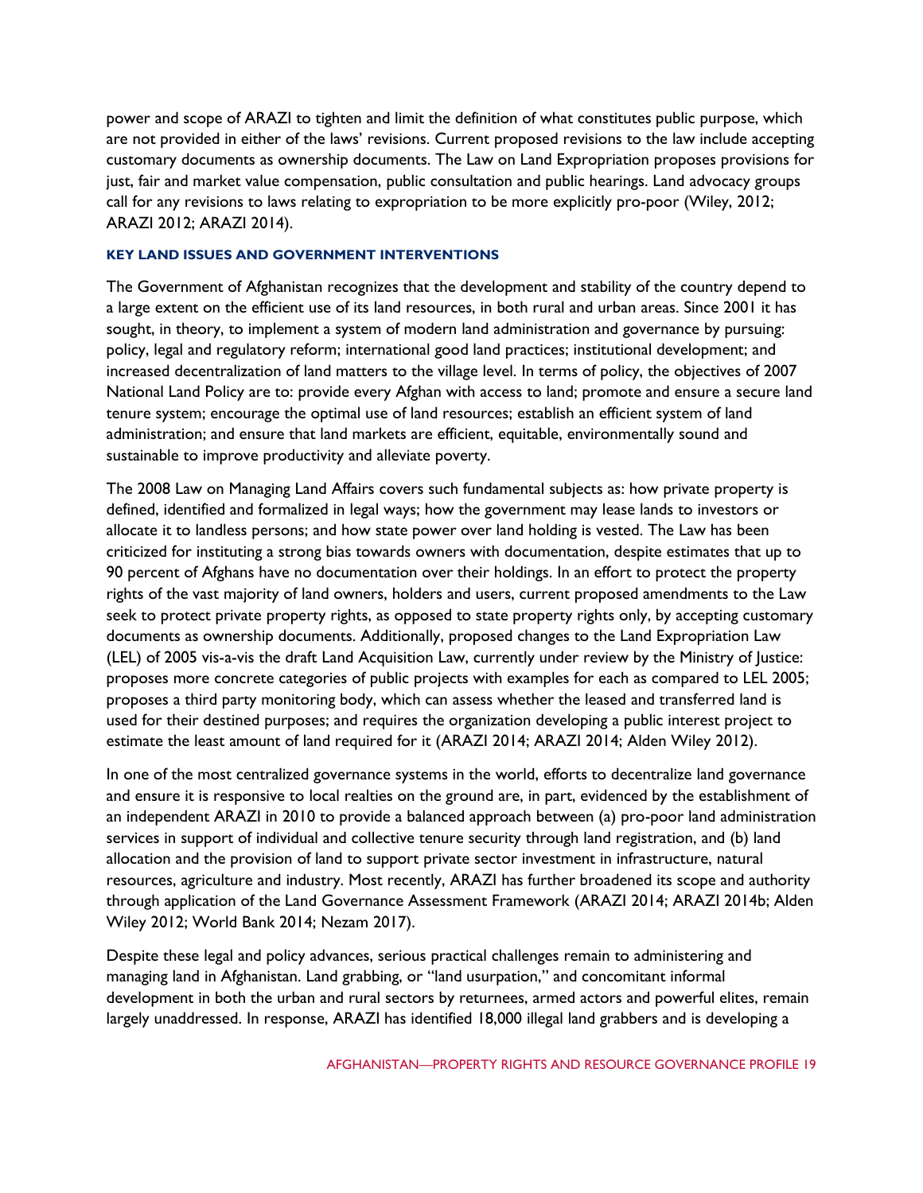power and scope of ARAZI to tighten and limit the definition of what constitutes public purpose, which are not provided in either of the laws' revisions. Current proposed revisions to the law include accepting customary documents as ownership documents. The Law on Land Expropriation proposes provisions for just, fair and market value compensation, public consultation and public hearings. Land advocacy groups call for any revisions to laws relating to expropriation to be more explicitly pro-poor (Wiley, 2012; ARAZI 2012; ARAZI 2014).

### KEY LAND ISSUES AND GOVERNMENT INTERVENTIONS

The Government of Afghanistan recognizes that the development and stability of the country depend to a large extent on the efficient use of its land resources, in both rural and urban areas. Since 2001 it has sought, in theory, to implement a system of modern land administration and governance by pursuing: policy, legal and regulatory reform; international good land practices; institutional development; and increased decentralization of land matters to the village level. In terms of policy, the objectives of 2007 National Land Policy are to: provide every Afghan with access to land; promote and ensure a secure land tenure system; encourage the optimal use of land resources; establish an efficient system of land administration; and ensure that land markets are efficient, equitable, environmentally sound and sustainable to improve productivity and alleviate poverty.

The 2008 Law on Managing Land Affairs covers such fundamental subjects as: how private property is defined, identified and formalized in legal ways; how the government may lease lands to investors or allocate it to landless persons; and how state power over land holding is vested. The Law has been criticized for instituting a strong bias towards owners with documentation, despite estimates that up to 90 percent of Afghans have no documentation over their holdings. In an effort to protect the property rights of the vast majority of land owners, holders and users, current proposed amendments to the Law seek to protect private property rights, as opposed to state property rights only, by accepting customary documents as ownership documents. Additionally, proposed changes to the Land Expropriation Law (LEL) of 2005 vis-a-vis the draft Land Acquisition Law, currently under review by the Ministry of Justice: proposes more concrete categories of public projects with examples for each as compared to LEL 2005; proposes a third party monitoring body, which can assess whether the leased and transferred land is used for their destined purposes; and requires the organization developing a public interest project to estimate the least amount of land required for it (ARAZI 2014; ARAZI 2014; Alden Wiley 2012).

In one of the most centralized governance systems in the world, efforts to decentralize land governance and ensure it is responsive to local realties on the ground are, in part, evidenced by the establishment of an independent ARAZI in 2010 to provide a balanced approach between (a) pro-poor land administration services in support of individual and collective tenure security through land registration, and (b) land allocation and the provision of land to support private sector investment in infrastructure, natural resources, agriculture and industry. Most recently, ARAZI has further broadened its scope and authority through application of the Land Governance Assessment Framework (ARAZI 2014; ARAZI 2014b; Alden Wiley 2012; World Bank 2014; Nezam 2017).

Despite these legal and policy advances, serious practical challenges remain to administering and managing land in Afghanistan. Land grabbing, or "land usurpation," and concomitant informal development in both the urban and rural sectors by returnees, armed actors and powerful elites, remain largely unaddressed. In response, ARAZI has identified 18,000 illegal land grabbers and is developing a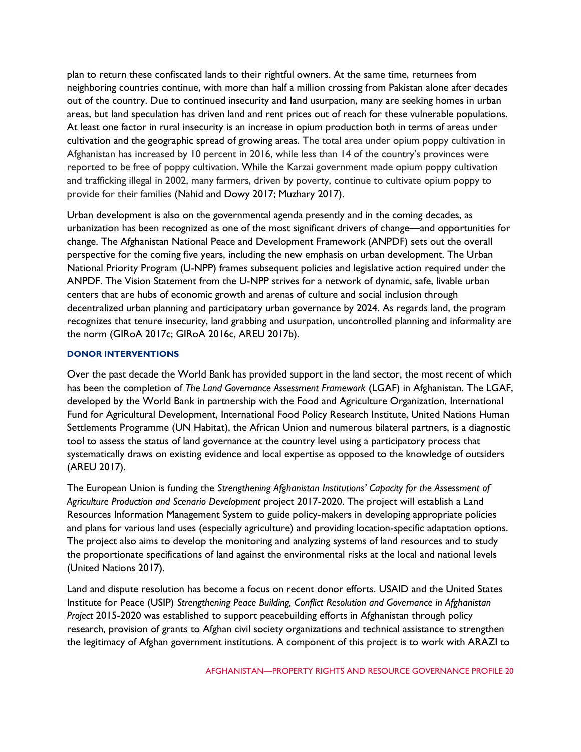plan to return these confiscated lands to their rightful owners. At the same time, returnees from neighboring countries continue, with more than half a million crossing from Pakistan alone after decades out of the country. Due to continued insecurity and land usurpation, many are seeking homes in urban areas, but land speculation has driven land and rent prices out of reach for these vulnerable populations. At least one factor in rural insecurity is an increase in opium production both in terms of areas under cultivation and the geographic spread of growing areas. The total area under opium poppy cultivation in Afghanistan has increased by 10 percent in 2016, while less than 14 of the country's provinces were reported to be free of poppy cultivation. While the Karzai government made opium poppy cultivation and trafficking illegal in 2002, many farmers, driven by poverty, continue to cultivate opium poppy to provide for their families (Nahid and Dowy 2017; Muzhary 2017).

Urban development is also on the governmental agenda presently and in the coming decades, as urbanization has been recognized as one of the most significant drivers of change—and opportunities for change. The Afghanistan National Peace and Development Framework (ANPDF) sets out the overall perspective for the coming five years, including the new emphasis on urban development. The Urban National Priority Program (U-NPP) frames subsequent policies and legislative action required under the ANPDF. The Vision Statement from the U-NPP strives for a network of dynamic, safe, livable urban centers that are hubs of economic growth and arenas of culture and social inclusion through decentralized urban planning and participatory urban governance by 2024. As regards land, the program recognizes that tenure insecurity, land grabbing and usurpation, uncontrolled planning and informality are the norm (GIRoA 2017c; GIRoA 2016c, AREU 2017b).

#### DONOR INTERVENTIONS

Over the past decade the World Bank has provided support in the land sector, the most recent of which has been the completion of *The Land Governance Assessment Framework* (LGAF) in Afghanistan. The LGAF, developed by the World Bank in partnership with the Food and Agriculture Organization, International Fund for Agricultural Development, International Food Policy Research Institute, United Nations Human Settlements Programme (UN Habitat), the African Union and numerous bilateral partners, is a diagnostic tool to assess the status of land governance at the country level using a participatory process that systematically draws on existing evidence and local expertise as opposed to the knowledge of outsiders (AREU 2017).

The European Union is funding the *Strengthening Afghanistan Institutions' Capacity for the Assessment of Agriculture Production and Scenario Development* project 2017-2020. The project will establish a Land Resources Information Management System to guide policy-makers in developing appropriate policies and plans for various land uses (especially agriculture) and providing location-specific adaptation options. The project also aims to develop the monitoring and analyzing systems of land resources and to study the proportionate specifications of land against the environmental risks at the local and national levels (United Nations 2017).

Land and dispute resolution has become a focus on recent donor efforts. USAID and the United States Institute for Peace (USIP) *Strengthening Peace Building, Conflict Resolution and Governance in Afghanistan Project* 2015-2020 was established to support peacebuilding efforts in Afghanistan through policy research, provision of grants to Afghan civil society organizations and technical assistance to strengthen the legitimacy of Afghan government institutions. A component of this project is to work with ARAZI to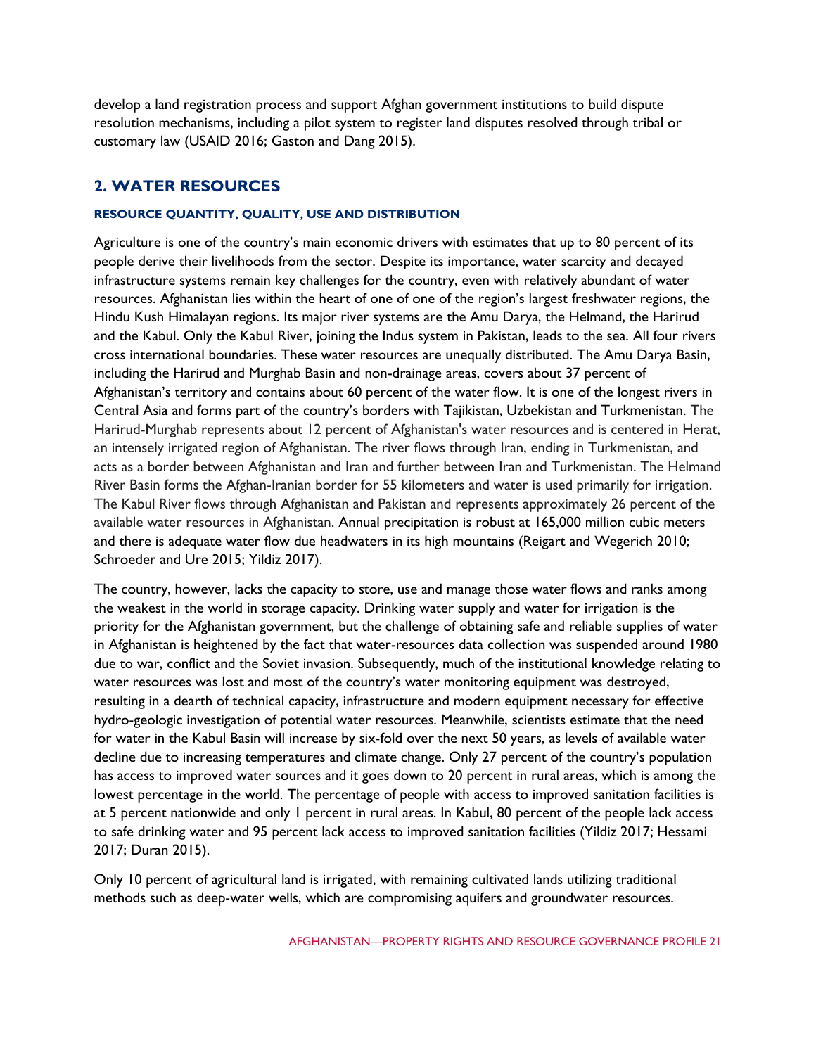develop a land registration process and support Afghan government institutions to build dispute resolution mechanisms, including a pilot system to register land disputes resolved through tribal or customary law (USAID 2016; Gaston and Dang 2015).

## 2. WATER RESOURCES

#### RESOURCE QUANTITY, QUALITY, USE AND DISTRIBUTION

Agriculture is one of the country's main economic drivers with estimates that up to 80 percent of its people derive their livelihoods from the sector. Despite its importance, water scarcity and decayed infrastructure systems remain key challenges for the country, even with relatively abundant of water resources. Afghanistan lies within the heart of one of one of the region's largest freshwater regions, the Hindu Kush Himalayan regions. Its major river systems are the Amu Darya, the Helmand, the Harirud and the Kabul. Only the Kabul River, joining the Indus system in Pakistan, leads to the sea. All four rivers cross international boundaries. These water resources are unequally distributed. The Amu Darya Basin, including the Harirud and Murghab Basin and non-drainage areas, covers about 37 percent of Afghanistan's territory and contains about 60 percent of the water flow. It is one of the longest rivers in Central Asia and forms part of the country's borders with Tajikistan, Uzbekistan and Turkmenistan. The Harirud-Murghab represents about 12 percent of Afghanistan's water resources and is centered in Herat, an intensely irrigated region of Afghanistan. The river flows through Iran, ending in Turkmenistan, and acts as a border between Afghanistan and Iran and further between Iran and Turkmenistan. The Helmand River Basin forms the Afghan-Iranian border for 55 kilometers and water is used primarily for irrigation. The Kabul River flows through Afghanistan and Pakistan and represents approximately 26 percent of the available water resources in Afghanistan. Annual precipitation is robust at 165,000 million cubic meters and there is adequate water flow due headwaters in its high mountains (Reigart and Wegerich 2010; Schroeder and Ure 2015; Yildiz 2017).

The country, however, lacks the capacity to store, use and manage those water flows and ranks among the weakest in the world in storage capacity. Drinking water supply and water for irrigation is the priority for the Afghanistan government, but the challenge of obtaining safe and reliable supplies of water in Afghanistan is heightened by the fact that water-resources data collection was suspended around 1980 due to war, conflict and the Soviet invasion. Subsequently, much of the institutional knowledge relating to water resources was lost and most of the country's water monitoring equipment was destroyed, resulting in a dearth of technical capacity, infrastructure and modern equipment necessary for effective hydro-geologic investigation of potential water resources. Meanwhile, scientists estimate that the need for water in the Kabul Basin will increase by six-fold over the next 50 years, as levels of available water decline due to increasing temperatures and climate change. Only 27 percent of the country's population has access to improved water sources and it goes down to 20 percent in rural areas, which is among the lowest percentage in the world. The percentage of people with access to improved sanitation facilities is at 5 percent nationwide and only 1 percent in rural areas. In Kabul, 80 percent of the people lack access to safe drinking water and 95 percent lack access to improved sanitation facilities (Yildiz 2017; Hessami 2017; Duran 2015).

Only 10 percent of agricultural land is irrigated, with remaining cultivated lands utilizing traditional methods such as deep-water wells, which are compromising aquifers and groundwater resources.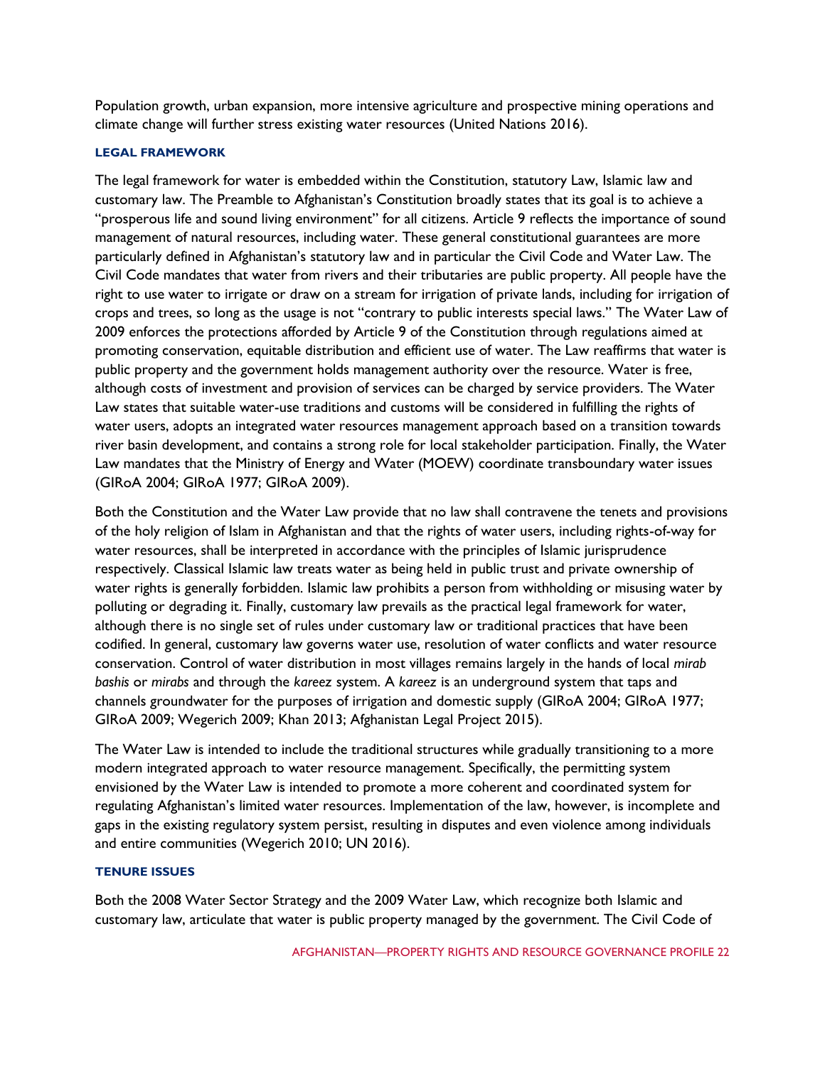Population growth, urban expansion, more intensive agriculture and prospective mining operations and climate change will further stress existing water resources (United Nations 2016).

### LEGAL FRAMEWORK

The legal framework for water is embedded within the Constitution, statutory Law, Islamic law and customary law. The Preamble to Afghanistan's Constitution broadly states that its goal is to achieve a "prosperous life and sound living environment" for all citizens. Article 9 reflects the importance of sound management of natural resources, including water. These general constitutional guarantees are more particularly defined in Afghanistan's statutory law and in particular the Civil Code and Water Law. The Civil Code mandates that water from rivers and their tributaries are public property. All people have the right to use water to irrigate or draw on a stream for irrigation of private lands, including for irrigation of crops and trees, so long as the usage is not "contrary to public interests special laws." The Water Law of 2009 enforces the protections afforded by Article 9 of the Constitution through regulations aimed at promoting conservation, equitable distribution and efficient use of water. The Law reaffirms that water is public property and the government holds management authority over the resource. Water is free, although costs of investment and provision of services can be charged by service providers. The Water Law states that suitable water-use traditions and customs will be considered in fulfilling the rights of water users, adopts an integrated water resources management approach based on a transition towards river basin development, and contains a strong role for local stakeholder participation. Finally, the Water Law mandates that the Ministry of Energy and Water (MOEW) coordinate transboundary water issues (GIRoA 2004; GIRoA 1977; GIRoA 2009).

Both the Constitution and the Water Law provide that no law shall contravene the tenets and provisions of the holy religion of Islam in Afghanistan and that the rights of water users, including rights-of-way for water resources, shall be interpreted in accordance with the principles of Islamic jurisprudence respectively. Classical Islamic law treats water as being held in public trust and private ownership of water rights is generally forbidden. Islamic law prohibits a person from withholding or misusing water by polluting or degrading it. Finally, customary law prevails as the practical legal framework for water, although there is no single set of rules under customary law or traditional practices that have been codified. In general, customary law governs water use, resolution of water conflicts and water resource conservation. Control of water distribution in most villages remains largely in the hands of local *mirab bashis* or *mirabs* and through the *kareez* system. A *kareez* is an underground system that taps and channels groundwater for the purposes of irrigation and domestic supply (GIRoA 2004; GIRoA 1977; GIRoA 2009; Wegerich 2009; Khan 2013; Afghanistan Legal Project 2015).

The Water Law is intended to include the traditional structures while gradually transitioning to a more modern integrated approach to water resource management. Specifically, the permitting system envisioned by the Water Law is intended to promote a more coherent and coordinated system for regulating Afghanistan's limited water resources. Implementation of the law, however, is incomplete and gaps in the existing regulatory system persist, resulting in disputes and even violence among individuals and entire communities (Wegerich 2010; UN 2016).

### TENURE ISSUES

Both the 2008 Water Sector Strategy and the 2009 Water Law, which recognize both Islamic and customary law, articulate that water is public property managed by the government. The Civil Code of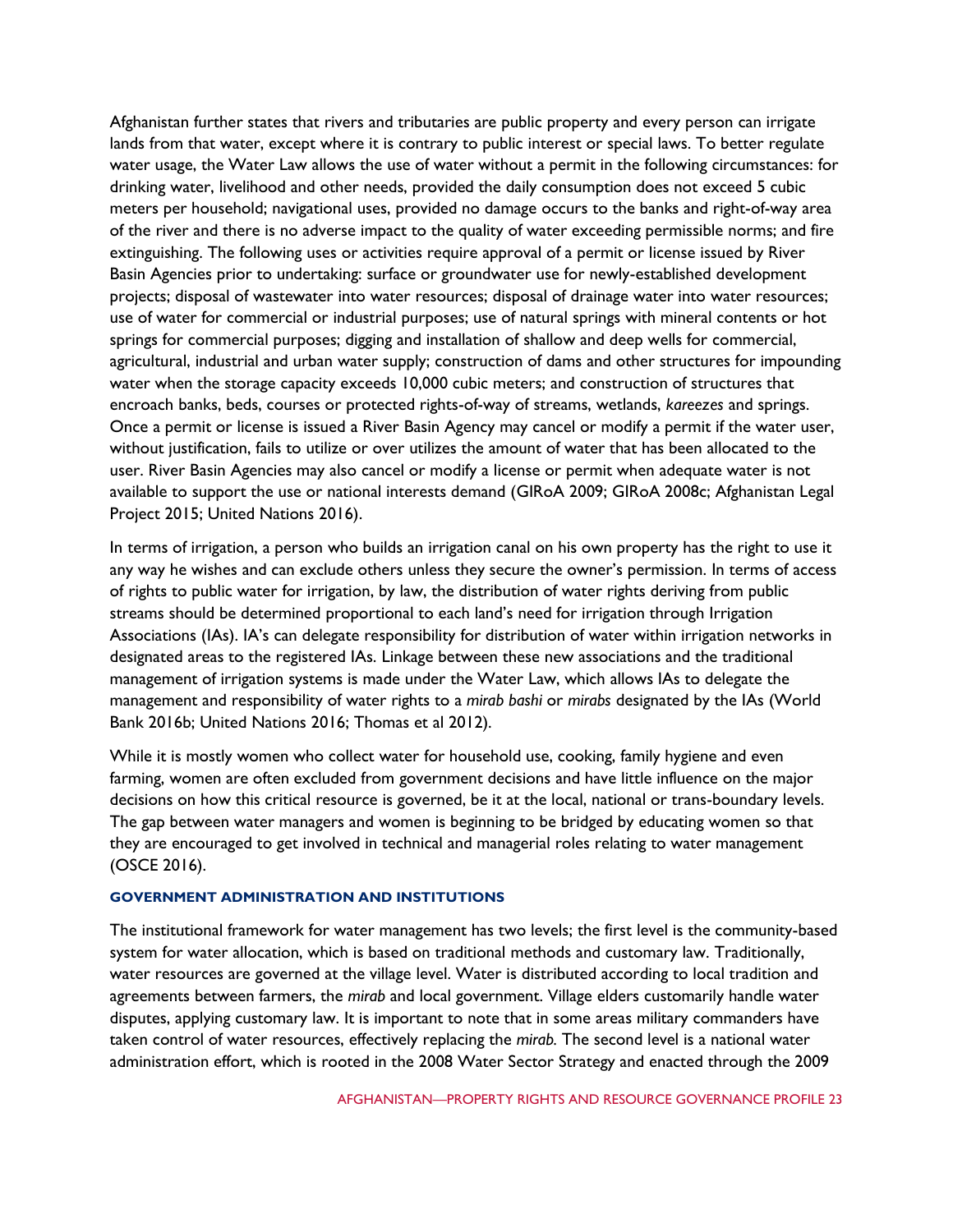Afghanistan further states that rivers and tributaries are public property and every person can irrigate lands from that water, except where it is contrary to public interest or special laws. To better regulate water usage, the Water Law allows the use of water without a permit in the following circumstances: for drinking water, livelihood and other needs, provided the daily consumption does not exceed 5 cubic meters per household; navigational uses, provided no damage occurs to the banks and right-of-way area of the river and there is no adverse impact to the quality of water exceeding permissible norms; and fire extinguishing. The following uses or activities require approval of a permit or license issued by River Basin Agencies prior to undertaking: surface or groundwater use for newly-established development projects; disposal of wastewater into water resources; disposal of drainage water into water resources; use of water for commercial or industrial purposes; use of natural springs with mineral contents or hot springs for commercial purposes; digging and installation of shallow and deep wells for commercial, agricultural, industrial and urban water supply; construction of dams and other structures for impounding water when the storage capacity exceeds 10,000 cubic meters; and construction of structures that encroach banks, beds, courses or protected rights-of-way of streams, wetlands, *kareezes* and springs. Once a permit or license is issued a River Basin Agency may cancel or modify a permit if the water user, without justification, fails to utilize or over utilizes the amount of water that has been allocated to the user. River Basin Agencies may also cancel or modify a license or permit when adequate water is not available to support the use or national interests demand (GIRoA 2009; GIRoA 2008c; Afghanistan Legal Project 2015; United Nations 2016).

In terms of irrigation, a person who builds an irrigation canal on his own property has the right to use it any way he wishes and can exclude others unless they secure the owner's permission. In terms of access of rights to public water for irrigation, by law, the distribution of water rights deriving from public streams should be determined proportional to each land's need for irrigation through Irrigation Associations (IAs). IA's can delegate responsibility for distribution of water within irrigation networks in designated areas to the registered IAs. Linkage between these new associations and the traditional management of irrigation systems is made under the Water Law, which allows IAs to delegate the management and responsibility of water rights to a *mirab bashi* or *mirabs* designated by the IAs (World Bank 2016b; United Nations 2016; Thomas et al 2012).

While it is mostly women who collect water for household use, cooking, family hygiene and even farming, women are often excluded from government decisions and have little influence on the major decisions on how this critical resource is governed, be it at the local, national or trans-boundary levels. The gap between water managers and women is beginning to be bridged by educating women so that they are encouraged to get involved in technical and managerial roles relating to water management (OSCE 2016).

#### GOVERNMENT ADMINISTRATION AND INSTITUTIONS

The institutional framework for water management has two levels; the first level is the community-based system for water allocation, which is based on traditional methods and customary law. Traditionally, water resources are governed at the village level. Water is distributed according to local tradition and agreements between farmers, the *mirab* and local government. Village elders customarily handle water disputes, applying customary law. It is important to note that in some areas military commanders have taken control of water resources, effectively replacing the *mirab*. The second level is a national water administration effort, which is rooted in the 2008 Water Sector Strategy and enacted through the 2009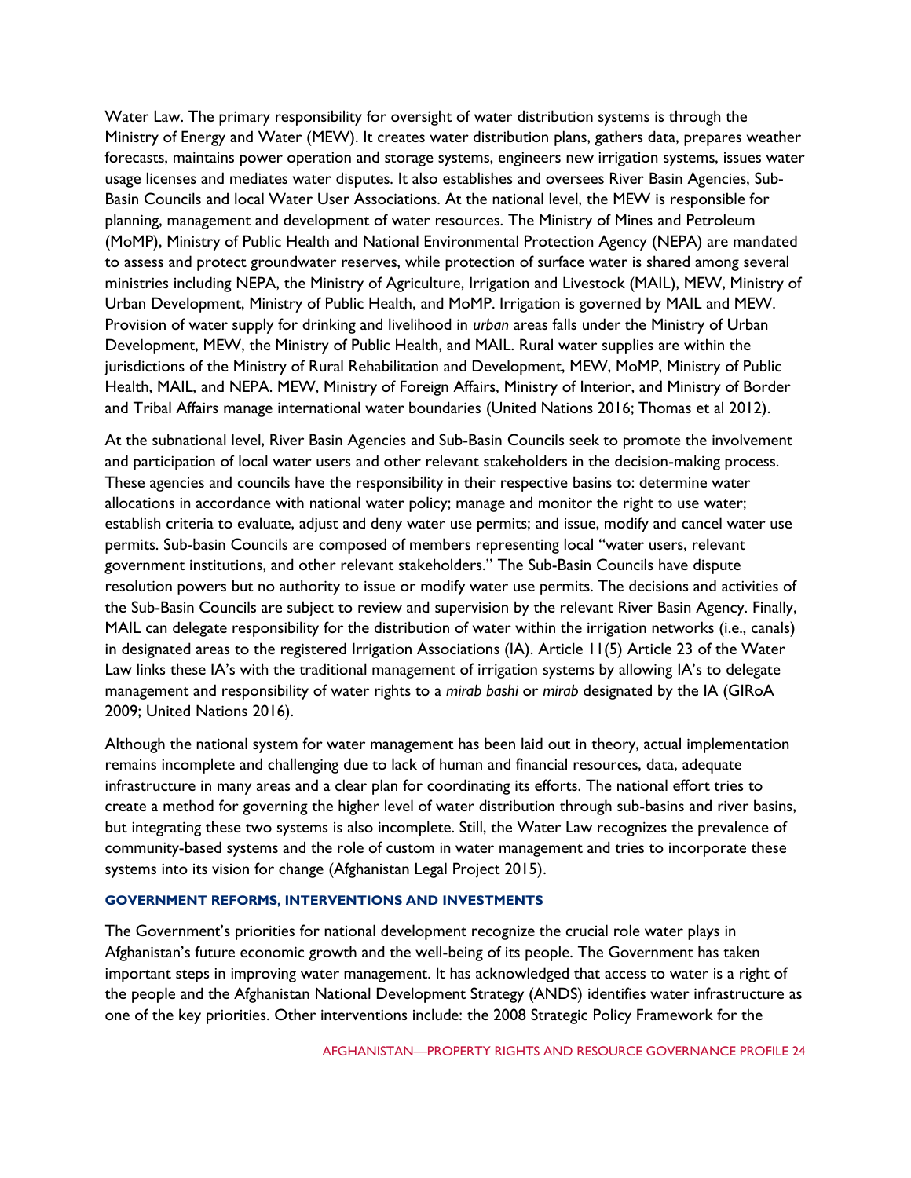Water Law. The primary responsibility for oversight of water distribution systems is through the Ministry of Energy and Water (MEW). It creates water distribution plans, gathers data, prepares weather forecasts, maintains power operation and storage systems, engineers new irrigation systems, issues water usage licenses and mediates water disputes. It also establishes and oversees River Basin Agencies, Sub-Basin Councils and local Water User Associations. At the national level, the MEW is responsible for planning, management and development of water resources. The Ministry of Mines and Petroleum (MoMP), Ministry of Public Health and National Environmental Protection Agency (NEPA) are mandated to assess and protect groundwater reserves, while protection of surface water is shared among several ministries including NEPA, the Ministry of Agriculture, Irrigation and Livestock (MAIL), MEW, Ministry of Urban Development, Ministry of Public Health, and MoMP. Irrigation is governed by MAIL and MEW. Provision of water supply for drinking and livelihood in *urban* areas falls under the Ministry of Urban Development, MEW, the Ministry of Public Health, and MAIL. Rural water supplies are within the jurisdictions of the Ministry of Rural Rehabilitation and Development, MEW, MoMP, Ministry of Public Health, MAIL, and NEPA. MEW, Ministry of Foreign Affairs, Ministry of Interior, and Ministry of Border and Tribal Affairs manage international water boundaries (United Nations 2016; Thomas et al 2012).

At the subnational level, River Basin Agencies and Sub-Basin Councils seek to promote the involvement and participation of local water users and other relevant stakeholders in the decision-making process. These agencies and councils have the responsibility in their respective basins to: determine water allocations in accordance with national water policy; manage and monitor the right to use water; establish criteria to evaluate, adjust and deny water use permits; and issue, modify and cancel water use permits. Sub-basin Councils are composed of members representing local "water users, relevant government institutions, and other relevant stakeholders." The Sub-Basin Councils have dispute resolution powers but no authority to issue or modify water use permits. The decisions and activities of the Sub-Basin Councils are subject to review and supervision by the relevant River Basin Agency. Finally, MAIL can delegate responsibility for the distribution of water within the irrigation networks (i.e., canals) in designated areas to the registered Irrigation Associations (IA). Article 11(5) Article 23 of the Water Law links these IA's with the traditional management of irrigation systems by allowing IA's to delegate management and responsibility of water rights to a *mirab bashi* or *mirab* designated by the IA (GIRoA 2009; United Nations 2016).

Although the national system for water management has been laid out in theory, actual implementation remains incomplete and challenging due to lack of human and financial resources, data, adequate infrastructure in many areas and a clear plan for coordinating its efforts. The national effort tries to create a method for governing the higher level of water distribution through sub-basins and river basins, but integrating these two systems is also incomplete. Still, the Water Law recognizes the prevalence of community-based systems and the role of custom in water management and tries to incorporate these systems into its vision for change (Afghanistan Legal Project 2015).

### GOVERNMENT REFORMS, INTERVENTIONS AND INVESTMENTS

The Government's priorities for national development recognize the crucial role water plays in Afghanistan's future economic growth and the well-being of its people. The Government has taken important steps in improving water management. It has acknowledged that access to water is a right of the people and the Afghanistan National Development Strategy (ANDS) identifies water infrastructure as one of the key priorities. Other interventions include: the 2008 Strategic Policy Framework for the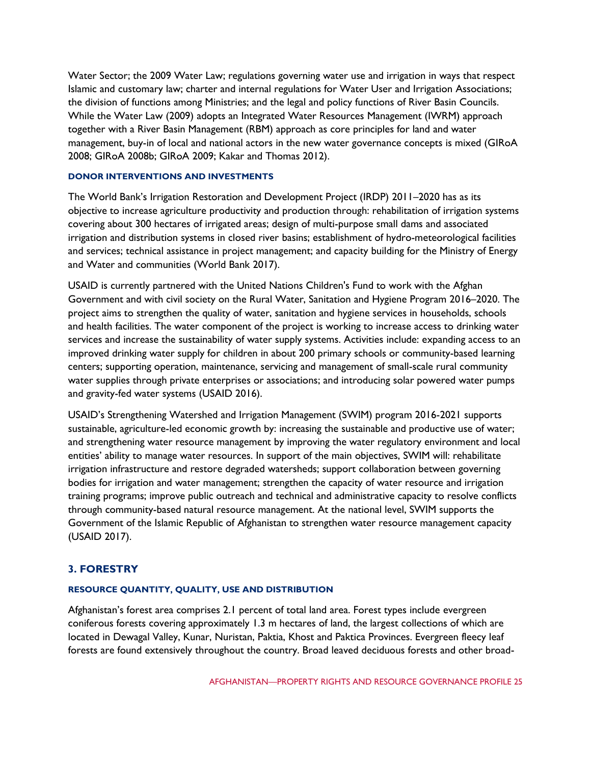Water Sector; the 2009 Water Law; regulations governing water use and irrigation in ways that respect Islamic and customary law; charter and internal regulations for Water User and Irrigation Associations; the division of functions among Ministries; and the legal and policy functions of River Basin Councils. While the Water Law (2009) adopts an Integrated Water Resources Management (IWRM) approach together with a River Basin Management (RBM) approach as core principles for land and water management, buy-in of local and national actors in the new water governance concepts is mixed (GIRoA 2008; GIRoA 2008b; GIRoA 2009; Kakar and Thomas 2012).

#### DONOR INTERVENTIONS AND INVESTMENTS

The World Bank's Irrigation Restoration and Development Project (IRDP) 2011–2020 has as its objective to increase agriculture productivity and production through: rehabilitation of irrigation systems covering about 300 hectares of irrigated areas; design of multi-purpose small dams and associated irrigation and distribution systems in closed river basins; establishment of hydro-meteorological facilities and services; technical assistance in project management; and capacity building for the Ministry of Energy and Water and communities (World Bank 2017).

USAID is currently partnered with the United Nations Children's Fund to work with the Afghan Government and with civil society on the Rural Water, Sanitation and Hygiene Program 2016–2020. The project aims to strengthen the quality of water, sanitation and hygiene services in households, schools and health facilities. The water component of the project is working to increase access to drinking water services and increase the sustainability of water supply systems. Activities include: expanding access to an improved drinking water supply for children in about 200 primary schools or community-based learning centers; supporting operation, maintenance, servicing and management of small-scale rural community water supplies through private enterprises or associations; and introducing solar powered water pumps and gravity-fed water systems (USAID 2016).

USAID's Strengthening Watershed and Irrigation Management (SWIM) program 2016-2021 supports sustainable, agriculture-led economic growth by: increasing the sustainable and productive use of water; and strengthening water resource management by improving the water regulatory environment and local entities' ability to manage water resources. In support of the main objectives, SWIM will: rehabilitate irrigation infrastructure and restore degraded watersheds; support collaboration between governing bodies for irrigation and water management; strengthen the capacity of water resource and irrigation training programs; improve public outreach and technical and administrative capacity to resolve conflicts through community-based natural resource management. At the national level, SWIM supports the Government of the Islamic Republic of Afghanistan to strengthen water resource management capacity (USAID 2017).

### 3. FORESTRY

#### RESOURCE QUANTITY, QUALITY, USE AND DISTRIBUTION

Afghanistan's forest area comprises 2.1 percent of total land area. Forest types include evergreen coniferous forests covering approximately 1.3 m hectares of land, the largest collections of which are located in Dewagal Valley, Kunar, Nuristan, Paktia, Khost and Paktica Provinces. Evergreen fleecy leaf forests are found extensively throughout the country. Broad leaved deciduous forests and other broad-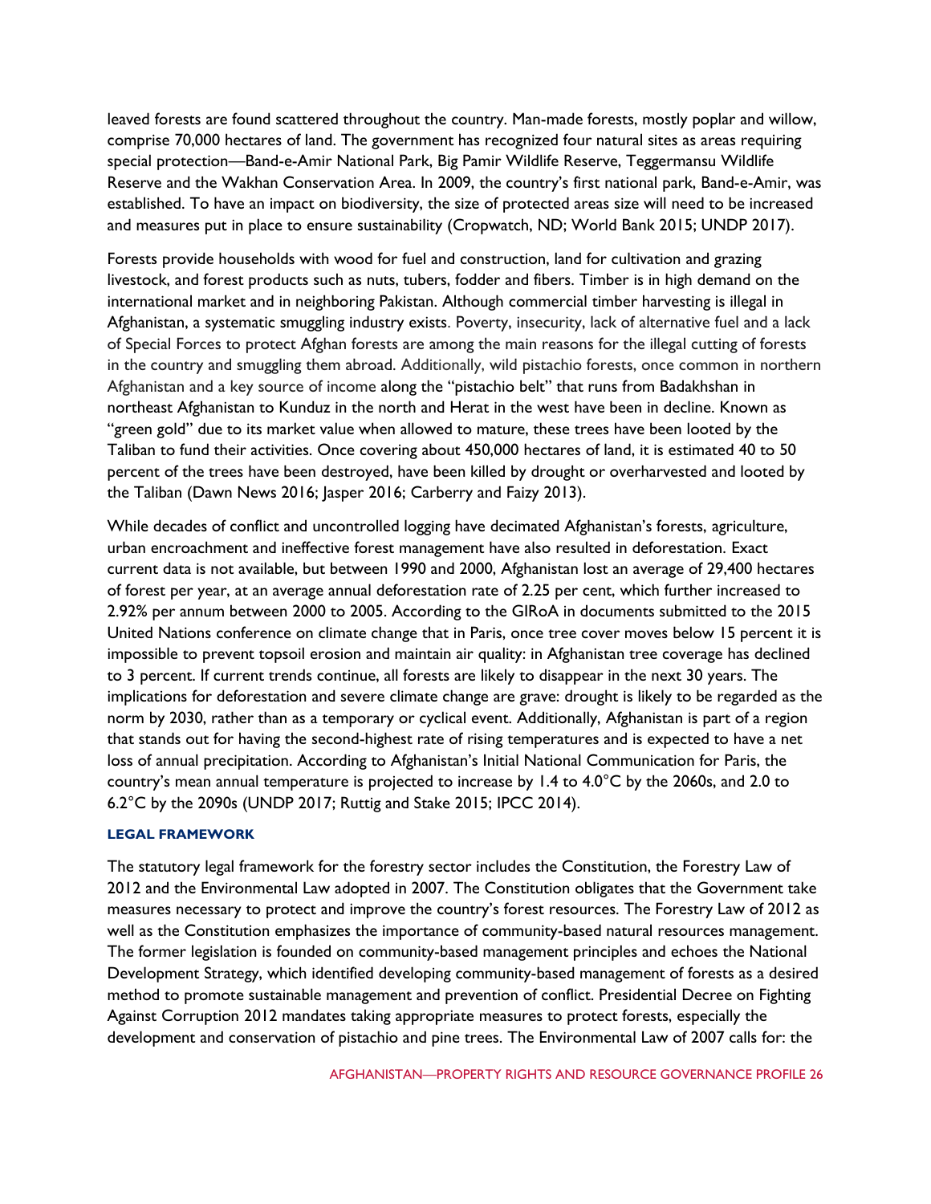leaved forests are found scattered throughout the country. Man-made forests, mostly poplar and willow, comprise 70,000 hectares of land. The government has recognized four natural sites as areas requiring special protection—Band-e-Amir National Park, Big Pamir Wildlife Reserve, Teggermansu Wildlife Reserve and the Wakhan Conservation Area. In 2009, the country's first national park, Band-e-Amir, was established. To have an impact on biodiversity, the size of protected areas size will need to be increased and measures put in place to ensure sustainability (Cropwatch, ND; World Bank 2015; UNDP 2017).

Forests provide households with wood for fuel and construction, land for cultivation and grazing livestock, and forest products such as nuts, tubers, fodder and fibers. Timber is in high demand on the international market and in neighboring Pakistan. Although commercial timber harvesting is illegal in Afghanistan, a systematic smuggling industry exists. Poverty, insecurity, lack of alternative fuel and a lack of Special Forces to protect Afghan forests are among the main reasons for the illegal cutting of forests in the country and smuggling them abroad. Additionally, wild pistachio forests, once common in northern Afghanistan and a key source of income along the "pistachio belt" that runs from Badakhshan in northeast Afghanistan to Kunduz in the north and Herat in the west have been in decline. Known as "green gold" due to its market value when allowed to mature, these trees have been looted by the Taliban to fund their activities. Once covering about 450,000 hectares of land, it is estimated 40 to 50 percent of the trees have been destroyed, have been killed by drought or overharvested and looted by the Taliban (Dawn News 2016; Jasper 2016; Carberry and Faizy 2013).

While decades of conflict and uncontrolled logging have decimated Afghanistan's forests, agriculture, urban encroachment and ineffective forest management have also resulted in deforestation. Exact current data is not available, but between 1990 and 2000, Afghanistan lost an average of 29,400 hectares of forest per year, at an average annual deforestation rate of 2.25 per cent, which further increased to 2.92% per annum between 2000 to 2005. According to the GIRoA in documents submitted to the 2015 United Nations conference on climate change that in Paris, once tree cover moves below 15 percent it is impossible to prevent topsoil erosion and maintain air quality: in Afghanistan tree coverage has declined to 3 percent. If current trends continue, all forests are likely to disappear in the next 30 years. The implications for deforestation and severe climate change are grave: drought is likely to be regarded as the norm by 2030, rather than as a temporary or cyclical event. Additionally, Afghanistan is part of a region that stands out for having the second-highest rate of rising temperatures and is expected to have a net loss of annual precipitation. According to Afghanistan's Initial National Communication for Paris, the country's mean annual temperature is projected to increase by 1.4 to 4.0°C by the 2060s, and 2.0 to 6.2°C by the 2090s (UNDP 2017; Ruttig and Stake 2015; IPCC 2014).

#### LEGAL FRAMEWORK

The statutory legal framework for the forestry sector includes the Constitution, the Forestry Law of 2012 and the Environmental Law adopted in 2007. The Constitution obligates that the Government take measures necessary to protect and improve the country's forest resources. The Forestry Law of 2012 as well as the Constitution emphasizes the importance of community-based natural resources management. The former legislation is founded on community-based management principles and echoes the National Development Strategy, which identified developing community-based management of forests as a desired method to promote sustainable management and prevention of conflict. Presidential Decree on Fighting Against Corruption 2012 mandates taking appropriate measures to protect forests, especially the development and conservation of pistachio and pine trees. The Environmental Law of 2007 calls for: the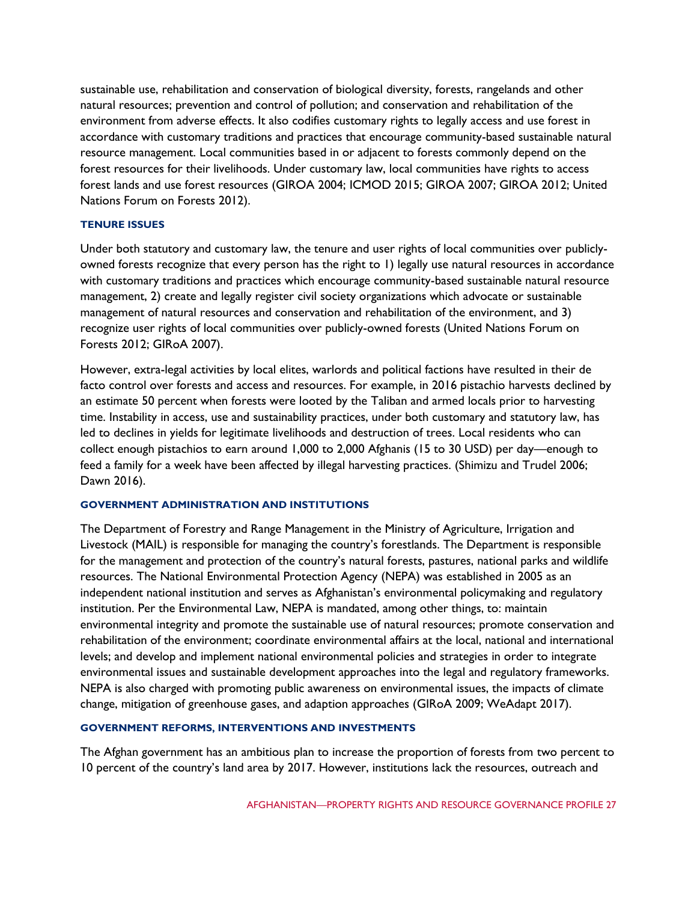sustainable use, rehabilitation and conservation of biological diversity, forests, rangelands and other natural resources; prevention and control of pollution; and conservation and rehabilitation of the environment from adverse effects. It also codifies customary rights to legally access and use forest in accordance with customary traditions and practices that encourage community-based sustainable natural resource management. Local communities based in or adjacent to forests commonly depend on the forest resources for their livelihoods. Under customary law, local communities have rights to access forest lands and use forest resources (GIROA 2004; ICMOD 2015; GIROA 2007; GIROA 2012; United Nations Forum on Forests 2012).

#### TENURE ISSUES

Under both statutory and customary law, the tenure and user rights of local communities over publicly-owned forests recognize that every person has the right to 1) legally use natural resources in accordance with customary traditions and practices which encourage community-based sustainable natural resource management, 2) create and legally register civil society organizations which advocate or sustainable management of natural resources and conservation and rehabilitation of the environment, and 3) recognize user rights of local communities over publicly-owned forests (United Nations Forum on Forests 2012; GIRoA 2007).

However, extra-legal activities by local elites, warlords and political factions have resulted in their de facto control over forests and access and resources. For example, in 2016 pistachio harvests declined by an estimate 50 percent when forests were looted by the Taliban and armed locals prior to harvesting time. Instability in access, use and sustainability practices, under both customary and statutory law, has led to declines in yields for legitimate livelihoods and destruction of trees. Local residents who can collect enough pistachios to earn around 1,000 to 2,000 Afghanis (15 to 30 USD) per day—enough to feed a family for a week have been affected by illegal harvesting practices. (Shimizu and Trudel 2006; Dawn 2016).

#### GOVERNMENT ADMINISTRATION AND INSTITUTIONS

The Department of Forestry and Range Management in the Ministry of Agriculture, Irrigation and Livestock (MAIL) is responsible for managing the country's forestlands. The Department is responsible for the management and protection of the country's natural forests, pastures, national parks and wildlife resources. The National Environmental Protection Agency (NEPA) was established in 2005 as an independent national institution and serves as Afghanistan's environmental policymaking and regulatory institution. Per the Environmental Law, NEPA is mandated, among other things, to: maintain environmental integrity and promote the sustainable use of natural resources; promote conservation and rehabilitation of the environment; coordinate environmental affairs at the local, national and international levels; and develop and implement national environmental policies and strategies in order to integrate environmental issues and sustainable development approaches into the legal and regulatory frameworks. NEPA is also charged with promoting public awareness on environmental issues, the impacts of climate change, mitigation of greenhouse gases, and adaption approaches (GIRoA 2009; WeAdapt 2017).

#### GOVERNMENT REFORMS, INTERVENTIONS AND INVESTMENTS

The Afghan government has an ambitious plan to increase the proportion of forests from two percent to 10 percent of the country's land area by 2017. However, institutions lack the resources, outreach and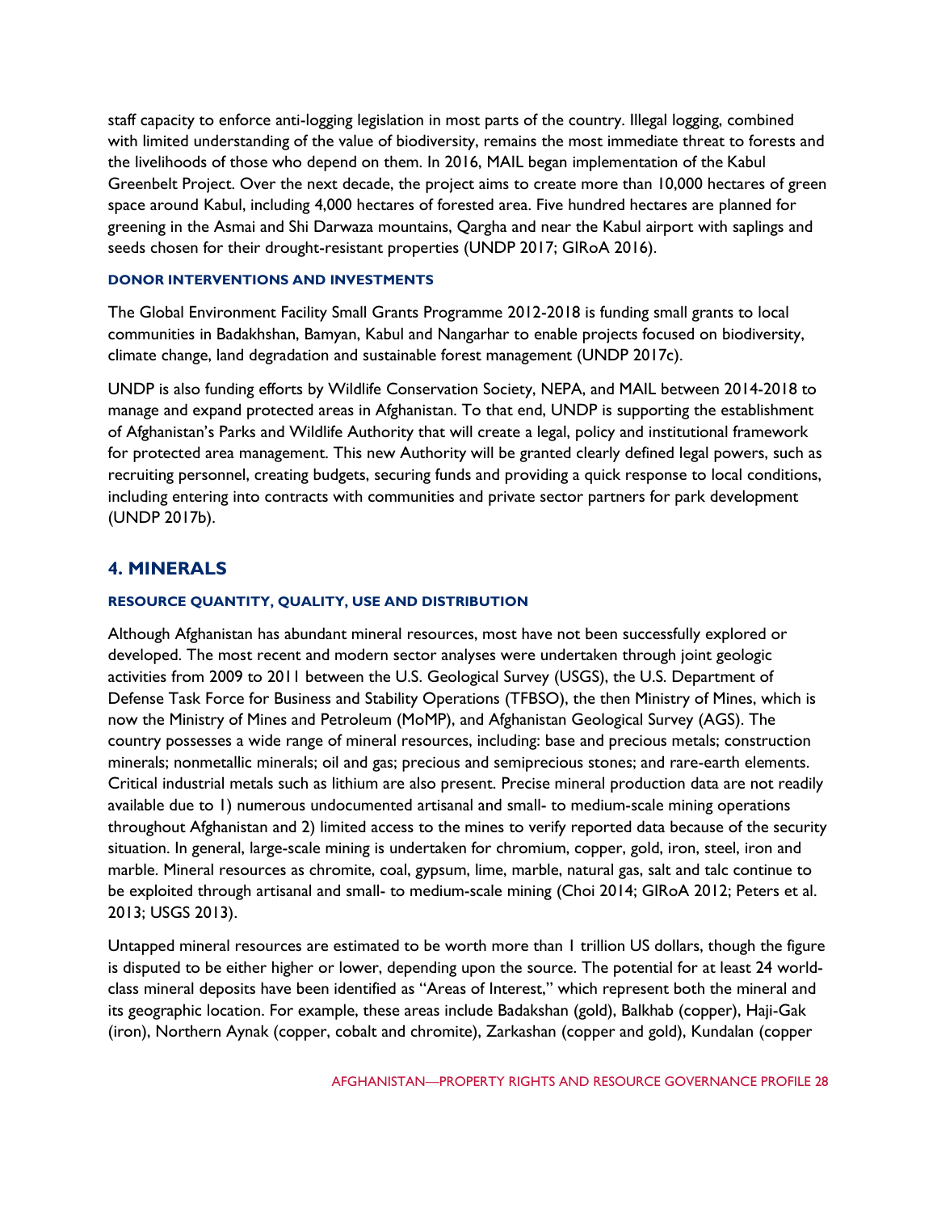staff capacity to enforce anti-logging legislation in most parts of the country. Illegal logging, combined with limited understanding of the value of biodiversity, remains the most immediate threat to forests and the livelihoods of those who depend on them. In 2016, MAIL began implementation of the Kabul Greenbelt Project. Over the next decade, the project aims to create more than 10,000 hectares of green space around Kabul, including 4,000 hectares of forested area. Five hundred hectares are planned for greening in the Asmai and Shi Darwaza mountains, Qargha and near the Kabul airport with saplings and seeds chosen for their drought-resistant properties (UNDP 2017; GIRoA 2016).

#### DONOR INTERVENTIONS AND INVESTMENTS

The Global Environment Facility Small Grants Programme 2012-2018 is funding small grants to local communities in Badakhshan, Bamyan, Kabul and Nangarhar to enable projects focused on biodiversity, climate change, land degradation and sustainable forest management (UNDP 2017c).

UNDP is also funding efforts by Wildlife Conservation Society, NEPA, and MAIL between 2014-2018 to manage and expand protected areas in Afghanistan. To that end, UNDP is supporting the establishment of Afghanistan's Parks and Wildlife Authority that will create a legal, policy and institutional framework for protected area management. This new Authority will be granted clearly defined legal powers, such as recruiting personnel, creating budgets, securing funds and providing a quick response to local conditions, including entering into contracts with communities and private sector partners for park development (UNDP 2017b).

## 4. MINERALS

#### RESOURCE QUANTITY, QUALITY, USE AND DISTRIBUTION

Although Afghanistan has abundant mineral resources, most have not been successfully explored or developed. The most recent and modern sector analyses were undertaken through joint geologic activities from 2009 to 2011 between the U.S. Geological Survey (USGS), the U.S. Department of Defense Task Force for Business and Stability Operations (TFBSO), the then Ministry of Mines, which is now the Ministry of Mines and Petroleum (MoMP), and Afghanistan Geological Survey (AGS). The country possesses a wide range of mineral resources, including: base and precious metals; construction minerals; nonmetallic minerals; oil and gas; precious and semiprecious stones; and rare-earth elements. Critical industrial metals such as lithium are also present. Precise mineral production data are not readily available due to 1) numerous undocumented artisanal and small- to medium-scale mining operations throughout Afghanistan and 2) limited access to the mines to verify reported data because of the security situation. In general, large-scale mining is undertaken for chromium, copper, gold, iron, steel, iron and marble. Mineral resources as chromite, coal, gypsum, lime, marble, natural gas, salt and talc continue to be exploited through artisanal and small- to medium-scale mining (Choi 2014; GIRoA 2012; Peters et al. 2013; USGS 2013).

Untapped mineral resources are estimated to be worth more than 1 trillion US dollars, though the figure is disputed to be either higher or lower, depending upon the source. The potential for at least 24 world-class mineral deposits have been identified as "Areas of Interest," which represent both the mineral and its geographic location. For example, these areas include Badakshan (gold), Balkhab (copper), Haji-Gak (iron), Northern Aynak (copper, cobalt and chromite), Zarkashan (copper and gold), Kundalan (copper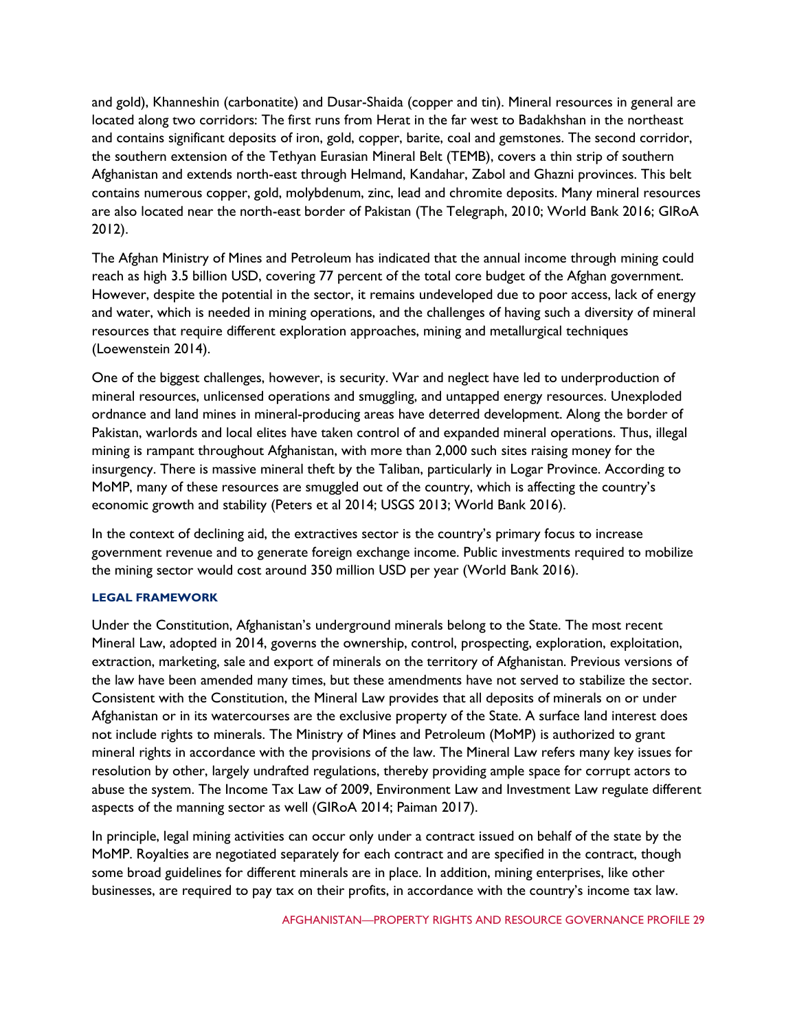and gold), Khanneshin (carbonatite) and Dusar-Shaida (copper and tin). Mineral resources in general are located along two corridors: The first runs from Herat in the far west to Badakhshan in the northeast and contains significant deposits of iron, gold, copper, barite, coal and gemstones. The second corridor, the southern extension of the Tethyan Eurasian Mineral Belt (TEMB), covers a thin strip of southern Afghanistan and extends north-east through Helmand, Kandahar, Zabol and Ghazni provinces. This belt contains numerous copper, gold, molybdenum, zinc, lead and chromite deposits. Many mineral resources are also located near the north-east border of Pakistan (The Telegraph, 2010; World Bank 2016; GIRoA 2012).

The Afghan Ministry of Mines and Petroleum has indicated that the annual income through mining could reach as high 3.5 billion USD, covering 77 percent of the total core budget of the Afghan government. However, despite the potential in the sector, it remains undeveloped due to poor access, lack of energy and water, which is needed in mining operations, and the challenges of having such a diversity of mineral resources that require different exploration approaches, mining and metallurgical techniques (Loewenstein 2014).

One of the biggest challenges, however, is security. War and neglect have led to underproduction of mineral resources, unlicensed operations and smuggling, and untapped energy resources. Unexploded ordnance and land mines in mineral-producing areas have deterred development. Along the border of Pakistan, warlords and local elites have taken control of and expanded mineral operations. Thus, illegal mining is rampant throughout Afghanistan, with more than 2,000 such sites raising money for the insurgency. There is massive mineral theft by the Taliban, particularly in Logar Province. According to MoMP, many of these resources are smuggled out of the country, which is affecting the country's economic growth and stability (Peters et al 2014; USGS 2013; World Bank 2016).

In the context of declining aid, the extractives sector is the country's primary focus to increase government revenue and to generate foreign exchange income. Public investments required to mobilize the mining sector would cost around 350 million USD per year (World Bank 2016).

### LEGAL FRAMEWORK

Under the Constitution, Afghanistan's underground minerals belong to the State. The most recent Mineral Law, adopted in 2014, governs the ownership, control, prospecting, exploration, exploitation, extraction, marketing, sale and export of minerals on the territory of Afghanistan. Previous versions of the law have been amended many times, but these amendments have not served to stabilize the sector. Consistent with the Constitution, the Mineral Law provides that all deposits of minerals on or under Afghanistan or in its watercourses are the exclusive property of the State. A surface land interest does not include rights to minerals. The Ministry of Mines and Petroleum (MoMP) is authorized to grant mineral rights in accordance with the provisions of the law. The Mineral Law refers many key issues for resolution by other, largely undrafted regulations, thereby providing ample space for corrupt actors to abuse the system. The Income Tax Law of 2009, Environment Law and Investment Law regulate different aspects of the manning sector as well (GIRoA 2014; Paiman 2017).

In principle, legal mining activities can occur only under a contract issued on behalf of the state by the MoMP. Royalties are negotiated separately for each contract and are specified in the contract, though some broad guidelines for different minerals are in place. In addition, mining enterprises, like other businesses, are required to pay tax on their profits, in accordance with the country's income tax law.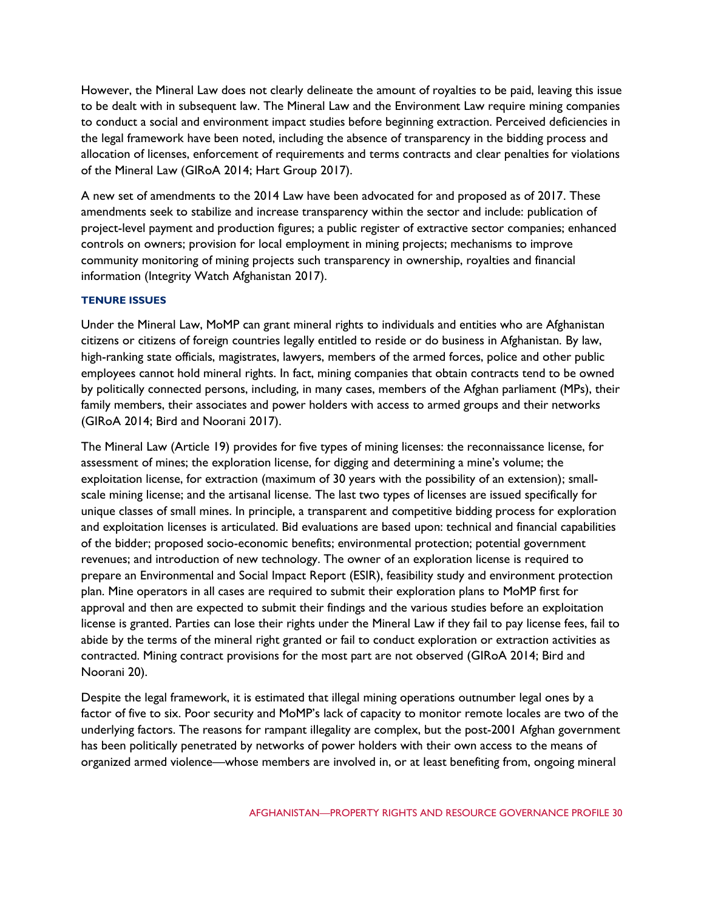However, the Mineral Law does not clearly delineate the amount of royalties to be paid, leaving this issue to be dealt with in subsequent law. The Mineral Law and the Environment Law require mining companies to conduct a social and environment impact studies before beginning extraction. Perceived deficiencies in the legal framework have been noted, including the absence of transparency in the bidding process and allocation of licenses, enforcement of requirements and terms contracts and clear penalties for violations of the Mineral Law (GIRoA 2014; Hart Group 2017).

A new set of amendments to the 2014 Law have been advocated for and proposed as of 2017. These amendments seek to stabilize and increase transparency within the sector and include: publication of project-level payment and production figures; a public register of extractive sector companies; enhanced controls on owners; provision for local employment in mining projects; mechanisms to improve community monitoring of mining projects such transparency in ownership, royalties and financial information (Integrity Watch Afghanistan 2017).

### TENURE ISSUES

Under the Mineral Law, MoMP can grant mineral rights to individuals and entities who are Afghanistan citizens or citizens of foreign countries legally entitled to reside or do business in Afghanistan. By law, high-ranking state officials, magistrates, lawyers, members of the armed forces, police and other public employees cannot hold mineral rights. In fact, mining companies that obtain contracts tend to be owned by politically connected persons, including, in many cases, members of the Afghan parliament (MPs), their family members, their associates and power holders with access to armed groups and their networks (GIRoA 2014; Bird and Noorani 2017).

The Mineral Law (Article 19) provides for five types of mining licenses: the reconnaissance license, for assessment of mines; the exploration license, for digging and determining a mine's volume; the exploitation license, for extraction (maximum of 30 years with the possibility of an extension); small-scale mining license; and the artisanal license. The last two types of licenses are issued specifically for unique classes of small mines. In principle, a transparent and competitive bidding process for exploration and exploitation licenses is articulated. Bid evaluations are based upon: technical and financial capabilities of the bidder; proposed socio-economic benefits; environmental protection; potential government revenues; and introduction of new technology. The owner of an exploration license is required to prepare an Environmental and Social Impact Report (ESIR), feasibility study and environment protection plan. Mine operators in all cases are required to submit their exploration plans to MoMP first for approval and then are expected to submit their findings and the various studies before an exploitation license is granted. Parties can lose their rights under the Mineral Law if they fail to pay license fees, fail to abide by the terms of the mineral right granted or fail to conduct exploration or extraction activities as contracted. Mining contract provisions for the most part are not observed (GIRoA 2014; Bird and Noorani 20).

Despite the legal framework, it is estimated that illegal mining operations outnumber legal ones by a factor of five to six. Poor security and MoMP's lack of capacity to monitor remote locales are two of the underlying factors. The reasons for rampant illegality are complex, but the post-2001 Afghan government has been politically penetrated by networks of power holders with their own access to the means of organized armed violence—whose members are involved in, or at least benefiting from, ongoing mineral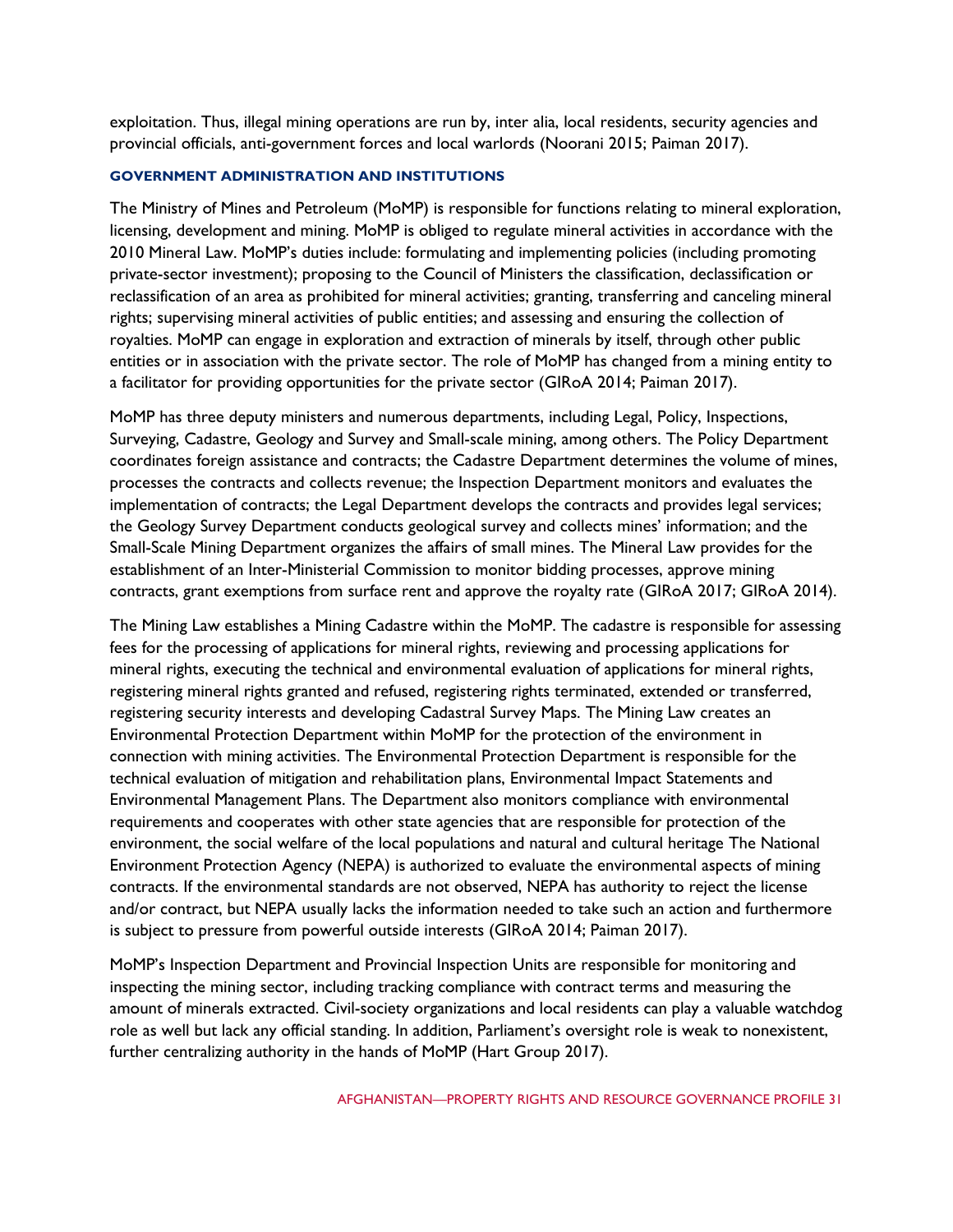exploitation. Thus, illegal mining operations are run by, inter alia, local residents, security agencies and provincial officials, anti-government forces and local warlords (Noorani 2015; Paiman 2017).

### GOVERNMENT ADMINISTRATION AND INSTITUTIONS

The Ministry of Mines and Petroleum (MoMP) is responsible for functions relating to mineral exploration, licensing, development and mining. MoMP is obliged to regulate mineral activities in accordance with the 2010 Mineral Law. MoMP's duties include: formulating and implementing policies (including promoting private-sector investment); proposing to the Council of Ministers the classification, declassification or reclassification of an area as prohibited for mineral activities; granting, transferring and canceling mineral rights; supervising mineral activities of public entities; and assessing and ensuring the collection of royalties. MoMP can engage in exploration and extraction of minerals by itself, through other public entities or in association with the private sector. The role of MoMP has changed from a mining entity to a facilitator for providing opportunities for the private sector (GIRoA 2014; Paiman 2017).

MoMP has three deputy ministers and numerous departments, including Legal, Policy, Inspections, Surveying, Cadastre, Geology and Survey and Small-scale mining, among others. The Policy Department coordinates foreign assistance and contracts; the Cadastre Department determines the volume of mines, processes the contracts and collects revenue; the Inspection Department monitors and evaluates the implementation of contracts; the Legal Department develops the contracts and provides legal services; the Geology Survey Department conducts geological survey and collects mines' information; and the Small-Scale Mining Department organizes the affairs of small mines. The Mineral Law provides for the establishment of an Inter-Ministerial Commission to monitor bidding processes, approve mining contracts, grant exemptions from surface rent and approve the royalty rate (GIRoA 2017; GIRoA 2014).

The Mining Law establishes a Mining Cadastre within the MoMP. The cadastre is responsible for assessing fees for the processing of applications for mineral rights, reviewing and processing applications for mineral rights, executing the technical and environmental evaluation of applications for mineral rights, registering mineral rights granted and refused, registering rights terminated, extended or transferred, registering security interests and developing Cadastral Survey Maps. The Mining Law creates an Environmental Protection Department within MoMP for the protection of the environment in connection with mining activities. The Environmental Protection Department is responsible for the technical evaluation of mitigation and rehabilitation plans, Environmental Impact Statements and Environmental Management Plans. The Department also monitors compliance with environmental requirements and cooperates with other state agencies that are responsible for protection of the environment, the social welfare of the local populations and natural and cultural heritage The National Environment Protection Agency (NEPA) is authorized to evaluate the environmental aspects of mining contracts. If the environmental standards are not observed, NEPA has authority to reject the license and/or contract, but NEPA usually lacks the information needed to take such an action and furthermore is subject to pressure from powerful outside interests (GIRoA 2014; Paiman 2017).

MoMP's Inspection Department and Provincial Inspection Units are responsible for monitoring and inspecting the mining sector, including tracking compliance with contract terms and measuring the amount of minerals extracted. Civil-society organizations and local residents can play a valuable watchdog role as well but lack any official standing. In addition, Parliament's oversight role is weak to nonexistent, further centralizing authority in the hands of MoMP (Hart Group 2017).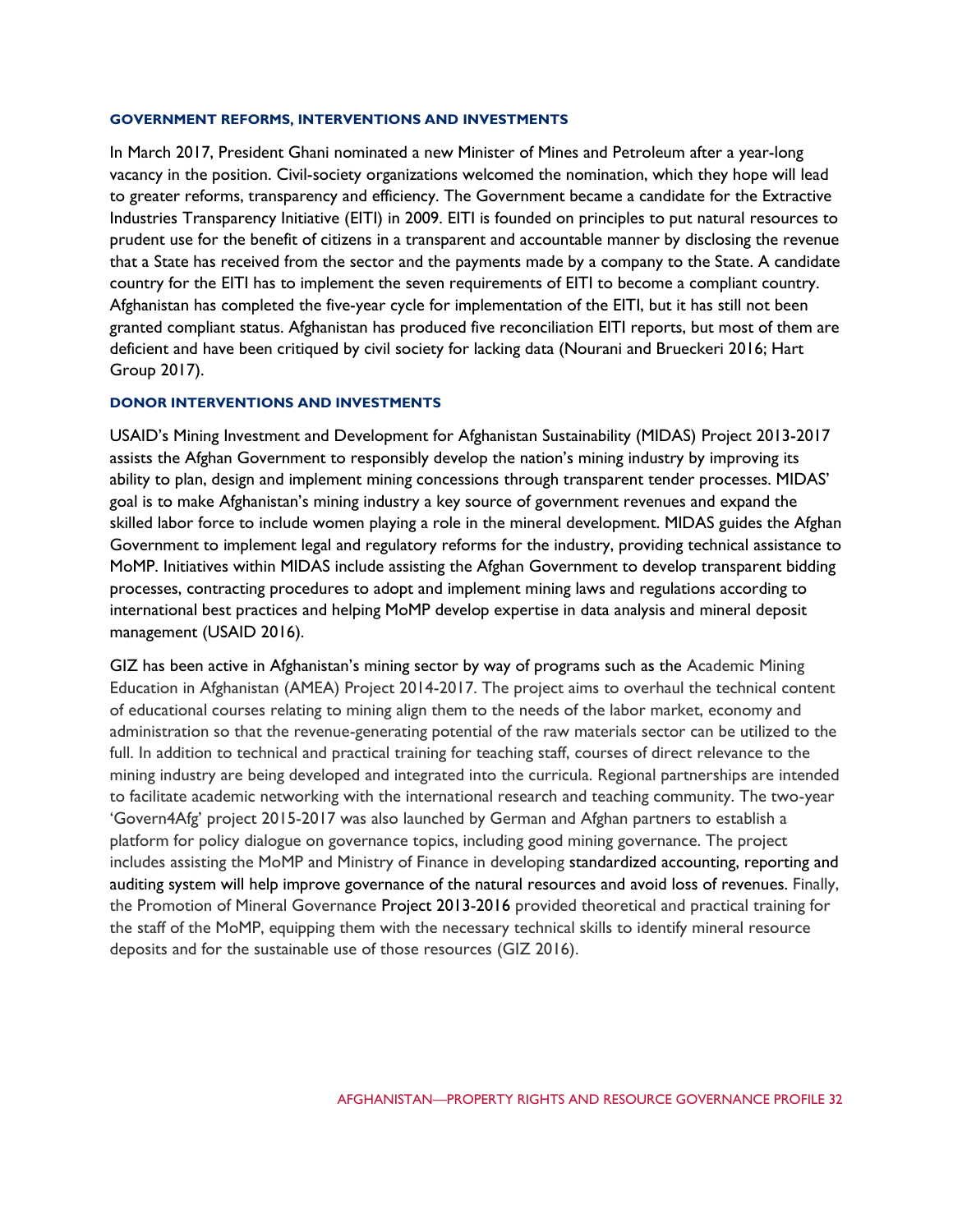### GOVERNMENT REFORMS, INTERVENTIONS AND INVESTMENTS

In March 2017, President Ghani nominated a new Minister of Mines and Petroleum after a year-long vacancy in the position. Civil-society organizations welcomed the nomination, which they hope will lead to greater reforms, transparency and efficiency. The Government became a candidate for the Extractive Industries Transparency Initiative (EITI) in 2009. EITI is founded on principles to put natural resources to prudent use for the benefit of citizens in a transparent and accountable manner by disclosing the revenue that a State has received from the sector and the payments made by a company to the State. A candidate country for the EITI has to implement the seven requirements of EITI to become a compliant country. Afghanistan has completed the five-year cycle for implementation of the EITI, but it has still not been granted compliant status. Afghanistan has produced five reconciliation EITI reports, but most of them are deficient and have been critiqued by civil society for lacking data (Nourani and Brueckeri 2016; Hart Group 2017).

### DONOR INTERVENTIONS AND INVESTMENTS

USAID's Mining Investment and Development for Afghanistan Sustainability (MIDAS) Project 2013-2017 assists the Afghan Government to responsibly develop the nation's mining industry by improving its ability to plan, design and implement mining concessions through transparent tender processes. MIDAS' goal is to make Afghanistan's mining industry a key source of government revenues and expand the skilled labor force to include women playing a role in the mineral development. MIDAS guides the Afghan Government to implement legal and regulatory reforms for the industry, providing technical assistance to MoMP. Initiatives within MIDAS include assisting the Afghan Government to develop transparent bidding processes, contracting procedures to adopt and implement mining laws and regulations according to international best practices and helping MoMP develop expertise in data analysis and mineral deposit management (USAID 2016).

GIZ has been active in Afghanistan's mining sector by way of programs such as the Academic Mining Education in Afghanistan (AMEA) Project 2014-2017. The project aims to overhaul the technical content of educational courses relating to mining align them to the needs of the labor market, economy and administration so that the revenue-generating potential of the raw materials sector can be utilized to the full. In addition to technical and practical training for teaching staff, courses of direct relevance to the mining industry are being developed and integrated into the curricula. Regional partnerships are intended to facilitate academic networking with the international research and teaching community. The two-year 'Govern4Afg' project 2015-2017 was also launched by German and Afghan partners to establish a platform for policy dialogue on governance topics, including good mining governance. The project includes assisting the MoMP and Ministry of Finance in developing standardized accounting, reporting and auditing system will help improve governance of the natural resources and avoid loss of revenues. Finally, the Promotion of Mineral Governance Project 2013-2016 provided theoretical and practical training for the staff of the MoMP, equipping them with the necessary technical skills to identify mineral resource deposits and for the sustainable use of those resources (GIZ 2016).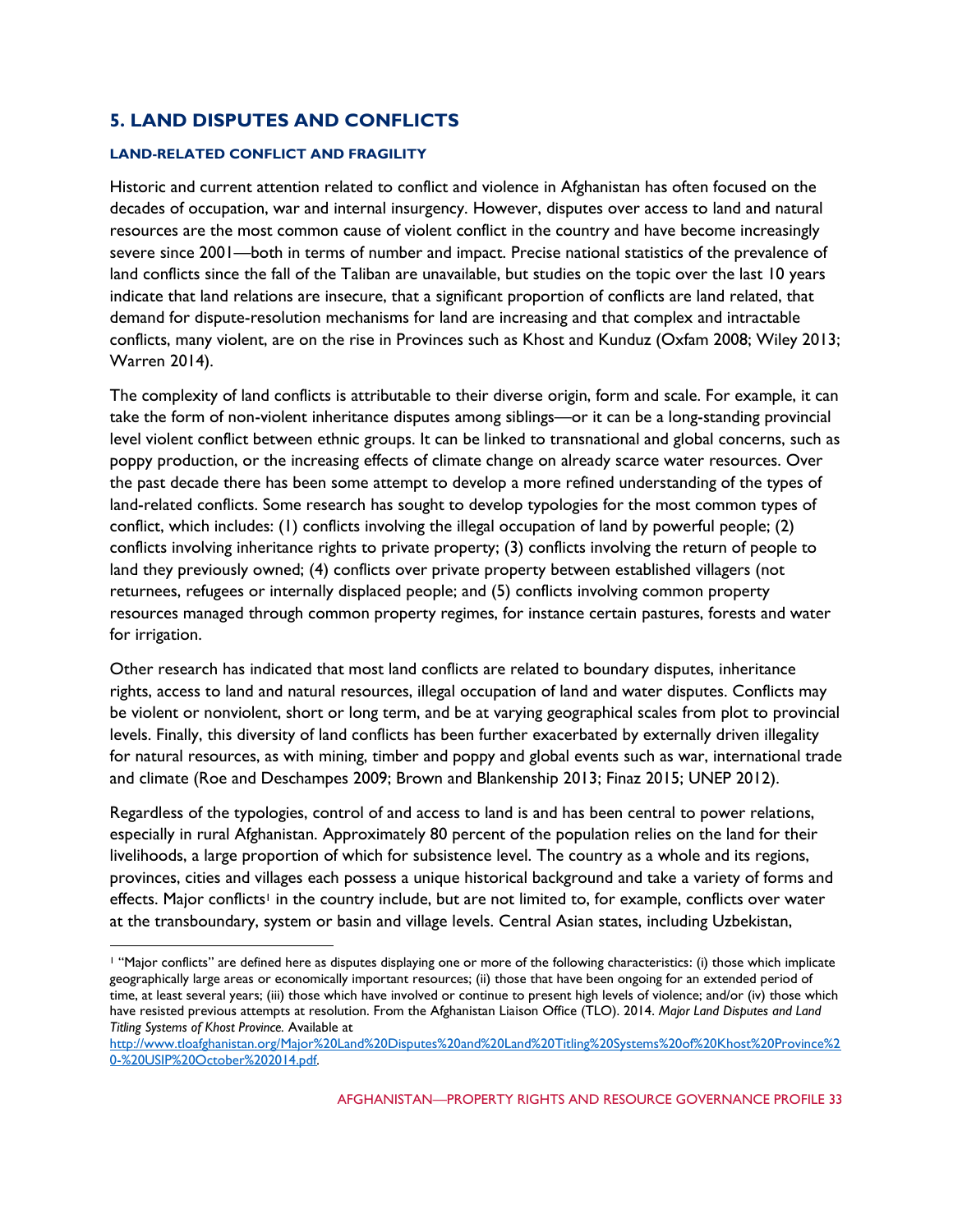## 5. LAND DISPUTES AND CONFLICTS

### LAND-RELATED CONFLICT AND FRAGILITY

Historic and current attention related to conflict and violence in Afghanistan has often focused on the decades of occupation, war and internal insurgency. However, disputes over access to land and natural resources are the most common cause of violent conflict in the country and have become increasingly severe since 2001—both in terms of number and impact. Precise national statistics of the prevalence of land conflicts since the fall of the Taliban are unavailable, but studies on the topic over the last 10 years indicate that land relations are insecure, that a significant proportion of conflicts are land related, that demand for dispute-resolution mechanisms for land are increasing and that complex and intractable conflicts, many violent, are on the rise in Provinces such as Khost and Kunduz (Oxfam 2008; Wiley 2013; Warren 2014).

The complexity of land conflicts is attributable to their diverse origin, form and scale. For example, it can take the form of non-violent inheritance disputes among siblings—or it can be a long-standing provincial level violent conflict between ethnic groups. It can be linked to transnational and global concerns, such as poppy production, or the increasing effects of climate change on already scarce water resources. Over the past decade there has been some attempt to develop a more refined understanding of the types of land-related conflicts. Some research has sought to develop typologies for the most common types of conflict, which includes: (1) conflicts involving the illegal occupation of land by powerful people; (2) conflicts involving inheritance rights to private property; (3) conflicts involving the return of people to land they previously owned; (4) conflicts over private property between established villagers (not returnees, refugees or internally displaced people; and (5) conflicts involving common property resources managed through common property regimes, for instance certain pastures, forests and water for irrigation.

Other research has indicated that most land conflicts are related to boundary disputes, inheritance rights, access to land and natural resources, illegal occupation of land and water disputes. Conflicts may be violent or nonviolent, short or long term, and be at varying geographical scales from plot to provincial levels. Finally, this diversity of land conflicts has been further exacerbated by externally driven illegality for natural resources, as with mining, timber and poppy and global events such as war, international trade and climate (Roe and Deschampes 2009; Brown and Blankenship 2013; Finaz 2015; UNEP 2012).

Regardless of the typologies, control of and access to land is and has been central to power relations, especially in rural Afghanistan. Approximately 80 percent of the population relies on the land for their livelihoods, a large proportion of which for subsistence level. The country as a whole and its regions, provinces, cities and villages each possess a unique historical background and take a variety of forms and effects. Major conflicts[1] in the country include, but are not limited to, for example, conflicts over water at the transboundary, system or basin and village levels. Central Asian states, including Uzbekistan,

[1] "Major conflicts" are defined here as disputes displaying one or more of the following characteristics: (i) those which implicate geographically large areas or economically important resources; (ii) those that have been ongoing for an extended period of time, at least several years; (iii) those which have involved or continue to present high levels of violence; and/or (iv) those which have resisted previous attempts at resolution. From the Afghanistan Liaison Office (TLO). 2014. *Major Land Disputes and Land Titling Systems of Khost Province.* Available at http://www.tloafghanistan.org/Major%20Land%20Disputes%20and%20Land%20Titling%20Systems%20of%20Khost%20Province%20-%20USIP%20October%202014.pdf.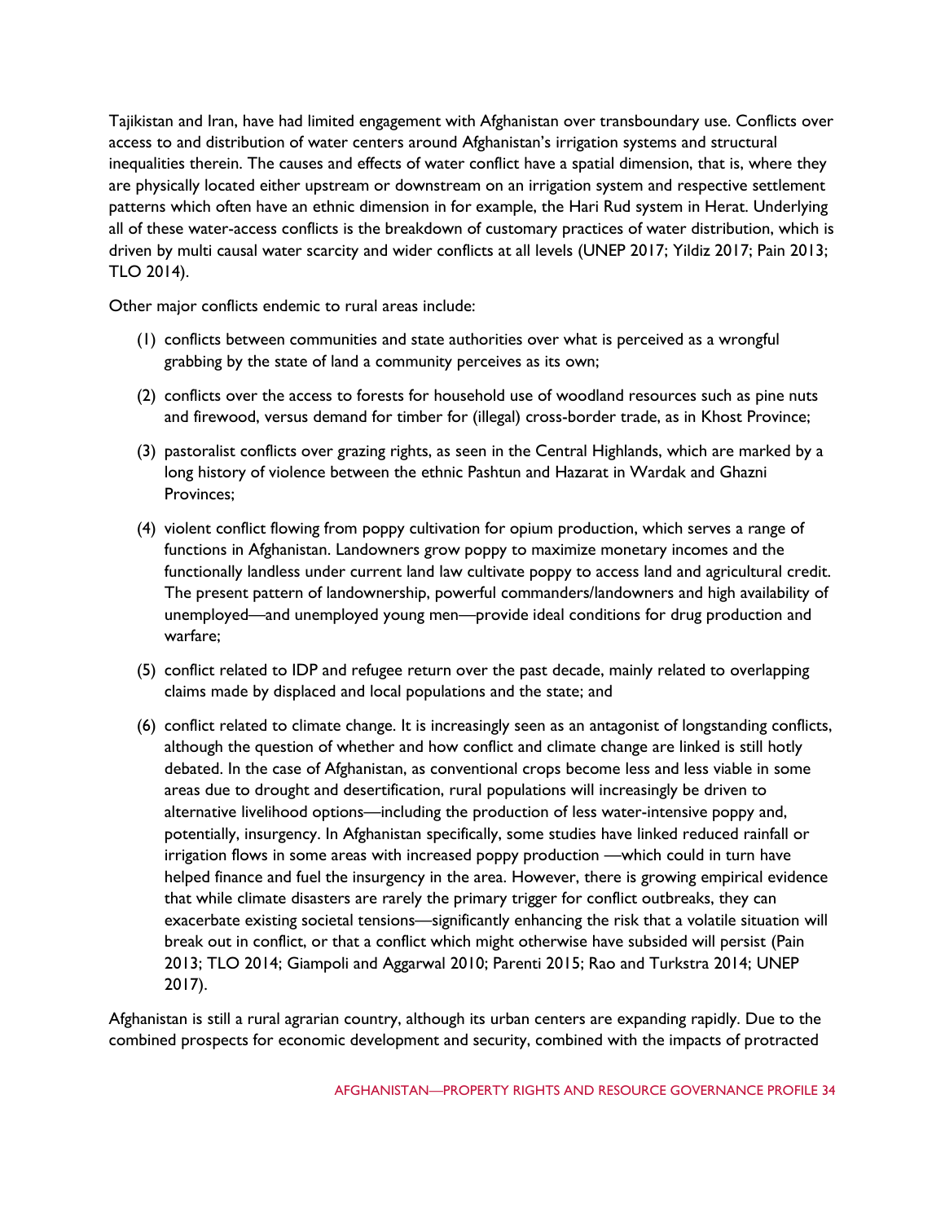Tajikistan and Iran, have had limited engagement with Afghanistan over transboundary use. Conflicts over access to and distribution of water centers around Afghanistan's irrigation systems and structural inequalities therein. The causes and effects of water conflict have a spatial dimension, that is, where they are physically located either upstream or downstream on an irrigation system and respective settlement patterns which often have an ethnic dimension in for example, the Hari Rud system in Herat. Underlying all of these water-access conflicts is the breakdown of customary practices of water distribution, which is driven by multi causal water scarcity and wider conflicts at all levels (UNEP 2017; Yildiz 2017; Pain 2013; TLO 2014).

Other major conflicts endemic to rural areas include:

(1) conflicts between communities and state authorities over what is perceived as a wrongful grabbing by the state of land a community perceives as its own;

(2) conflicts over the access to forests for household use of woodland resources such as pine nuts and firewood, versus demand for timber for (illegal) cross-border trade, as in Khost Province;

(3) pastoralist conflicts over grazing rights, as seen in the Central Highlands, which are marked by a long history of violence between the ethnic Pashtun and Hazarat in Wardak and Ghazni Provinces;

(4) violent conflict flowing from poppy cultivation for opium production, which serves a range of functions in Afghanistan. Landowners grow poppy to maximize monetary incomes and the functionally landless under current land law cultivate poppy to access land and agricultural credit. The present pattern of landownership, powerful commanders/landowners and high availability of unemployed—and unemployed young men—provide ideal conditions for drug production and warfare;

(5) conflict related to IDP and refugee return over the past decade, mainly related to overlapping claims made by displaced and local populations and the state; and

(6) conflict related to climate change. It is increasingly seen as an antagonist of longstanding conflicts, although the question of whether and how conflict and climate change are linked is still hotly debated. In the case of Afghanistan, as conventional crops become less and less viable in some areas due to drought and desertification, rural populations will increasingly be driven to alternative livelihood options—including the production of less water-intensive poppy and, potentially, insurgency. In Afghanistan specifically, some studies have linked reduced rainfall or irrigation flows in some areas with increased poppy production —which could in turn have helped finance and fuel the insurgency in the area. However, there is growing empirical evidence that while climate disasters are rarely the primary trigger for conflict outbreaks, they can exacerbate existing societal tensions—significantly enhancing the risk that a volatile situation will break out in conflict, or that a conflict which might otherwise have subsided will persist (Pain 2013; TLO 2014; Giampoli and Aggarwal 2010; Parenti 2015; Rao and Turkstra 2014; UNEP 2017).

Afghanistan is still a rural agrarian country, although its urban centers are expanding rapidly. Due to the combined prospects for economic development and security, combined with the impacts of protracted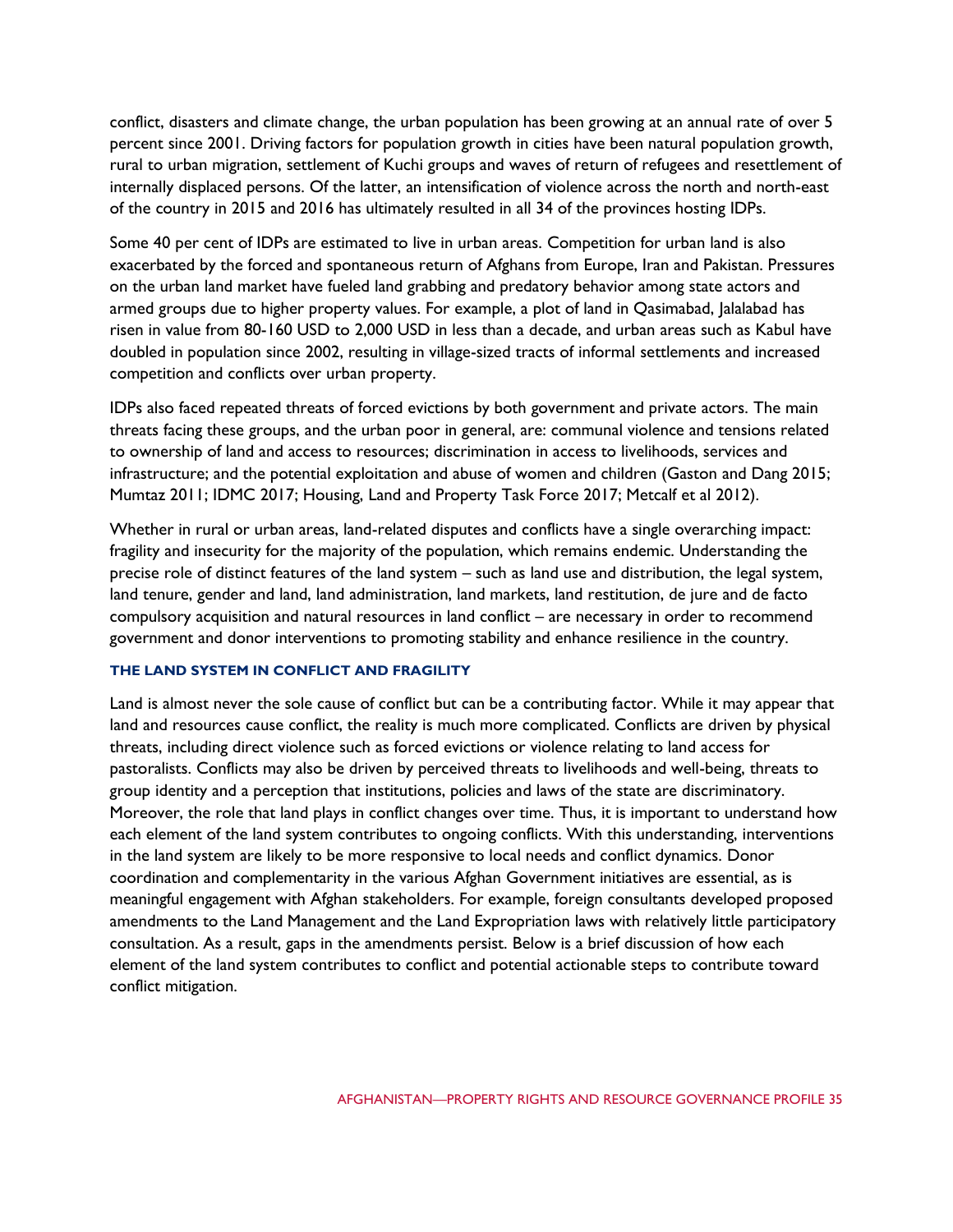conflict, disasters and climate change, the urban population has been growing at an annual rate of over 5 percent since 2001. Driving factors for population growth in cities have been natural population growth, rural to urban migration, settlement of Kuchi groups and waves of return of refugees and resettlement of internally displaced persons. Of the latter, an intensification of violence across the north and north-east of the country in 2015 and 2016 has ultimately resulted in all 34 of the provinces hosting IDPs.

Some 40 per cent of IDPs are estimated to live in urban areas. Competition for urban land is also exacerbated by the forced and spontaneous return of Afghans from Europe, Iran and Pakistan. Pressures on the urban land market have fueled land grabbing and predatory behavior among state actors and armed groups due to higher property values. For example, a plot of land in Qasimabad, Jalalabad has risen in value from 80-160 USD to 2,000 USD in less than a decade, and urban areas such as Kabul have doubled in population since 2002, resulting in village-sized tracts of informal settlements and increased competition and conflicts over urban property.

IDPs also faced repeated threats of forced evictions by both government and private actors. The main threats facing these groups, and the urban poor in general, are: communal violence and tensions related to ownership of land and access to resources; discrimination in access to livelihoods, services and infrastructure; and the potential exploitation and abuse of women and children (Gaston and Dang 2015; Mumtaz 2011; IDMC 2017; Housing, Land and Property Task Force 2017; Metcalf et al 2012).

Whether in rural or urban areas, land-related disputes and conflicts have a single overarching impact: fragility and insecurity for the majority of the population, which remains endemic. Understanding the precise role of distinct features of the land system – such as land use and distribution, the legal system, land tenure, gender and land, land administration, land markets, land restitution, de jure and de facto compulsory acquisition and natural resources in land conflict – are necessary in order to recommend government and donor interventions to promoting stability and enhance resilience in the country.

### THE LAND SYSTEM IN CONFLICT AND FRAGILITY

Land is almost never the sole cause of conflict but can be a contributing factor. While it may appear that land and resources cause conflict, the reality is much more complicated. Conflicts are driven by physical threats, including direct violence such as forced evictions or violence relating to land access for pastoralists. Conflicts may also be driven by perceived threats to livelihoods and well-being, threats to group identity and a perception that institutions, policies and laws of the state are discriminatory. Moreover, the role that land plays in conflict changes over time. Thus, it is important to understand how each element of the land system contributes to ongoing conflicts. With this understanding, interventions in the land system are likely to be more responsive to local needs and conflict dynamics. Donor coordination and complementarity in the various Afghan Government initiatives are essential, as is meaningful engagement with Afghan stakeholders. For example, foreign consultants developed proposed amendments to the Land Management and the Land Expropriation laws with relatively little participatory consultation. As a result, gaps in the amendments persist. Below is a brief discussion of how each element of the land system contributes to conflict and potential actionable steps to contribute toward conflict mitigation.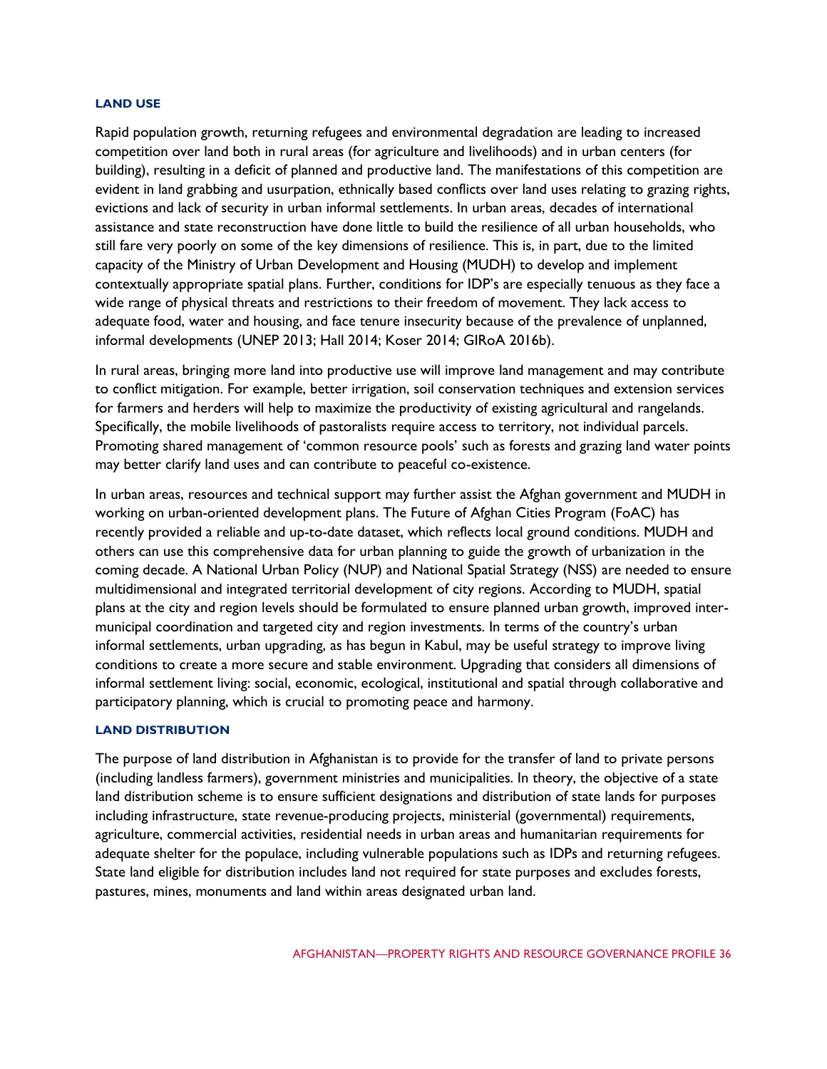### LAND USE

Rapid population growth, returning refugees and environmental degradation are leading to increased competition over land both in rural areas (for agriculture and livelihoods) and in urban centers (for building), resulting in a deficit of planned and productive land. The manifestations of this competition are evident in land grabbing and usurpation, ethnically based conflicts over land uses relating to grazing rights, evictions and lack of security in urban informal settlements. In urban areas, decades of international assistance and state reconstruction have done little to build the resilience of all urban households, who still fare very poorly on some of the key dimensions of resilience. This is, in part, due to the limited capacity of the Ministry of Urban Development and Housing (MUDH) to develop and implement contextually appropriate spatial plans. Further, conditions for IDP's are especially tenuous as they face a wide range of physical threats and restrictions to their freedom of movement. They lack access to adequate food, water and housing, and face tenure insecurity because of the prevalence of unplanned, informal developments (UNEP 2013; Hall 2014; Koser 2014; GIRoA 2016b).

In rural areas, bringing more land into productive use will improve land management and may contribute to conflict mitigation. For example, better irrigation, soil conservation techniques and extension services for farmers and herders will help to maximize the productivity of existing agricultural and rangelands. Specifically, the mobile livelihoods of pastoralists require access to territory, not individual parcels. Promoting shared management of 'common resource pools' such as forests and grazing land water points may better clarify land uses and can contribute to peaceful co-existence.

In urban areas, resources and technical support may further assist the Afghan government and MUDH in working on urban-oriented development plans. The Future of Afghan Cities Program (FoAC) has recently provided a reliable and up-to-date dataset, which reflects local ground conditions. MUDH and others can use this comprehensive data for urban planning to guide the growth of urbanization in the coming decade. A National Urban Policy (NUP) and National Spatial Strategy (NSS) are needed to ensure multidimensional and integrated territorial development of city regions. According to MUDH, spatial plans at the city and region levels should be formulated to ensure planned urban growth, improved inter-municipal coordination and targeted city and region investments. In terms of the country's urban informal settlements, urban upgrading, as has begun in Kabul, may be useful strategy to improve living conditions to create a more secure and stable environment. Upgrading that considers all dimensions of informal settlement living: social, economic, ecological, institutional and spatial through collaborative and participatory planning, which is crucial to promoting peace and harmony.

### LAND DISTRIBUTION

The purpose of land distribution in Afghanistan is to provide for the transfer of land to private persons (including landless farmers), government ministries and municipalities. In theory, the objective of a state land distribution scheme is to ensure sufficient designations and distribution of state lands for purposes including infrastructure, state revenue-producing projects, ministerial (governmental) requirements, agriculture, commercial activities, residential needs in urban areas and humanitarian requirements for adequate shelter for the populace, including vulnerable populations such as IDPs and returning refugees. State land eligible for distribution includes land not required for state purposes and excludes forests, pastures, mines, monuments and land within areas designated urban land.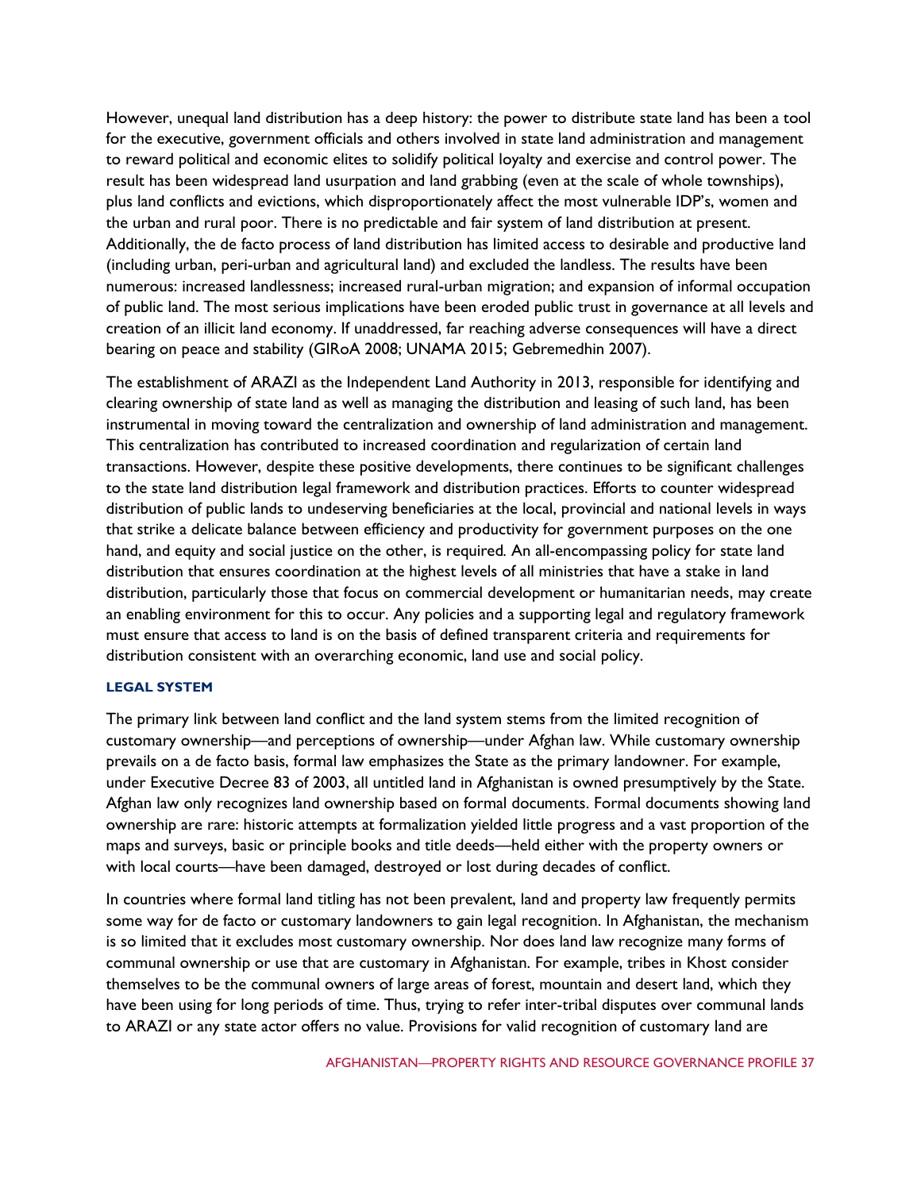However, unequal land distribution has a deep history: the power to distribute state land has been a tool for the executive, government officials and others involved in state land administration and management to reward political and economic elites to solidify political loyalty and exercise and control power. The result has been widespread land usurpation and land grabbing (even at the scale of whole townships), plus land conflicts and evictions, which disproportionately affect the most vulnerable IDP's, women and the urban and rural poor. There is no predictable and fair system of land distribution at present. Additionally, the de facto process of land distribution has limited access to desirable and productive land (including urban, peri-urban and agricultural land) and excluded the landless. The results have been numerous: increased landlessness; increased rural-urban migration; and expansion of informal occupation of public land. The most serious implications have been eroded public trust in governance at all levels and creation of an illicit land economy. If unaddressed, far reaching adverse consequences will have a direct bearing on peace and stability (GIRoA 2008; UNAMA 2015; Gebremedhin 2007).

The establishment of ARAZI as the Independent Land Authority in 2013, responsible for identifying and clearing ownership of state land as well as managing the distribution and leasing of such land, has been instrumental in moving toward the centralization and ownership of land administration and management. This centralization has contributed to increased coordination and regularization of certain land transactions. However, despite these positive developments, there continues to be significant challenges to the state land distribution legal framework and distribution practices. Efforts to counter widespread distribution of public lands to undeserving beneficiaries at the local, provincial and national levels in ways that strike a delicate balance between efficiency and productivity for government purposes on the one hand, and equity and social justice on the other, is required. An all-encompassing policy for state land distribution that ensures coordination at the highest levels of all ministries that have a stake in land distribution, particularly those that focus on commercial development or humanitarian needs, may create an enabling environment for this to occur. Any policies and a supporting legal and regulatory framework must ensure that access to land is on the basis of defined transparent criteria and requirements for distribution consistent with an overarching economic, land use and social policy.

#### LEGAL SYSTEM

The primary link between land conflict and the land system stems from the limited recognition of customary ownership—and perceptions of ownership—under Afghan law. While customary ownership prevails on a de facto basis, formal law emphasizes the State as the primary landowner. For example, under Executive Decree 83 of 2003, all untitled land in Afghanistan is owned presumptively by the State. Afghan law only recognizes land ownership based on formal documents. Formal documents showing land ownership are rare: historic attempts at formalization yielded little progress and a vast proportion of the maps and surveys, basic or principle books and title deeds—held either with the property owners or with local courts—have been damaged, destroyed or lost during decades of conflict.

In countries where formal land titling has not been prevalent, land and property law frequently permits some way for de facto or customary landowners to gain legal recognition. In Afghanistan, the mechanism is so limited that it excludes most customary ownership. Nor does land law recognize many forms of communal ownership or use that are customary in Afghanistan. For example, tribes in Khost consider themselves to be the communal owners of large areas of forest, mountain and desert land, which they have been using for long periods of time. Thus, trying to refer inter-tribal disputes over communal lands to ARAZI or any state actor offers no value. Provisions for valid recognition of customary land are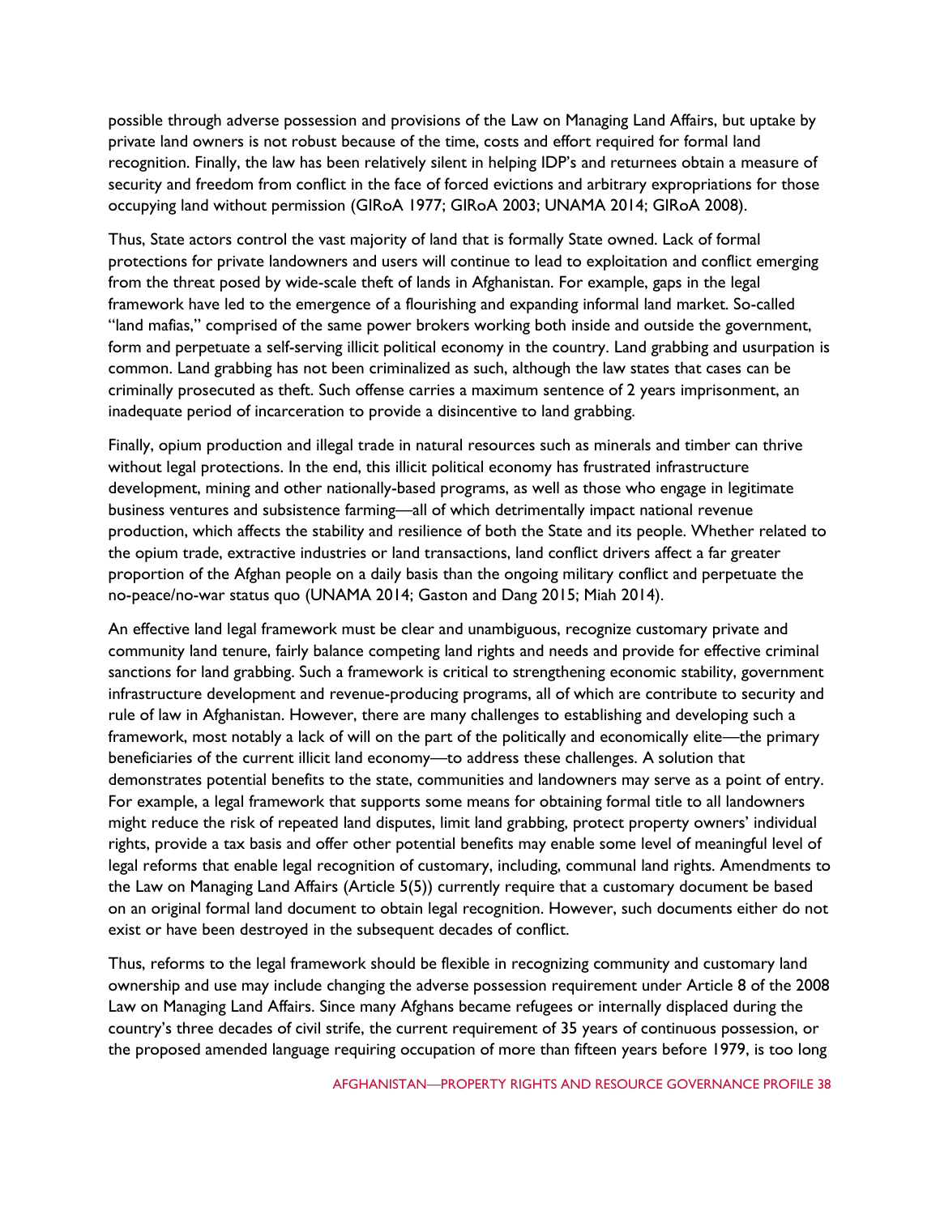possible through adverse possession and provisions of the Law on Managing Land Affairs, but uptake by private land owners is not robust because of the time, costs and effort required for formal land recognition. Finally, the law has been relatively silent in helping IDP's and returnees obtain a measure of security and freedom from conflict in the face of forced evictions and arbitrary expropriations for those occupying land without permission (GIRoA 1977; GIRoA 2003; UNAMA 2014; GIRoA 2008).

Thus, State actors control the vast majority of land that is formally State owned. Lack of formal protections for private landowners and users will continue to lead to exploitation and conflict emerging from the threat posed by wide-scale theft of lands in Afghanistan. For example, gaps in the legal framework have led to the emergence of a flourishing and expanding informal land market. So-called "land mafias," comprised of the same power brokers working both inside and outside the government, form and perpetuate a self-serving illicit political economy in the country. Land grabbing and usurpation is common. Land grabbing has not been criminalized as such, although the law states that cases can be criminally prosecuted as theft. Such offense carries a maximum sentence of 2 years imprisonment, an inadequate period of incarceration to provide a disincentive to land grabbing.

Finally, opium production and illegal trade in natural resources such as minerals and timber can thrive without legal protections. In the end, this illicit political economy has frustrated infrastructure development, mining and other nationally-based programs, as well as those who engage in legitimate business ventures and subsistence farming—all of which detrimentally impact national revenue production, which affects the stability and resilience of both the State and its people. Whether related to the opium trade, extractive industries or land transactions, land conflict drivers affect a far greater proportion of the Afghan people on a daily basis than the ongoing military conflict and perpetuate the no-peace/no-war status quo (UNAMA 2014; Gaston and Dang 2015; Miah 2014).

An effective land legal framework must be clear and unambiguous, recognize customary private and community land tenure, fairly balance competing land rights and needs and provide for effective criminal sanctions for land grabbing. Such a framework is critical to strengthening economic stability, government infrastructure development and revenue-producing programs, all of which are contribute to security and rule of law in Afghanistan. However, there are many challenges to establishing and developing such a framework, most notably a lack of will on the part of the politically and economically elite—the primary beneficiaries of the current illicit land economy—to address these challenges. A solution that demonstrates potential benefits to the state, communities and landowners may serve as a point of entry. For example, a legal framework that supports some means for obtaining formal title to all landowners might reduce the risk of repeated land disputes, limit land grabbing, protect property owners' individual rights, provide a tax basis and offer other potential benefits may enable some level of meaningful level of legal reforms that enable legal recognition of customary, including, communal land rights. Amendments to the Law on Managing Land Affairs (Article 5(5)) currently require that a customary document be based on an original formal land document to obtain legal recognition. However, such documents either do not exist or have been destroyed in the subsequent decades of conflict.

Thus, reforms to the legal framework should be flexible in recognizing community and customary land ownership and use may include changing the adverse possession requirement under Article 8 of the 2008 Law on Managing Land Affairs. Since many Afghans became refugees or internally displaced during the country's three decades of civil strife, the current requirement of 35 years of continuous possession, or the proposed amended language requiring occupation of more than fifteen years before 1979, is too long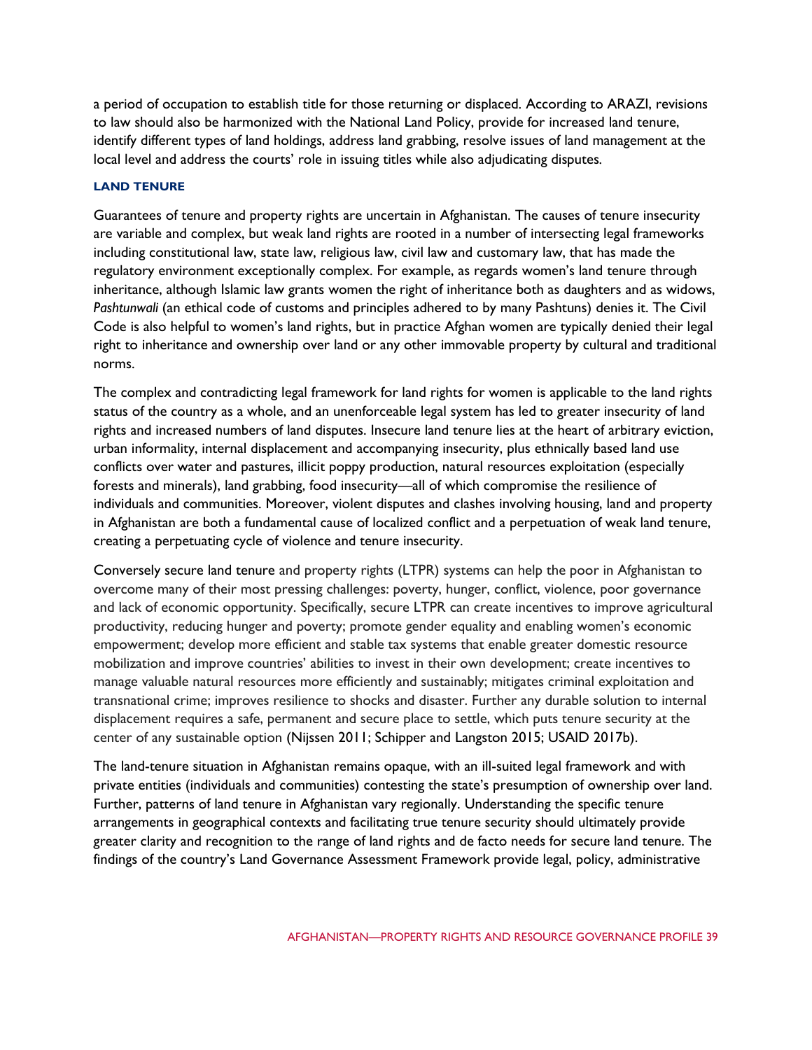a period of occupation to establish title for those returning or displaced. According to ARAZI, revisions to law should also be harmonized with the National Land Policy, provide for increased land tenure, identify different types of land holdings, address land grabbing, resolve issues of land management at the local level and address the courts' role in issuing titles while also adjudicating disputes.

### LAND TENURE

Guarantees of tenure and property rights are uncertain in Afghanistan. The causes of tenure insecurity are variable and complex, but weak land rights are rooted in a number of intersecting legal frameworks including constitutional law, state law, religious law, civil law and customary law, that has made the regulatory environment exceptionally complex. For example, as regards women's land tenure through inheritance, although Islamic law grants women the right of inheritance both as daughters and as widows, *Pashtunwali* (an ethical code of customs and principles adhered to by many Pashtuns) denies it. The Civil Code is also helpful to women's land rights, but in practice Afghan women are typically denied their legal right to inheritance and ownership over land or any other immovable property by cultural and traditional norms.

The complex and contradicting legal framework for land rights for women is applicable to the land rights status of the country as a whole, and an unenforceable legal system has led to greater insecurity of land rights and increased numbers of land disputes. Insecure land tenure lies at the heart of arbitrary eviction, urban informality, internal displacement and accompanying insecurity, plus ethnically based land use conflicts over water and pastures, illicit poppy production, natural resources exploitation (especially forests and minerals), land grabbing, food insecurity—all of which compromise the resilience of individuals and communities. Moreover, violent disputes and clashes involving housing, land and property in Afghanistan are both a fundamental cause of localized conflict and a perpetuation of weak land tenure, creating a perpetuating cycle of violence and tenure insecurity.

Conversely secure land tenure and property rights (LTPR) systems can help the poor in Afghanistan to overcome many of their most pressing challenges: poverty, hunger, conflict, violence, poor governance and lack of economic opportunity. Specifically, secure LTPR can create incentives to improve agricultural productivity, reducing hunger and poverty; promote gender equality and enabling women's economic empowerment; develop more efficient and stable tax systems that enable greater domestic resource mobilization and improve countries' abilities to invest in their own development; create incentives to manage valuable natural resources more efficiently and sustainably; mitigates criminal exploitation and transnational crime; improves resilience to shocks and disaster. Further any durable solution to internal displacement requires a safe, permanent and secure place to settle, which puts tenure security at the center of any sustainable option (Nijssen 2011; Schipper and Langston 2015; USAID 2017b).

The land-tenure situation in Afghanistan remains opaque, with an ill-suited legal framework and with private entities (individuals and communities) contesting the state's presumption of ownership over land. Further, patterns of land tenure in Afghanistan vary regionally. Understanding the specific tenure arrangements in geographical contexts and facilitating true tenure security should ultimately provide greater clarity and recognition to the range of land rights and de facto needs for secure land tenure. The findings of the country's Land Governance Assessment Framework provide legal, policy, administrative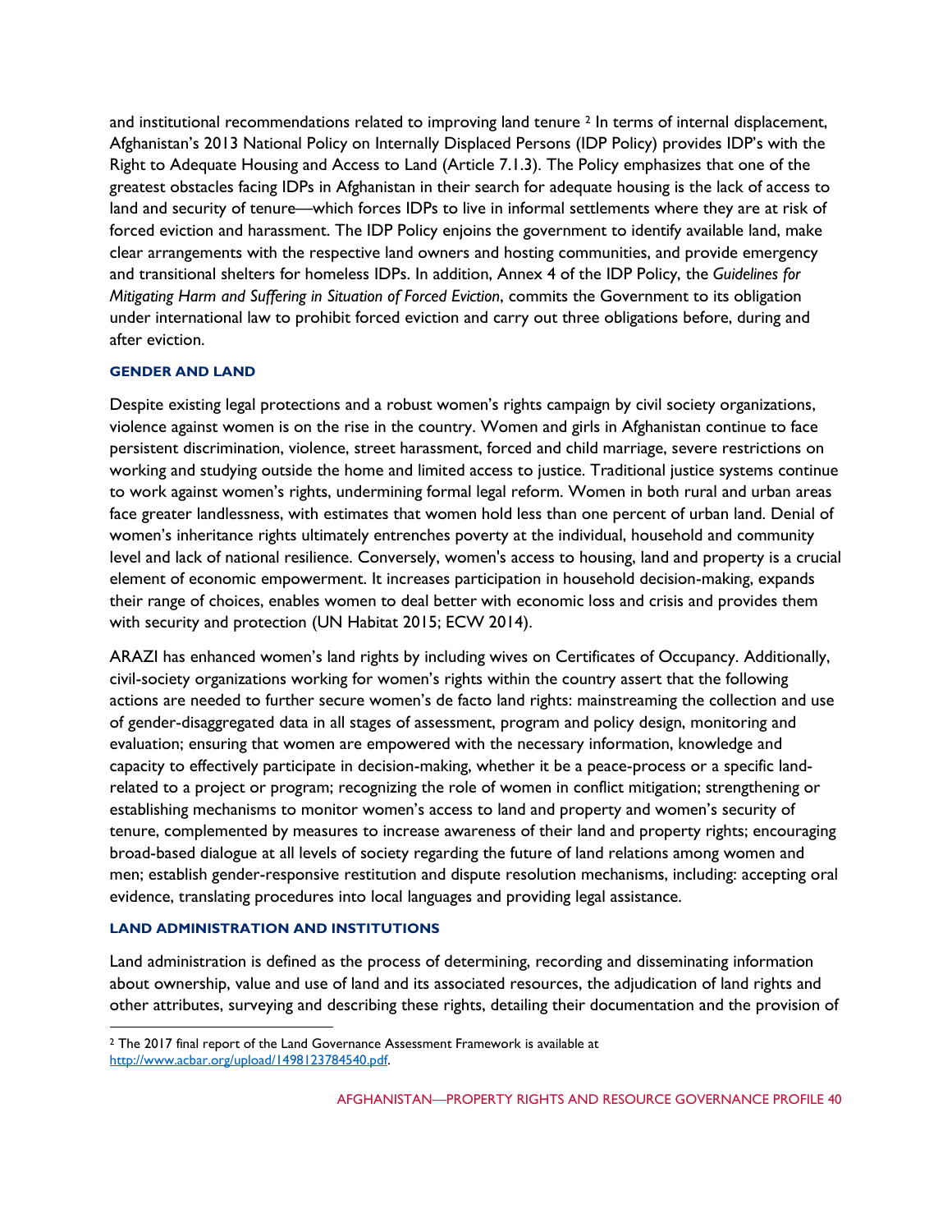and institutional recommendations related to improving land tenure [2] In terms of internal displacement, Afghanistan's 2013 National Policy on Internally Displaced Persons (IDP Policy) provides IDP's with the Right to Adequate Housing and Access to Land (Article 7.1.3). The Policy emphasizes that one of the greatest obstacles facing IDPs in Afghanistan in their search for adequate housing is the lack of access to land and security of tenure—which forces IDPs to live in informal settlements where they are at risk of forced eviction and harassment. The IDP Policy enjoins the government to identify available land, make clear arrangements with the respective land owners and hosting communities, and provide emergency and transitional shelters for homeless IDPs. In addition, Annex 4 of the IDP Policy, the *Guidelines for Mitigating Harm and Suffering in Situation of Forced Eviction*, commits the Government to its obligation under international law to prohibit forced eviction and carry out three obligations before, during and after eviction.

#### GENDER AND LAND

Despite existing legal protections and a robust women's rights campaign by civil society organizations, violence against women is on the rise in the country. Women and girls in Afghanistan continue to face persistent discrimination, violence, street harassment, forced and child marriage, severe restrictions on working and studying outside the home and limited access to justice. Traditional justice systems continue to work against women's rights, undermining formal legal reform. Women in both rural and urban areas face greater landlessness, with estimates that women hold less than one percent of urban land. Denial of women's inheritance rights ultimately entrenches poverty at the individual, household and community level and lack of national resilience. Conversely, women's access to housing, land and property is a crucial element of economic empowerment. It increases participation in household decision-making, expands their range of choices, enables women to deal better with economic loss and crisis and provides them with security and protection (UN Habitat 2015; ECW 2014).

ARAZI has enhanced women's land rights by including wives on Certificates of Occupancy. Additionally, civil-society organizations working for women's rights within the country assert that the following actions are needed to further secure women's de facto land rights: mainstreaming the collection and use of gender-disaggregated data in all stages of assessment, program and policy design, monitoring and evaluation; ensuring that women are empowered with the necessary information, knowledge and capacity to effectively participate in decision-making, whether it be a peace-process or a specific land-related to a project or program; recognizing the role of women in conflict mitigation; strengthening or establishing mechanisms to monitor women's access to land and property and women's security of tenure, complemented by measures to increase awareness of their land and property rights; encouraging broad-based dialogue at all levels of society regarding the future of land relations among women and men; establish gender-responsive restitution and dispute resolution mechanisms, including: accepting oral evidence, translating procedures into local languages and providing legal assistance.

#### LAND ADMINISTRATION AND INSTITUTIONS

Land administration is defined as the process of determining, recording and disseminating information about ownership, value and use of land and its associated resources, the adjudication of land rights and other attributes, surveying and describing these rights, detailing their documentation and the provision of

---

[2] The 2017 final report of the Land Governance Assessment Framework is available at http://www.acbar.org/upload/1498123784540.pdf.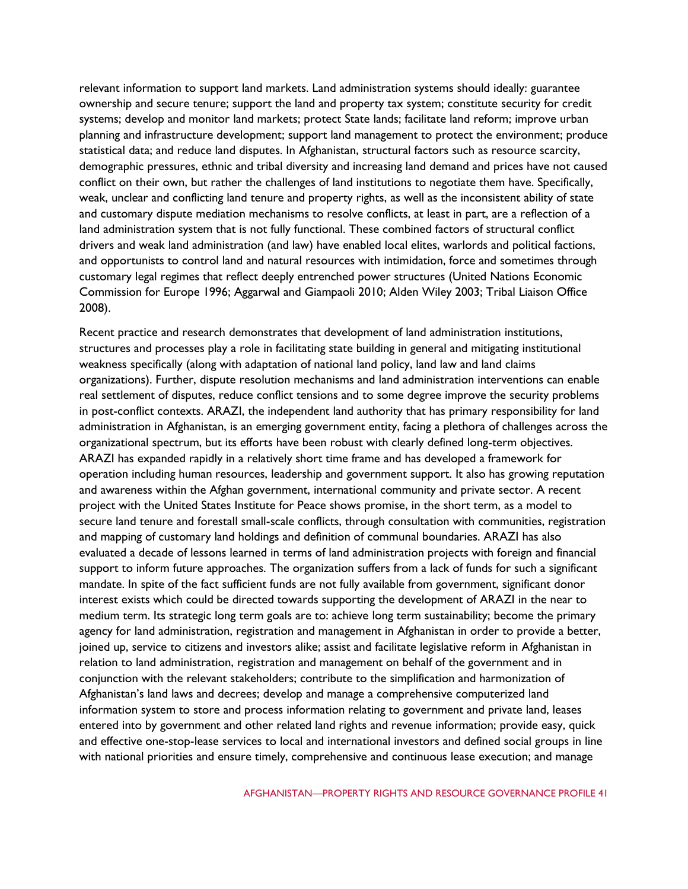relevant information to support land markets. Land administration systems should ideally: guarantee ownership and secure tenure; support the land and property tax system; constitute security for credit systems; develop and monitor land markets; protect State lands; facilitate land reform; improve urban planning and infrastructure development; support land management to protect the environment; produce statistical data; and reduce land disputes. In Afghanistan, structural factors such as resource scarcity, demographic pressures, ethnic and tribal diversity and increasing land demand and prices have not caused conflict on their own, but rather the challenges of land institutions to negotiate them have. Specifically, weak, unclear and conflicting land tenure and property rights, as well as the inconsistent ability of state and customary dispute mediation mechanisms to resolve conflicts, at least in part, are a reflection of a land administration system that is not fully functional. These combined factors of structural conflict drivers and weak land administration (and law) have enabled local elites, warlords and political factions, and opportunists to control land and natural resources with intimidation, force and sometimes through customary legal regimes that reflect deeply entrenched power structures (United Nations Economic Commission for Europe 1996; Aggarwal and Giampaoli 2010; Alden Wiley 2003; Tribal Liaison Office 2008).

Recent practice and research demonstrates that development of land administration institutions, structures and processes play a role in facilitating state building in general and mitigating institutional weakness specifically (along with adaptation of national land policy, land law and land claims organizations). Further, dispute resolution mechanisms and land administration interventions can enable real settlement of disputes, reduce conflict tensions and to some degree improve the security problems in post-conflict contexts. ARAZI, the independent land authority that has primary responsibility for land administration in Afghanistan, is an emerging government entity, facing a plethora of challenges across the organizational spectrum, but its efforts have been robust with clearly defined long-term objectives. ARAZI has expanded rapidly in a relatively short time frame and has developed a framework for operation including human resources, leadership and government support. It also has growing reputation and awareness within the Afghan government, international community and private sector. A recent project with the United States Institute for Peace shows promise, in the short term, as a model to secure land tenure and forestall small-scale conflicts, through consultation with communities, registration and mapping of customary land holdings and definition of communal boundaries. ARAZI has also evaluated a decade of lessons learned in terms of land administration projects with foreign and financial support to inform future approaches. The organization suffers from a lack of funds for such a significant mandate. In spite of the fact sufficient funds are not fully available from government, significant donor interest exists which could be directed towards supporting the development of ARAZI in the near to medium term. Its strategic long term goals are to: achieve long term sustainability; become the primary agency for land administration, registration and management in Afghanistan in order to provide a better, joined up, service to citizens and investors alike; assist and facilitate legislative reform in Afghanistan in relation to land administration, registration and management on behalf of the government and in conjunction with the relevant stakeholders; contribute to the simplification and harmonization of Afghanistan's land laws and decrees; develop and manage a comprehensive computerized land information system to store and process information relating to government and private land, leases entered into by government and other related land rights and revenue information; provide easy, quick and effective one-stop-lease services to local and international investors and defined social groups in line with national priorities and ensure timely, comprehensive and continuous lease execution; and manage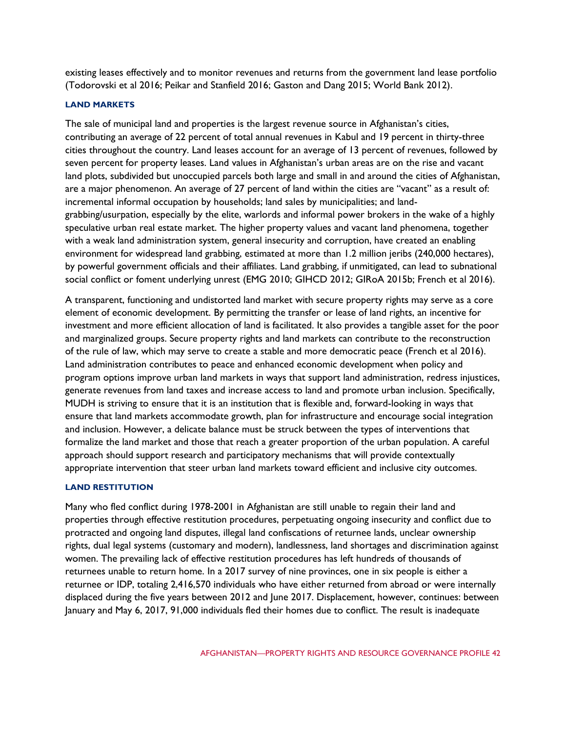existing leases effectively and to monitor revenues and returns from the government land lease portfolio (Todorovski et al 2016; Peikar and Stanfield 2016; Gaston and Dang 2015; World Bank 2012).

### LAND MARKETS

The sale of municipal land and properties is the largest revenue source in Afghanistan's cities, contributing an average of 22 percent of total annual revenues in Kabul and 19 percent in thirty-three cities throughout the country. Land leases account for an average of 13 percent of revenues, followed by seven percent for property leases. Land values in Afghanistan's urban areas are on the rise and vacant land plots, subdivided but unoccupied parcels both large and small in and around the cities of Afghanistan, are a major phenomenon. An average of 27 percent of land within the cities are "vacant" as a result of: incremental informal occupation by households; land sales by municipalities; and land-grabbing/usurpation, especially by the elite, warlords and informal power brokers in the wake of a highly speculative urban real estate market. The higher property values and vacant land phenomena, together with a weak land administration system, general insecurity and corruption, have created an enabling environment for widespread land grabbing, estimated at more than 1.2 million jeribs (240,000 hectares), by powerful government officials and their affiliates. Land grabbing, if unmitigated, can lead to subnational social conflict or foment underlying unrest (EMG 2010; GIHCD 2012; GIRoA 2015b; French et al 2016).

A transparent, functioning and undistorted land market with secure property rights may serve as a core element of economic development. By permitting the transfer or lease of land rights, an incentive for investment and more efficient allocation of land is facilitated. It also provides a tangible asset for the poor and marginalized groups. Secure property rights and land markets can contribute to the reconstruction of the rule of law, which may serve to create a stable and more democratic peace (French et al 2016). Land administration contributes to peace and enhanced economic development when policy and program options improve urban land markets in ways that support land administration, redress injustices, generate revenues from land taxes and increase access to land and promote urban inclusion. Specifically, MUDH is striving to ensure that it is an institution that is flexible and, forward-looking in ways that ensure that land markets accommodate growth, plan for infrastructure and encourage social integration and inclusion. However, a delicate balance must be struck between the types of interventions that formalize the land market and those that reach a greater proportion of the urban population. A careful approach should support research and participatory mechanisms that will provide contextually appropriate intervention that steer urban land markets toward efficient and inclusive city outcomes.

### LAND RESTITUTION

Many who fled conflict during 1978-2001 in Afghanistan are still unable to regain their land and properties through effective restitution procedures, perpetuating ongoing insecurity and conflict due to protracted and ongoing land disputes, illegal land confiscations of returnee lands, unclear ownership rights, dual legal systems (customary and modern), landlessness, land shortages and discrimination against women. The prevailing lack of effective restitution procedures has left hundreds of thousands of returnees unable to return home. In a 2017 survey of nine provinces, one in six people is either a returnee or IDP, totaling 2,416,570 individuals who have either returned from abroad or were internally displaced during the five years between 2012 and June 2017. Displacement, however, continues: between January and May 6, 2017, 91,000 individuals fled their homes due to conflict. The result is inadequate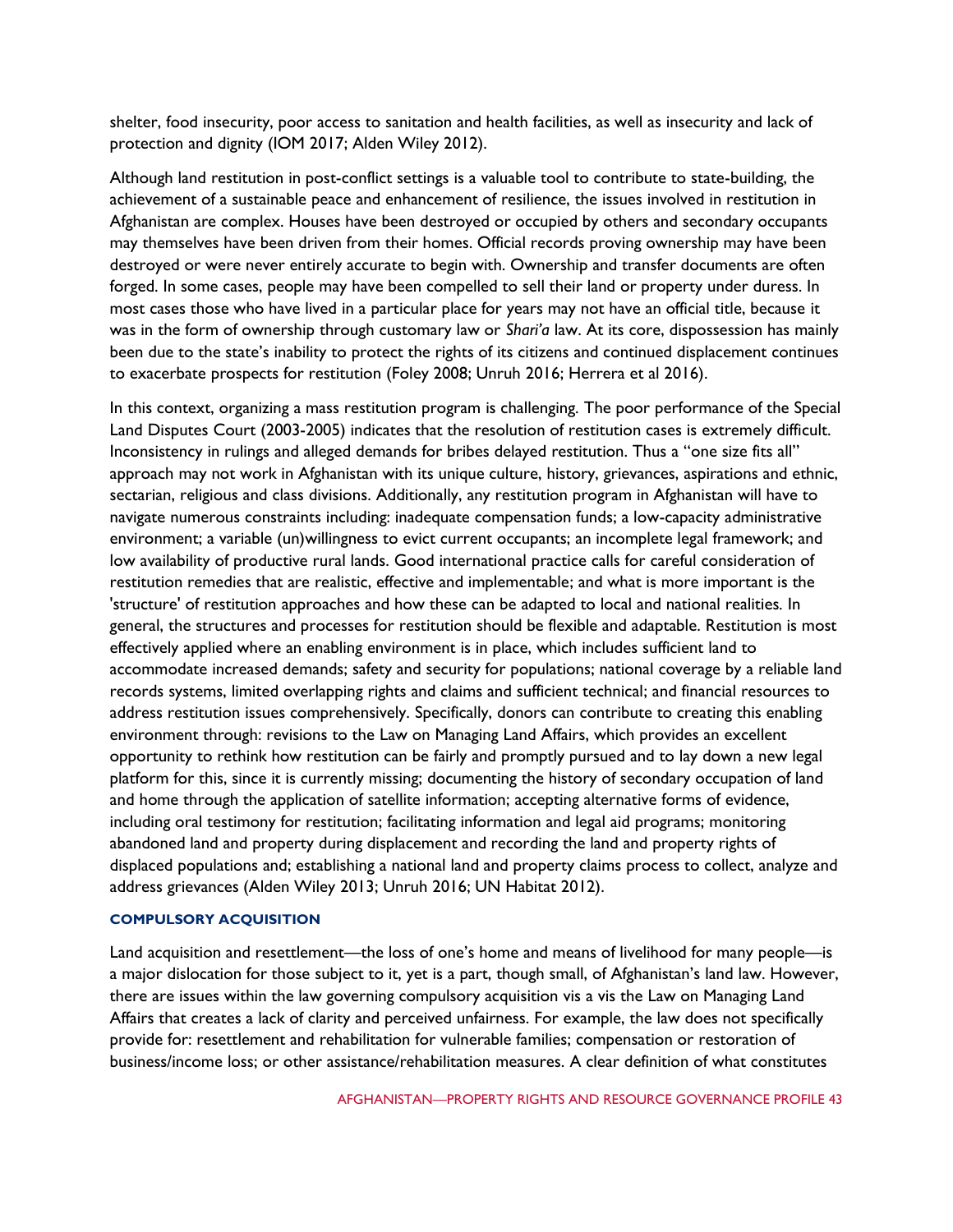shelter, food insecurity, poor access to sanitation and health facilities, as well as insecurity and lack of protection and dignity (IOM 2017; Alden Wiley 2012).

Although land restitution in post-conflict settings is a valuable tool to contribute to state-building, the achievement of a sustainable peace and enhancement of resilience, the issues involved in restitution in Afghanistan are complex. Houses have been destroyed or occupied by others and secondary occupants may themselves have been driven from their homes. Official records proving ownership may have been destroyed or were never entirely accurate to begin with. Ownership and transfer documents are often forged. In some cases, people may have been compelled to sell their land or property under duress. In most cases those who have lived in a particular place for years may not have an official title, because it was in the form of ownership through customary law or *Shari'a* law. At its core, dispossession has mainly been due to the state's inability to protect the rights of its citizens and continued displacement continues to exacerbate prospects for restitution (Foley 2008; Unruh 2016; Herrera et al 2016).

In this context, organizing a mass restitution program is challenging. The poor performance of the Special Land Disputes Court (2003-2005) indicates that the resolution of restitution cases is extremely difficult. Inconsistency in rulings and alleged demands for bribes delayed restitution. Thus a "one size fits all" approach may not work in Afghanistan with its unique culture, history, grievances, aspirations and ethnic, sectarian, religious and class divisions. Additionally, any restitution program in Afghanistan will have to navigate numerous constraints including: inadequate compensation funds; a low-capacity administrative environment; a variable (un)willingness to evict current occupants; an incomplete legal framework; and low availability of productive rural lands. Good international practice calls for careful consideration of restitution remedies that are realistic, effective and implementable; and what is more important is the 'structure' of restitution approaches and how these can be adapted to local and national realities. In general, the structures and processes for restitution should be flexible and adaptable. Restitution is most effectively applied where an enabling environment is in place, which includes sufficient land to accommodate increased demands; safety and security for populations; national coverage by a reliable land records systems, limited overlapping rights and claims and sufficient technical; and financial resources to address restitution issues comprehensively. Specifically, donors can contribute to creating this enabling environment through: revisions to the Law on Managing Land Affairs, which provides an excellent opportunity to rethink how restitution can be fairly and promptly pursued and to lay down a new legal platform for this, since it is currently missing; documenting the history of secondary occupation of land and home through the application of satellite information; accepting alternative forms of evidence, including oral testimony for restitution; facilitating information and legal aid programs; monitoring abandoned land and property during displacement and recording the land and property rights of displaced populations and; establishing a national land and property claims process to collect, analyze and address grievances (Alden Wiley 2013; Unruh 2016; UN Habitat 2012).

### COMPULSORY ACQUISITION

Land acquisition and resettlement—the loss of one's home and means of livelihood for many people—is a major dislocation for those subject to it, yet is a part, though small, of Afghanistan's land law. However, there are issues within the law governing compulsory acquisition vis a vis the Law on Managing Land Affairs that creates a lack of clarity and perceived unfairness. For example, the law does not specifically provide for: resettlement and rehabilitation for vulnerable families; compensation or restoration of business/income loss; or other assistance/rehabilitation measures. A clear definition of what constitutes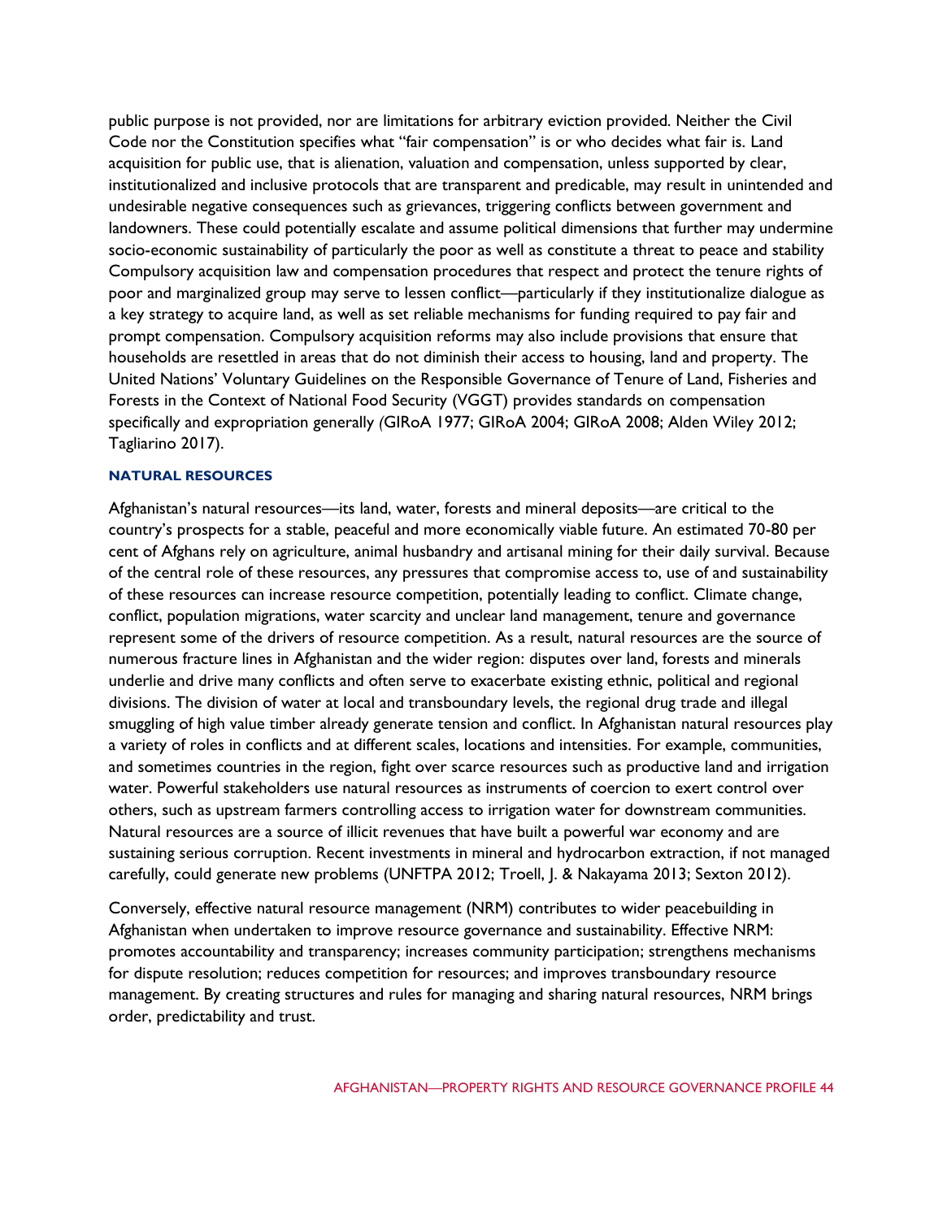public purpose is not provided, nor are limitations for arbitrary eviction provided. Neither the Civil Code nor the Constitution specifies what "fair compensation" is or who decides what fair is. Land acquisition for public use, that is alienation, valuation and compensation, unless supported by clear, institutionalized and inclusive protocols that are transparent and predicable, may result in unintended and undesirable negative consequences such as grievances, triggering conflicts between government and landowners. These could potentially escalate and assume political dimensions that further may undermine socio-economic sustainability of particularly the poor as well as constitute a threat to peace and stability Compulsory acquisition law and compensation procedures that respect and protect the tenure rights of poor and marginalized group may serve to lessen conflict—particularly if they institutionalize dialogue as a key strategy to acquire land, as well as set reliable mechanisms for funding required to pay fair and prompt compensation. Compulsory acquisition reforms may also include provisions that ensure that households are resettled in areas that do not diminish their access to housing, land and property. The United Nations' Voluntary Guidelines on the Responsible Governance of Tenure of Land, Fisheries and Forests in the Context of National Food Security (VGGT) provides standards on compensation specifically and expropriation generally *(*GIRoA 1977; GIRoA 2004; GIRoA 2008; Alden Wiley 2012; Tagliarino 2017).

### NATURAL RESOURCES

Afghanistan's natural resources—its land, water, forests and mineral deposits—are critical to the country's prospects for a stable, peaceful and more economically viable future. An estimated 70-80 per cent of Afghans rely on agriculture, animal husbandry and artisanal mining for their daily survival. Because of the central role of these resources, any pressures that compromise access to, use of and sustainability of these resources can increase resource competition, potentially leading to conflict. Climate change, conflict, population migrations, water scarcity and unclear land management, tenure and governance represent some of the drivers of resource competition. As a result, natural resources are the source of numerous fracture lines in Afghanistan and the wider region: disputes over land, forests and minerals underlie and drive many conflicts and often serve to exacerbate existing ethnic, political and regional divisions. The division of water at local and transboundary levels, the regional drug trade and illegal smuggling of high value timber already generate tension and conflict. In Afghanistan natural resources play a variety of roles in conflicts and at different scales, locations and intensities. For example, communities, and sometimes countries in the region, fight over scarce resources such as productive land and irrigation water. Powerful stakeholders use natural resources as instruments of coercion to exert control over others, such as upstream farmers controlling access to irrigation water for downstream communities. Natural resources are a source of illicit revenues that have built a powerful war economy and are sustaining serious corruption. Recent investments in mineral and hydrocarbon extraction, if not managed carefully, could generate new problems (UNFTPA 2012; Troell, J. & Nakayama 2013; Sexton 2012).

Conversely, effective natural resource management (NRM) contributes to wider peacebuilding in Afghanistan when undertaken to improve resource governance and sustainability. Effective NRM: promotes accountability and transparency; increases community participation; strengthens mechanisms for dispute resolution; reduces competition for resources; and improves transboundary resource management. By creating structures and rules for managing and sharing natural resources, NRM brings order, predictability and trust.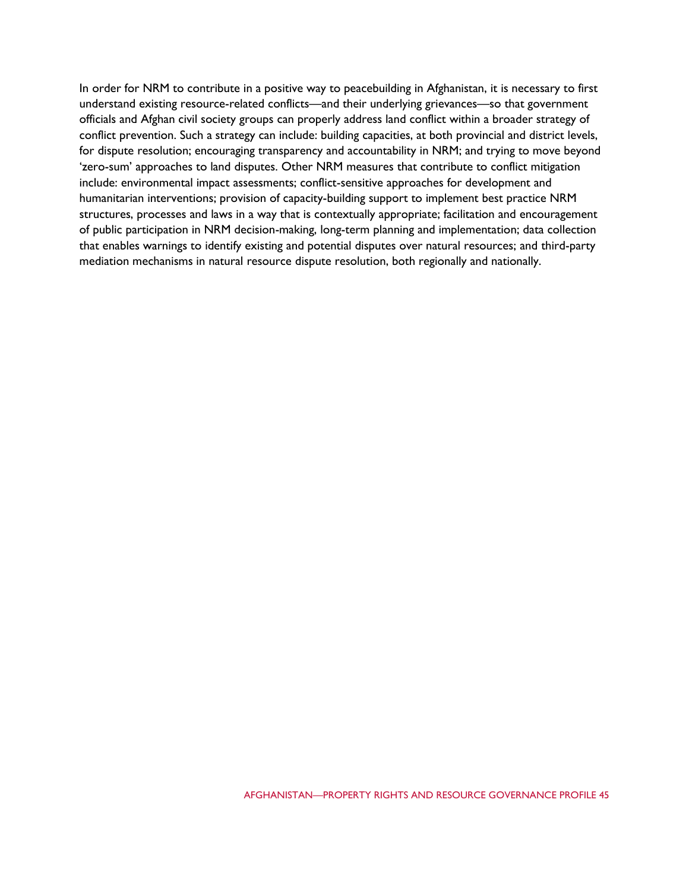In order for NRM to contribute in a positive way to peacebuilding in Afghanistan, it is necessary to first understand existing resource-related conflicts—and their underlying grievances—so that government officials and Afghan civil society groups can properly address land conflict within a broader strategy of conflict prevention. Such a strategy can include: building capacities, at both provincial and district levels, for dispute resolution; encouraging transparency and accountability in NRM; and trying to move beyond 'zero-sum' approaches to land disputes. Other NRM measures that contribute to conflict mitigation include: environmental impact assessments; conflict-sensitive approaches for development and humanitarian interventions; provision of capacity-building support to implement best practice NRM structures, processes and laws in a way that is contextually appropriate; facilitation and encouragement of public participation in NRM decision-making, long-term planning and implementation; data collection that enables warnings to identify existing and potential disputes over natural resources; and third-party mediation mechanisms in natural resource dispute resolution, both regionally and nationally.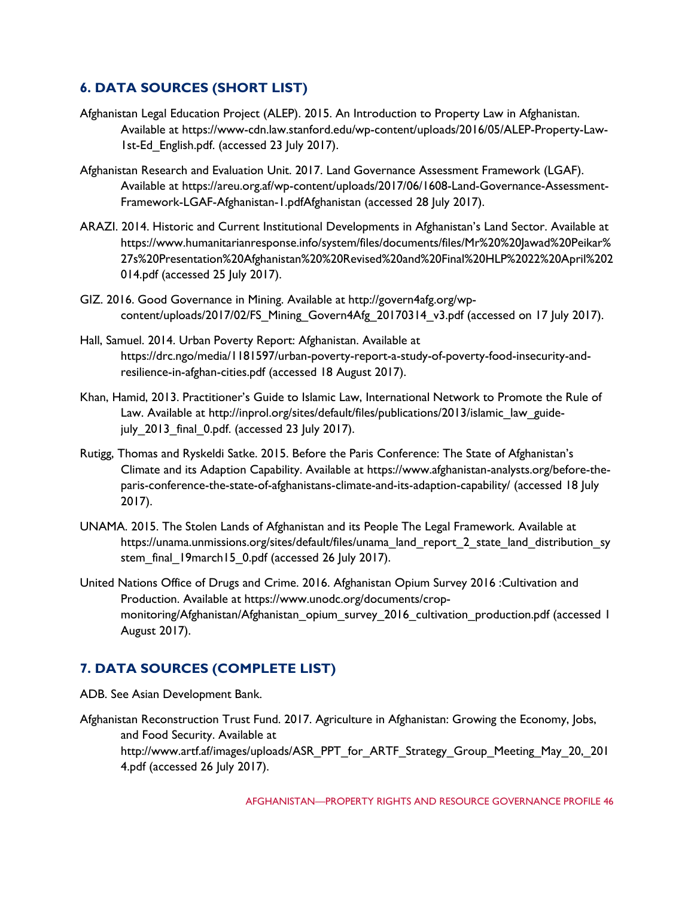## 6. DATA SOURCES (SHORT LIST)

Afghanistan Legal Education Project (ALEP). 2015. An Introduction to Property Law in Afghanistan. Available at https://www-cdn.law.stanford.edu/wp-content/uploads/2016/05/ALEP-Property-Law-1st-Ed_English.pdf. (accessed 23 July 2017).

Afghanistan Research and Evaluation Unit. 2017. Land Governance Assessment Framework (LGAF). Available at https://areu.org.af/wp-content/uploads/2017/06/1608-Land-Governance-Assessment-Framework-LGAF-Afghanistan-1.pdfAfghanistan (accessed 28 July 2017).

ARAZI. 2014. Historic and Current Institutional Developments in Afghanistan's Land Sector. Available at https://www.humanitarianresponse.info/system/files/documents/files/Mr%20%20Jawad%20Peikar%27s%20Presentation%20Afghanistan%20%20Revised%20and%20Final%20HLP%2022%20April%202014.pdf (accessed 25 July 2017).

GIZ. 2016. Good Governance in Mining. Available at http://govern4afg.org/wp-content/uploads/2017/02/FS_Mining_Govern4Afg_20170314_v3.pdf (accessed on 17 July 2017).

Hall, Samuel. 2014. Urban Poverty Report: Afghanistan. Available at https://drc.ngo/media/1181597/urban-poverty-report-a-study-of-poverty-food-insecurity-and-resilience-in-afghan-cities.pdf (accessed 18 August 2017).

Khan, Hamid, 2013. Practitioner's Guide to Islamic Law, International Network to Promote the Rule of Law. Available at http://inprol.org/sites/default/files/publications/2013/islamic_law_guide-july_2013_final_0.pdf. (accessed 23 July 2017).

Rutigg, Thomas and Ryskeldi Satke. 2015. Before the Paris Conference: The State of Afghanistan's Climate and its Adaption Capability. Available at https://www.afghanistan-analysts.org/before-the-paris-conference-the-state-of-afghanistans-climate-and-its-adaption-capability/ (accessed 18 July 2017).

UNAMA. 2015. The Stolen Lands of Afghanistan and its People The Legal Framework. Available at https://unama.unmissions.org/sites/default/files/unama_land_report_2_state_land_distribution_system_final_19march15_0.pdf (accessed 26 July 2017).

United Nations Office of Drugs and Crime. 2016. Afghanistan Opium Survey 2016 :Cultivation and Production. Available at https://www.unodc.org/documents/crop-monitoring/Afghanistan/Afghanistan_opium_survey_2016_cultivation_production.pdf (accessed 1 August 2017).

## 7. DATA SOURCES (COMPLETE LIST)

ADB. See Asian Development Bank.

Afghanistan Reconstruction Trust Fund. 2017. Agriculture in Afghanistan: Growing the Economy, Jobs, and Food Security. Available at http://www.artf.af/images/uploads/ASR_PPT_for_ARTF_Strategy_Group_Meeting_May_20,_2014.pdf (accessed 26 July 2017).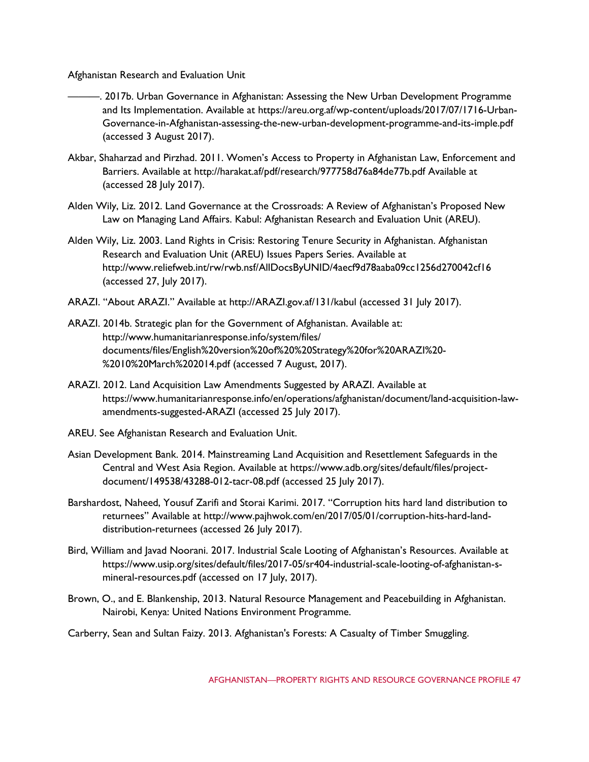Afghanistan Research and Evaluation Unit

———. 2017b. Urban Governance in Afghanistan: Assessing the New Urban Development Programme and Its Implementation. Available at https://areu.org.af/wp-content/uploads/2017/07/1716-Urban-Governance-in-Afghanistan-assessing-the-new-urban-development-programme-and-its-imple.pdf (accessed 3 August 2017).

Akbar, Shaharzad and Pirzhad. 2011. Women's Access to Property in Afghanistan Law, Enforcement and Barriers. Available at http://harakat.af/pdf/research/977758d76a84de77b.pdf Available at (accessed 28 July 2017).

Alden Wily, Liz. 2012. Land Governance at the Crossroads: A Review of Afghanistan's Proposed New Law on Managing Land Affairs. Kabul: Afghanistan Research and Evaluation Unit (AREU).

Alden Wily, Liz. 2003. Land Rights in Crisis: Restoring Tenure Security in Afghanistan. Afghanistan Research and Evaluation Unit (AREU) Issues Papers Series. Available at http://www.reliefweb.int/rw/rwb.nsf/AllDocsByUNID/4aecf9d78aaba09cc1256d270042cf16 (accessed 27, July 2017).

ARAZI. "About ARAZI." Available at http://ARAZI.gov.af/131/kabul (accessed 31 July 2017).

ARAZI. 2014b. Strategic plan for the Government of Afghanistan. Available at: http://www.humanitarianresponse.info/system/files/documents/files/English%20version%20of%20%20Strategy%20for%20ARAZI%20-%2010%20March%202014.pdf (accessed 7 August, 2017).

ARAZI. 2012. Land Acquisition Law Amendments Suggested by ARAZI. Available at https://www.humanitarianresponse.info/en/operations/afghanistan/document/land-acquisition-law-amendments-suggested-ARAZI (accessed 25 July 2017).

AREU. See Afghanistan Research and Evaluation Unit.

Asian Development Bank. 2014. Mainstreaming Land Acquisition and Resettlement Safeguards in the Central and West Asia Region. Available at https://www.adb.org/sites/default/files/project-document/149538/43288-012-tacr-08.pdf (accessed 25 July 2017).

Barshardost, Naheed, Yousuf Zarifi and Storai Karimi. 2017. "Corruption hits hard land distribution to returnees" Available at http://www.pajhwok.com/en/2017/05/01/corruption-hits-hard-land-distribution-returnees (accessed 26 July 2017).

Bird, William and Javad Noorani. 2017. Industrial Scale Looting of Afghanistan's Resources. Available at https://www.usip.org/sites/default/files/2017-05/sr404-industrial-scale-looting-of-afghanistan-s-mineral-resources.pdf (accessed on 17 July, 2017).

Brown, O., and E. Blankenship, 2013. Natural Resource Management and Peacebuilding in Afghanistan. Nairobi, Kenya: United Nations Environment Programme.

Carberry, Sean and Sultan Faizy. 2013. Afghanistan's Forests: A Casualty of Timber Smuggling.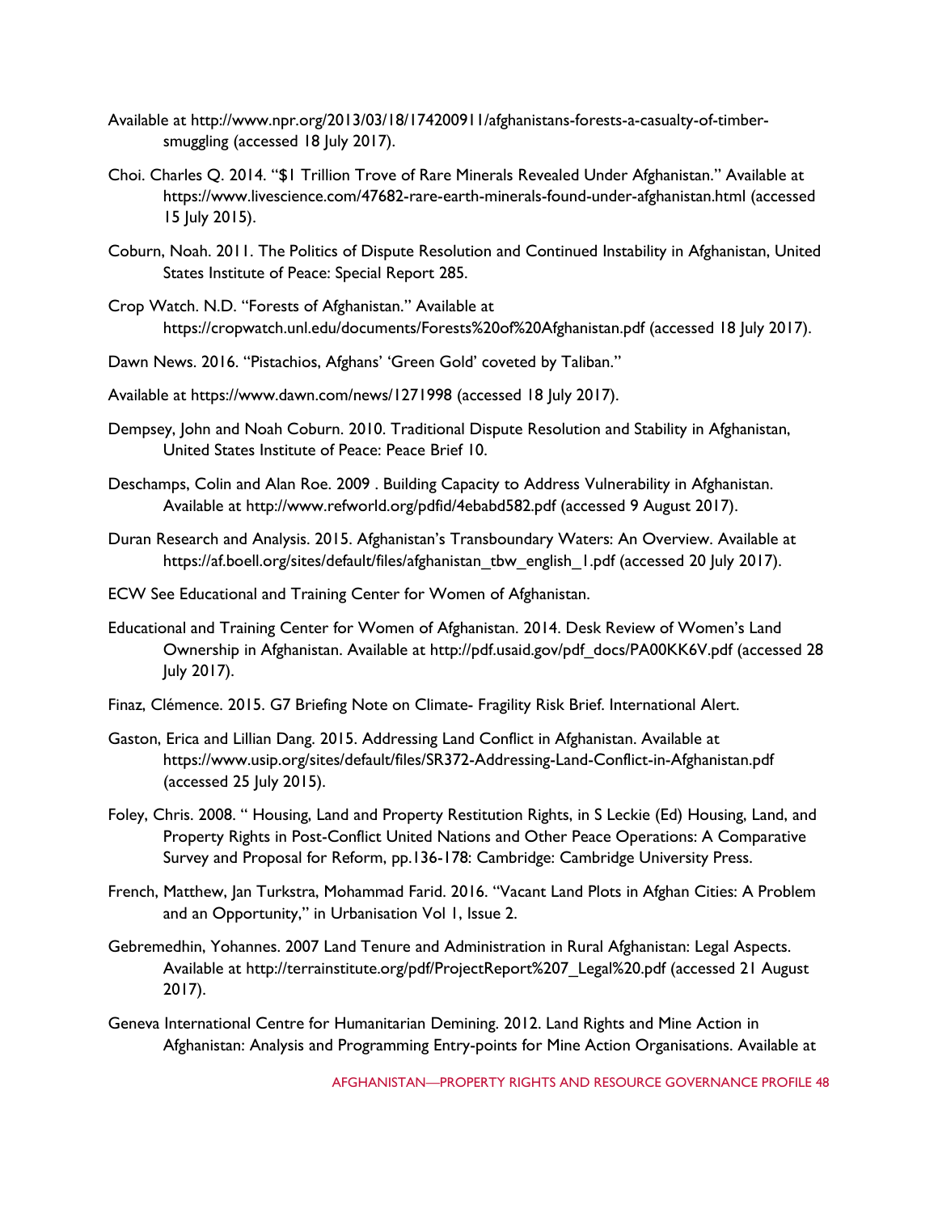Available at http://www.npr.org/2013/03/18/174200911/afghanistans-forests-a-casualty-of-timber-smuggling (accessed 18 July 2017).

Choi. Charles Q. 2014. "$1 Trillion Trove of Rare Minerals Revealed Under Afghanistan." Available at https://www.livescience.com/47682-rare-earth-minerals-found-under-afghanistan.html (accessed 15 July 2015).

Coburn, Noah. 2011. The Politics of Dispute Resolution and Continued Instability in Afghanistan, United States Institute of Peace: Special Report 285.

Crop Watch. N.D. "Forests of Afghanistan." Available at https://cropwatch.unl.edu/documents/Forests%20of%20Afghanistan.pdf (accessed 18 July 2017).

Dawn News. 2016. "Pistachios, Afghans' 'Green Gold' coveted by Taliban."

Available at https://www.dawn.com/news/1271998 (accessed 18 July 2017).

Dempsey, John and Noah Coburn. 2010. Traditional Dispute Resolution and Stability in Afghanistan, United States Institute of Peace: Peace Brief 10.

Deschamps, Colin and Alan Roe. 2009 . Building Capacity to Address Vulnerability in Afghanistan. Available at http://www.refworld.org/pdfid/4ebabd582.pdf (accessed 9 August 2017).

Duran Research and Analysis. 2015. Afghanistan's Transboundary Waters: An Overview. Available at https://af.boell.org/sites/default/files/afghanistan_tbw_english_1.pdf (accessed 20 July 2017).

ECW See Educational and Training Center for Women of Afghanistan.

Educational and Training Center for Women of Afghanistan. 2014. Desk Review of Women's Land Ownership in Afghanistan. Available at http://pdf.usaid.gov/pdf_docs/PA00KK6V.pdf (accessed 28 July 2017).

Finaz, Clémence. 2015. G7 Briefing Note on Climate- Fragility Risk Brief. International Alert.

Gaston, Erica and Lillian Dang. 2015. Addressing Land Conflict in Afghanistan. Available at https://www.usip.org/sites/default/files/SR372-Addressing-Land-Conflict-in-Afghanistan.pdf (accessed 25 July 2015).

Foley, Chris. 2008. " Housing, Land and Property Restitution Rights, in S Leckie (Ed) Housing, Land, and Property Rights in Post-Conflict United Nations and Other Peace Operations: A Comparative Survey and Proposal for Reform, pp.136-178: Cambridge: Cambridge University Press.

French, Matthew, Jan Turkstra, Mohammad Farid. 2016. "Vacant Land Plots in Afghan Cities: A Problem and an Opportunity," in Urbanisation Vol 1, Issue 2.

Gebremedhin, Yohannes. 2007 Land Tenure and Administration in Rural Afghanistan: Legal Aspects. Available at http://terrainstitute.org/pdf/ProjectReport%207_Legal%20.pdf (accessed 21 August 2017).

Geneva International Centre for Humanitarian Demining. 2012. Land Rights and Mine Action in Afghanistan: Analysis and Programming Entry-points for Mine Action Organisations. Available at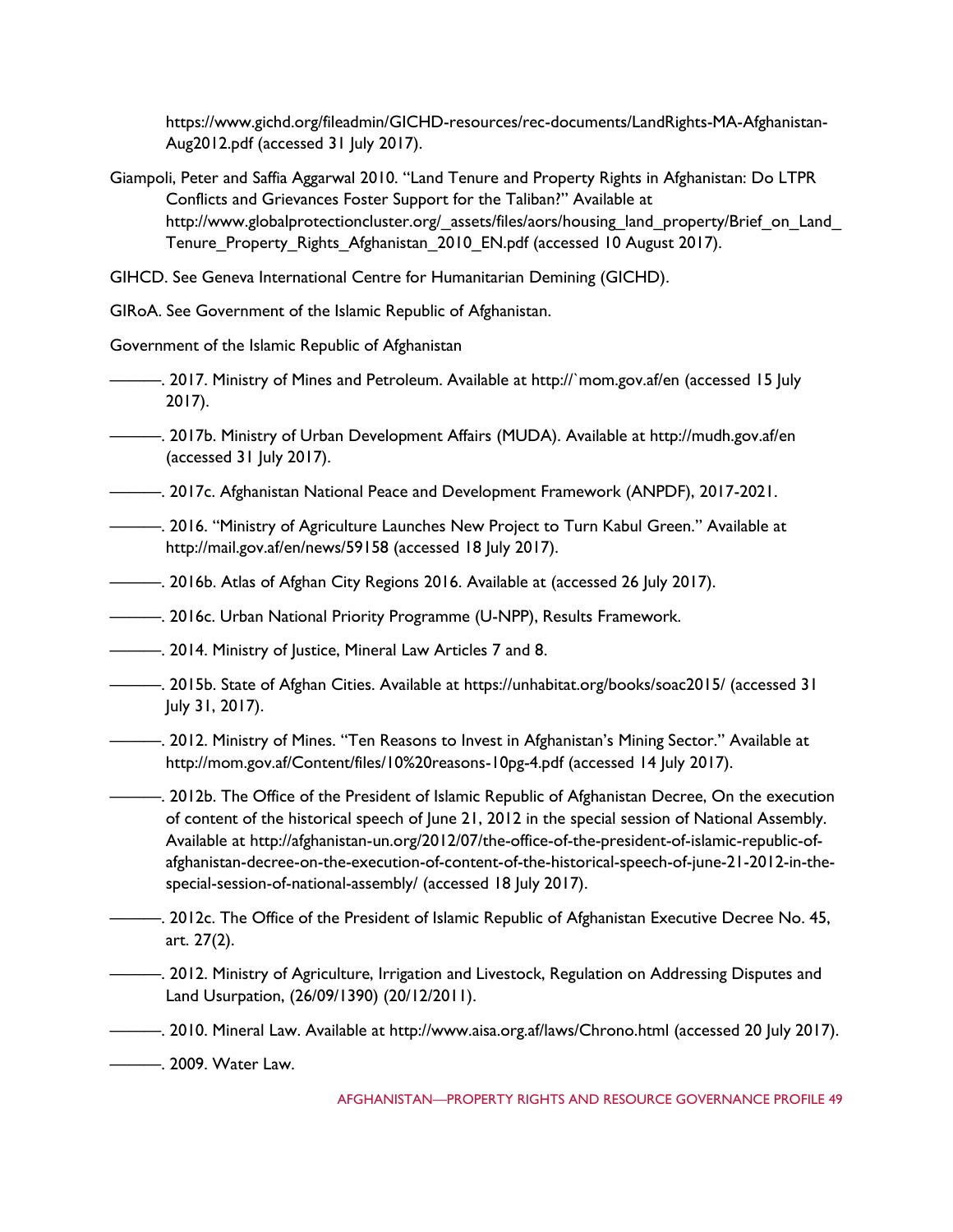https://www.gichd.org/fileadmin/GICHD-resources/rec-documents/LandRights-MA-Afghanistan-Aug2012.pdf (accessed 31 July 2017).

Giampoli, Peter and Saffia Aggarwal 2010. "Land Tenure and Property Rights in Afghanistan: Do LTPR Conflicts and Grievances Foster Support for the Taliban?" Available at http://www.globalprotectioncluster.org/_assets/files/aors/housing_land_property/Brief_on_Land_Tenure_Property_Rights_Afghanistan_2010_EN.pdf (accessed 10 August 2017).

GIHCD. See Geneva International Centre for Humanitarian Demining (GICHD).

GIRoA. See Government of the Islamic Republic of Afghanistan.

Government of the Islamic Republic of Afghanistan

———. 2017. Ministry of Mines and Petroleum. Available at http://`mom.gov.af/en (accessed 15 July 2017).

———. 2017b. Ministry of Urban Development Affairs (MUDA). Available at http://mudh.gov.af/en (accessed 31 July 2017).

———. 2017c. Afghanistan National Peace and Development Framework (ANPDF), 2017-2021.

———. 2016. "Ministry of Agriculture Launches New Project to Turn Kabul Green." Available at http://mail.gov.af/en/news/59158 (accessed 18 July 2017).

———. 2016b. Atlas of Afghan City Regions 2016. Available at (accessed 26 July 2017).

———. 2016c. Urban National Priority Programme (U-NPP), Results Framework.

———. 2014. Ministry of Justice, Mineral Law Articles 7 and 8.

———. 2015b. State of Afghan Cities. Available at https://unhabitat.org/books/soac2015/ (accessed 31 July 31, 2017).

———. 2012. Ministry of Mines. "Ten Reasons to Invest in Afghanistan's Mining Sector." Available at http://mom.gov.af/Content/files/10%20reasons-10pg-4.pdf (accessed 14 July 2017).

———. 2012b. The Office of the President of Islamic Republic of Afghanistan Decree, On the execution of content of the historical speech of June 21, 2012 in the special session of National Assembly. Available at http://afghanistan-un.org/2012/07/the-office-of-the-president-of-islamic-republic-of-afghanistan-decree-on-the-execution-of-content-of-the-historical-speech-of-june-21-2012-in-the-special-session-of-national-assembly/ (accessed 18 July 2017).

———. 2012c. The Office of the President of Islamic Republic of Afghanistan Executive Decree No. 45, art. 27(2).

———. 2012. Ministry of Agriculture, Irrigation and Livestock, Regulation on Addressing Disputes and Land Usurpation, (26/09/1390) (20/12/2011).

———. 2010. Mineral Law. Available at http://www.aisa.org.af/laws/Chrono.html (accessed 20 July 2017).

———. 2009. Water Law.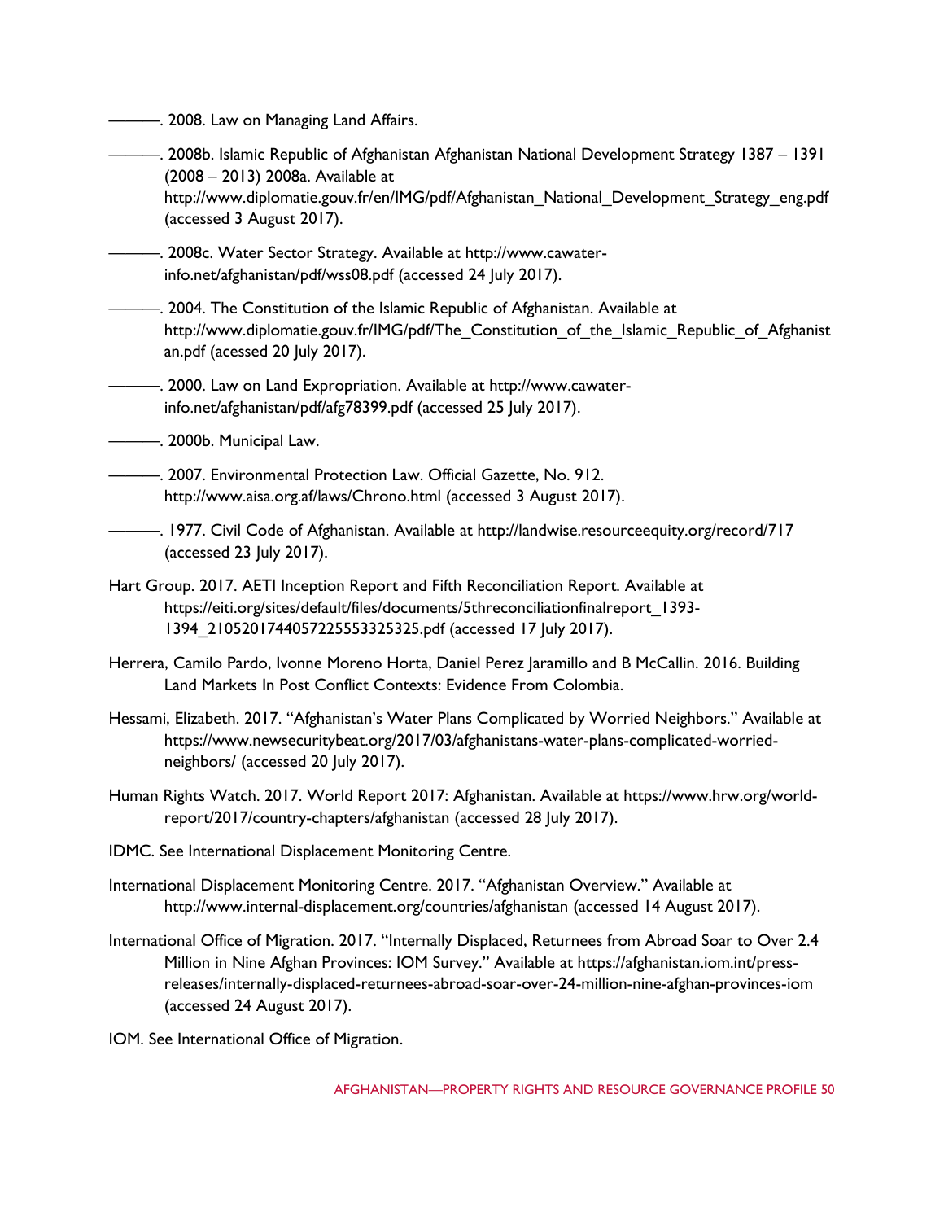———. 2008. Law on Managing Land Affairs.

———. 2008b. Islamic Republic of Afghanistan Afghanistan National Development Strategy 1387 – 1391 (2008 – 2013) 2008a. Available at http://www.diplomatie.gouv.fr/en/IMG/pdf/Afghanistan_National_Development_Strategy_eng.pdf (accessed 3 August 2017).

———. 2008c. Water Sector Strategy. Available at http://www.cawater-info.net/afghanistan/pdf/wss08.pdf (accessed 24 July 2017).

———. 2004. The Constitution of the Islamic Republic of Afghanistan. Available at http://www.diplomatie.gouv.fr/IMG/pdf/The_Constitution_of_the_Islamic_Republic_of_Afghanistan.pdf (acessed 20 July 2017).

———. 2000. Law on Land Expropriation. Available at http://www.cawater-info.net/afghanistan/pdf/afg78399.pdf (accessed 25 July 2017).

———. 2000b. Municipal Law.

———. 2007. Environmental Protection Law. Official Gazette, No. 912. http://www.aisa.org.af/laws/Chrono.html (accessed 3 August 2017).

———. 1977. Civil Code of Afghanistan. Available at http://landwise.resourceequity.org/record/717 (accessed 23 July 2017).

Hart Group. 2017. AETI Inception Report and Fifth Reconciliation Report. Available at https://eiti.org/sites/default/files/documents/5threconciliationfinalreport_1393-1394_2105201744057225553325325.pdf (accessed 17 July 2017).

Herrera, Camilo Pardo, Ivonne Moreno Horta, Daniel Perez Jaramillo and B McCallin. 2016. Building Land Markets In Post Conflict Contexts: Evidence From Colombia.

Hessami, Elizabeth. 2017. "Afghanistan's Water Plans Complicated by Worried Neighbors." Available at https://www.newsecuritybeat.org/2017/03/afghanistans-water-plans-complicated-worried-neighbors/ (accessed 20 July 2017).

Human Rights Watch. 2017. World Report 2017: Afghanistan. Available at https://www.hrw.org/world-report/2017/country-chapters/afghanistan (accessed 28 July 2017).

IDMC. See International Displacement Monitoring Centre.

International Displacement Monitoring Centre. 2017. "Afghanistan Overview." Available at http://www.internal-displacement.org/countries/afghanistan (accessed 14 August 2017).

International Office of Migration. 2017. "Internally Displaced, Returnees from Abroad Soar to Over 2.4 Million in Nine Afghan Provinces: IOM Survey." Available at https://afghanistan.iom.int/press-releases/internally-displaced-returnees-abroad-soar-over-24-million-nine-afghan-provinces-iom (accessed 24 August 2017).

IOM. See International Office of Migration.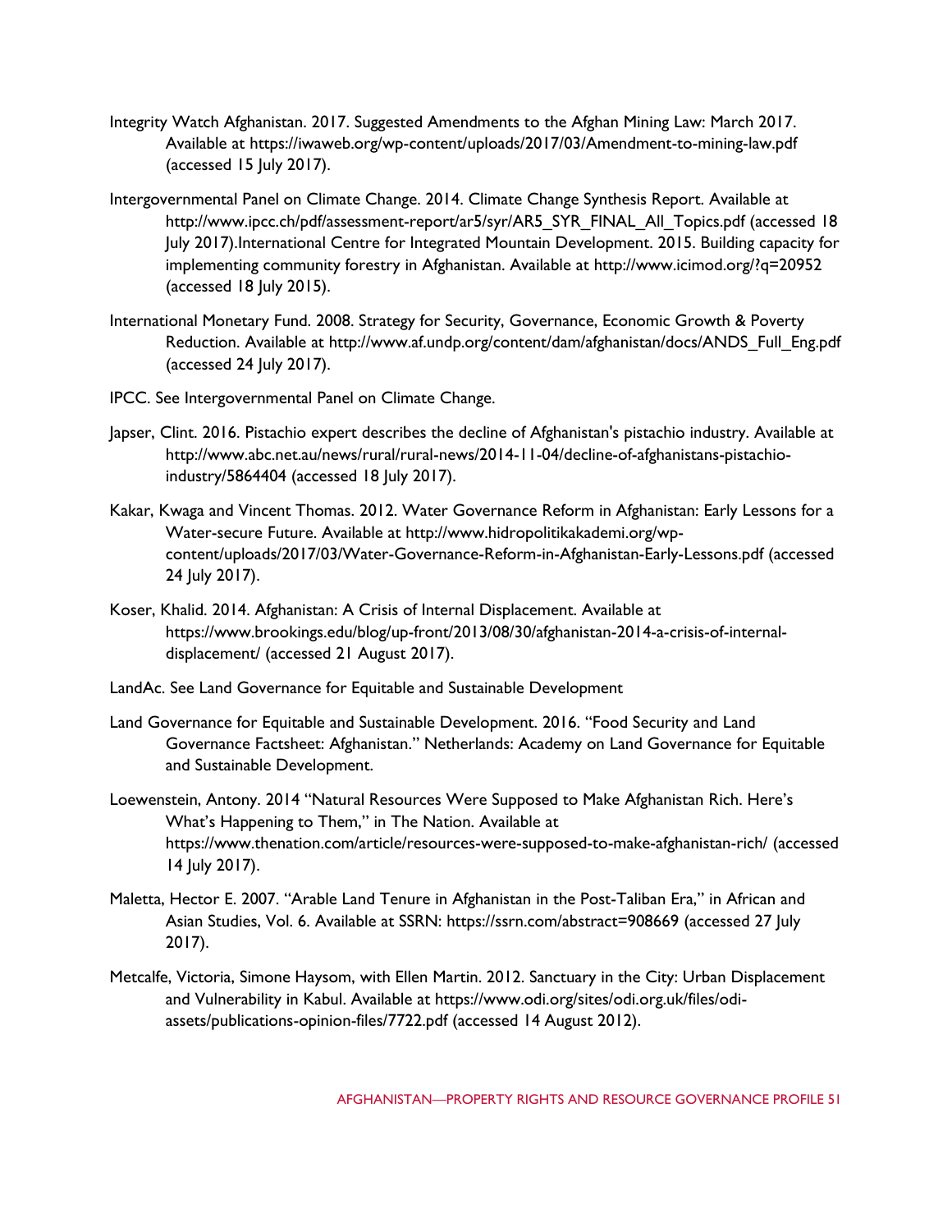Integrity Watch Afghanistan. 2017. Suggested Amendments to the Afghan Mining Law: March 2017. Available at https://iwaweb.org/wp-content/uploads/2017/03/Amendment-to-mining-law.pdf (accessed 15 July 2017).

Intergovernmental Panel on Climate Change. 2014. Climate Change Synthesis Report. Available at http://www.ipcc.ch/pdf/assessment-report/ar5/syr/AR5_SYR_FINAL_All_Topics.pdf (accessed 18 July 2017).International Centre for Integrated Mountain Development. 2015. Building capacity for implementing community forestry in Afghanistan. Available at http://www.icimod.org/?q=20952 (accessed 18 July 2015).

International Monetary Fund. 2008. Strategy for Security, Governance, Economic Growth & Poverty Reduction. Available at http://www.af.undp.org/content/dam/afghanistan/docs/ANDS_Full_Eng.pdf (accessed 24 July 2017).

IPCC. See Intergovernmental Panel on Climate Change.

Japser, Clint. 2016. Pistachio expert describes the decline of Afghanistan's pistachio industry. Available at http://www.abc.net.au/news/rural/rural-news/2014-11-04/decline-of-afghanistans-pistachio-industry/5864404 (accessed 18 July 2017).

Kakar, Kwaga and Vincent Thomas. 2012. Water Governance Reform in Afghanistan: Early Lessons for a Water-secure Future. Available at http://www.hidropolitikakademi.org/wp-content/uploads/2017/03/Water-Governance-Reform-in-Afghanistan-Early-Lessons.pdf (accessed 24 July 2017).

Koser, Khalid. 2014. Afghanistan: A Crisis of Internal Displacement. Available at https://www.brookings.edu/blog/up-front/2013/08/30/afghanistan-2014-a-crisis-of-internal-displacement/ (accessed 21 August 2017).

LandAc. See Land Governance for Equitable and Sustainable Development

Land Governance for Equitable and Sustainable Development. 2016. "Food Security and Land Governance Factsheet: Afghanistan." Netherlands: Academy on Land Governance for Equitable and Sustainable Development.

Loewenstein, Antony. 2014 "Natural Resources Were Supposed to Make Afghanistan Rich. Here's What's Happening to Them," in The Nation. Available at https://www.thenation.com/article/resources-were-supposed-to-make-afghanistan-rich/ (accessed 14 July 2017).

Maletta, Hector E. 2007. "Arable Land Tenure in Afghanistan in the Post-Taliban Era," in African and Asian Studies, Vol. 6. Available at SSRN: https://ssrn.com/abstract=908669 (accessed 27 July 2017).

Metcalfe, Victoria, Simone Haysom, with Ellen Martin. 2012. Sanctuary in the City: Urban Displacement and Vulnerability in Kabul. Available at https://www.odi.org/sites/odi.org.uk/files/odi-assets/publications-opinion-files/7722.pdf (accessed 14 August 2012).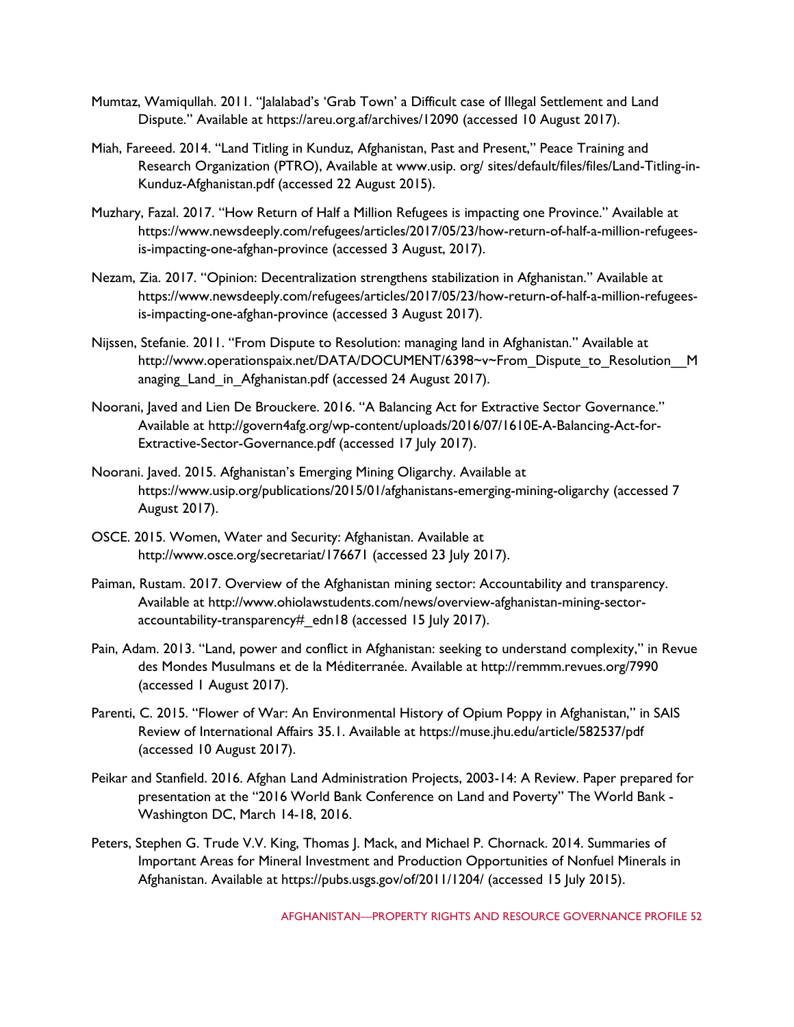Mumtaz, Wamiqullah. 2011. "Jalalabad's 'Grab Town' a Difficult case of Illegal Settlement and Land Dispute." Available at https://areu.org.af/archives/12090 (accessed 10 August 2017).

Miah, Fareeed. 2014. "Land Titling in Kunduz, Afghanistan, Past and Present," Peace Training and Research Organization (PTRO), Available at www.usip. org/ sites/default/files/files/Land-Titling-in-Kunduz-Afghanistan.pdf (accessed 22 August 2015).

Muzhary, Fazal. 2017. "How Return of Half a Million Refugees is impacting one Province." Available at https://www.newsdeeply.com/refugees/articles/2017/05/23/how-return-of-half-a-million-refugees-is-impacting-one-afghan-province (accessed 3 August, 2017).

Nezam, Zia. 2017. "Opinion: Decentralization strengthens stabilization in Afghanistan." Available at https://www.newsdeeply.com/refugees/articles/2017/05/23/how-return-of-half-a-million-refugees-is-impacting-one-afghan-province (accessed 3 August 2017).

Nijssen, Stefanie. 2011. "From Dispute to Resolution: managing land in Afghanistan." Available at http://www.operationspaix.net/DATA/DOCUMENT/6398~v~From_Dispute_to_Resolution__Managing_Land_in_Afghanistan.pdf (accessed 24 August 2017).

Noorani, Javed and Lien De Brouckere. 2016. "A Balancing Act for Extractive Sector Governance." Available at http://govern4afg.org/wp-content/uploads/2016/07/1610E-A-Balancing-Act-for-Extractive-Sector-Governance.pdf (accessed 17 July 2017).

Noorani. Javed. 2015. Afghanistan's Emerging Mining Oligarchy. Available at https://www.usip.org/publications/2015/01/afghanistans-emerging-mining-oligarchy (accessed 7 August 2017).

OSCE. 2015. Women, Water and Security: Afghanistan. Available at http://www.osce.org/secretariat/176671 (accessed 23 July 2017).

Paiman, Rustam. 2017. Overview of the Afghanistan mining sector: Accountability and transparency. Available at http://www.ohiolawstudents.com/news/overview-afghanistan-mining-sector-accountability-transparency#_edn18 (accessed 15 July 2017).

Pain, Adam. 2013. "Land, power and conflict in Afghanistan: seeking to understand complexity," in Revue des Mondes Musulmans et de la Méditerranée. Available at http://remmm.revues.org/7990 (accessed 1 August 2017).

Parenti, C. 2015. "Flower of War: An Environmental History of Opium Poppy in Afghanistan," in SAIS Review of International Affairs 35.1. Available at https://muse.jhu.edu/article/582537/pdf (accessed 10 August 2017).

Peikar and Stanfield. 2016. Afghan Land Administration Projects, 2003-14: A Review. Paper prepared for presentation at the "2016 World Bank Conference on Land and Poverty" The World Bank - Washington DC, March 14-18, 2016.

Peters, Stephen G. Trude V.V. King, Thomas J. Mack, and Michael P. Chornack. 2014. Summaries of Important Areas for Mineral Investment and Production Opportunities of Nonfuel Minerals in Afghanistan. Available at https://pubs.usgs.gov/of/2011/1204/ (accessed 15 July 2015).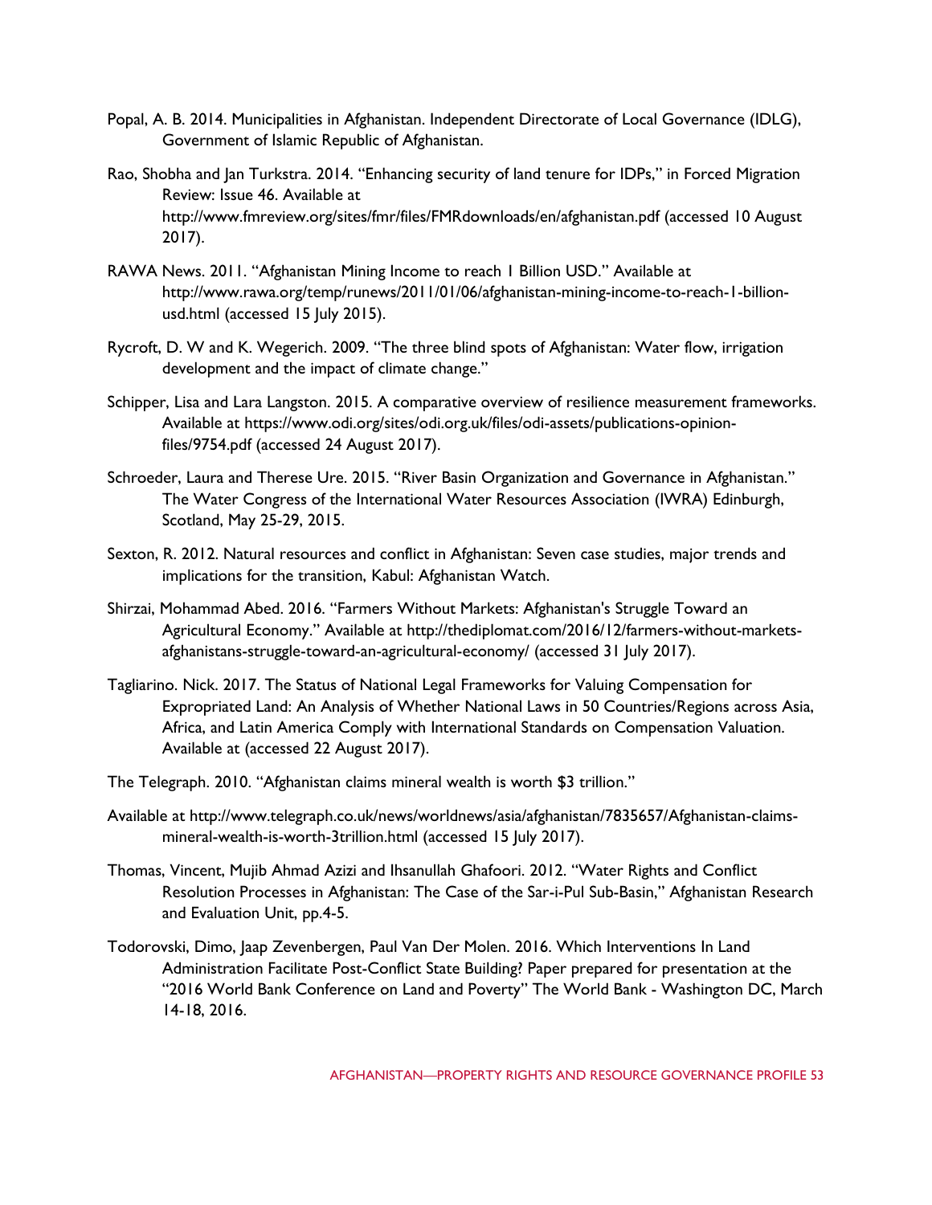Popal, A. B. 2014. Municipalities in Afghanistan. Independent Directorate of Local Governance (IDLG), Government of Islamic Republic of Afghanistan.

Rao, Shobha and Jan Turkstra. 2014. "Enhancing security of land tenure for IDPs," in Forced Migration Review: Issue 46. Available at http://www.fmreview.org/sites/fmr/files/FMRdownloads/en/afghanistan.pdf (accessed 10 August 2017).

RAWA News. 2011. "Afghanistan Mining Income to reach 1 Billion USD." Available at http://www.rawa.org/temp/runews/2011/01/06/afghanistan-mining-income-to-reach-1-billion-usd.html (accessed 15 July 2015).

Rycroft, D. W and K. Wegerich. 2009. "The three blind spots of Afghanistan: Water flow, irrigation development and the impact of climate change."

Schipper, Lisa and Lara Langston. 2015. A comparative overview of resilience measurement frameworks. Available at https://www.odi.org/sites/odi.org.uk/files/odi-assets/publications-opinion-files/9754.pdf (accessed 24 August 2017).

Schroeder, Laura and Therese Ure. 2015. "River Basin Organization and Governance in Afghanistan." The Water Congress of the International Water Resources Association (IWRA) Edinburgh, Scotland, May 25-29, 2015.

Sexton, R. 2012. Natural resources and conflict in Afghanistan: Seven case studies, major trends and implications for the transition, Kabul: Afghanistan Watch.

Shirzai, Mohammad Abed. 2016. "Farmers Without Markets: Afghanistan's Struggle Toward an Agricultural Economy." Available at http://thediplomat.com/2016/12/farmers-without-markets-afghanistans-struggle-toward-an-agricultural-economy/ (accessed 31 July 2017).

Tagliarino. Nick. 2017. The Status of National Legal Frameworks for Valuing Compensation for Expropriated Land: An Analysis of Whether National Laws in 50 Countries/Regions across Asia, Africa, and Latin America Comply with International Standards on Compensation Valuation. Available at (accessed 22 August 2017).

The Telegraph. 2010. "Afghanistan claims mineral wealth is worth $3 trillion."

Available at http://www.telegraph.co.uk/news/worldnews/asia/afghanistan/7835657/Afghanistan-claims-mineral-wealth-is-worth-3trillion.html (accessed 15 July 2017).

Thomas, Vincent, Mujib Ahmad Azizi and Ihsanullah Ghafoori. 2012. "Water Rights and Conflict Resolution Processes in Afghanistan: The Case of the Sar-i-Pul Sub-Basin," Afghanistan Research and Evaluation Unit, pp.4-5.

Todorovski, Dimo, Jaap Zevenbergen, Paul Van Der Molen. 2016. Which Interventions In Land Administration Facilitate Post-Conflict State Building? Paper prepared for presentation at the "2016 World Bank Conference on Land and Poverty" The World Bank - Washington DC, March 14-18, 2016.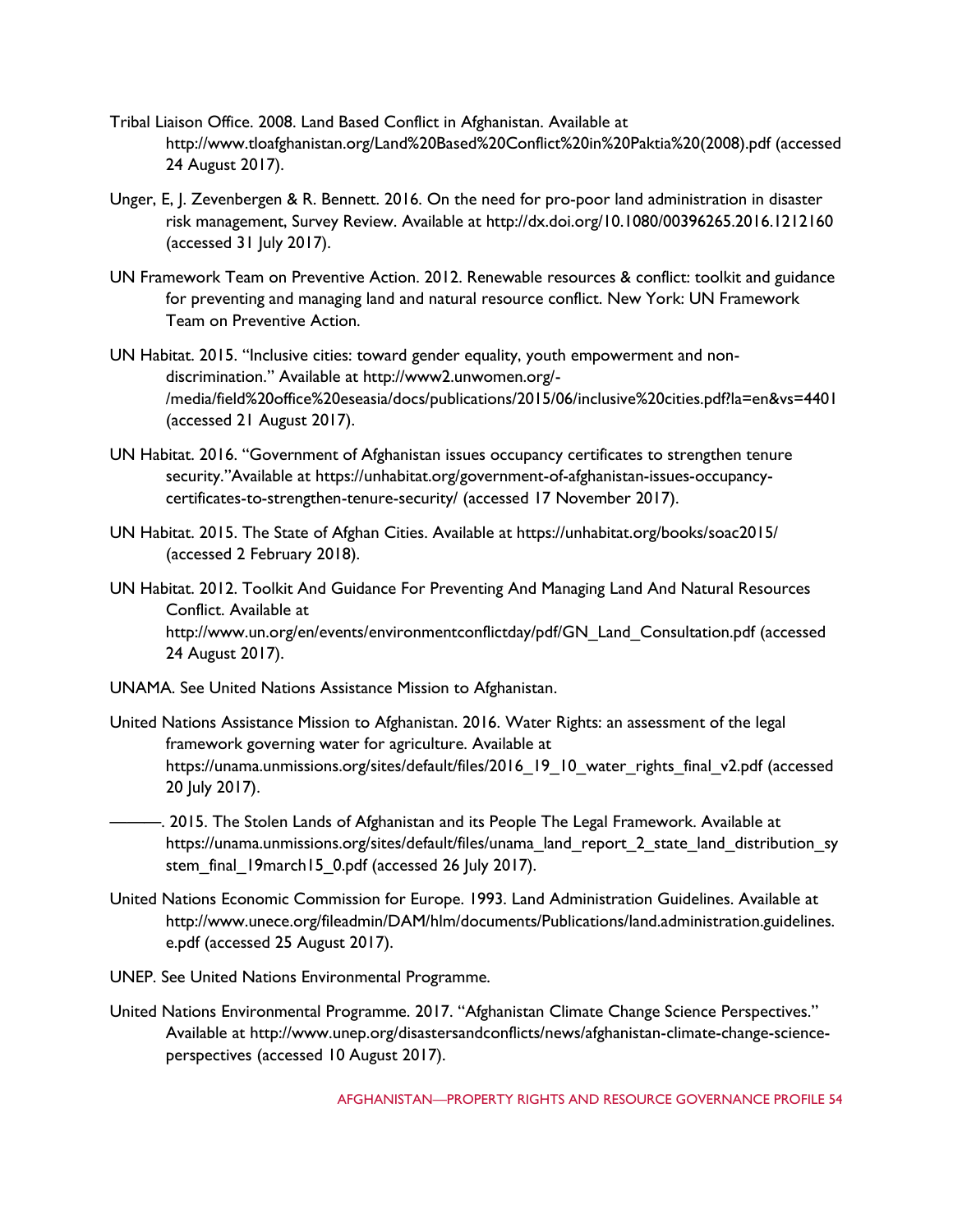Tribal Liaison Office. 2008. Land Based Conflict in Afghanistan. Available at http://www.tloafghanistan.org/Land%20Based%20Conflict%20in%20Paktia%20(2008).pdf (accessed 24 August 2017).

Unger, E, J. Zevenbergen & R. Bennett. 2016. On the need for pro-poor land administration in disaster risk management, Survey Review. Available at http://dx.doi.org/10.1080/00396265.2016.1212160 (accessed 31 July 2017).

UN Framework Team on Preventive Action. 2012. Renewable resources & conflict: toolkit and guidance for preventing and managing land and natural resource conflict. New York: UN Framework Team on Preventive Action.

UN Habitat. 2015. "Inclusive cities: toward gender equality, youth empowerment and non-discrimination." Available at http://www2.unwomen.org/-/media/field%20office%20eseasia/docs/publications/2015/06/inclusive%20cities.pdf?la=en&vs=4401 (accessed 21 August 2017).

UN Habitat. 2016. "Government of Afghanistan issues occupancy certificates to strengthen tenure security."Available at https://unhabitat.org/government-of-afghanistan-issues-occupancy-certificates-to-strengthen-tenure-security/ (accessed 17 November 2017).

UN Habitat. 2015. The State of Afghan Cities. Available at https://unhabitat.org/books/soac2015/ (accessed 2 February 2018).

UN Habitat. 2012. Toolkit And Guidance For Preventing And Managing Land And Natural Resources Conflict. Available at http://www.un.org/en/events/environmentconflictday/pdf/GN_Land_Consultation.pdf (accessed 24 August 2017).

UNAMA. See United Nations Assistance Mission to Afghanistan.

United Nations Assistance Mission to Afghanistan. 2016. Water Rights: an assessment of the legal framework governing water for agriculture. Available at https://unama.unmissions.org/sites/default/files/2016_19_10_water_rights_final_v2.pdf (accessed 20 July 2017).

———. 2015. The Stolen Lands of Afghanistan and its People The Legal Framework. Available at https://unama.unmissions.org/sites/default/files/unama_land_report_2_state_land_distribution_system_final_19march15_0.pdf (accessed 26 July 2017).

United Nations Economic Commission for Europe. 1993. Land Administration Guidelines. Available at http://www.unece.org/fileadmin/DAM/hlm/documents/Publications/land.administration.guidelines.e.pdf (accessed 25 August 2017).

UNEP. See United Nations Environmental Programme.

United Nations Environmental Programme. 2017. "Afghanistan Climate Change Science Perspectives." Available at http://www.unep.org/disastersandconflicts/news/afghanistan-climate-change-science-perspectives (accessed 10 August 2017).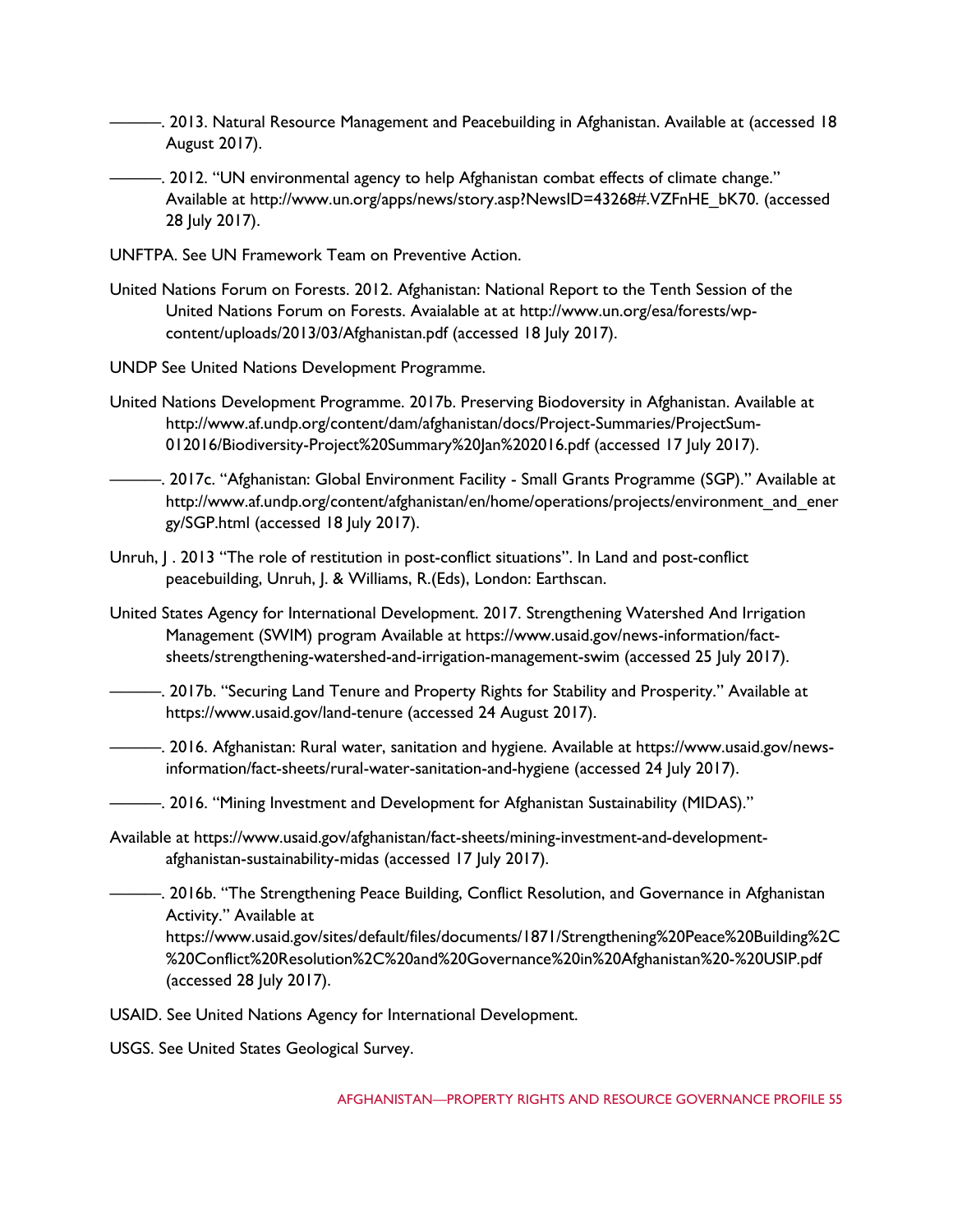———. 2013. Natural Resource Management and Peacebuilding in Afghanistan. Available at (accessed 18 August 2017).

———. 2012. "UN environmental agency to help Afghanistan combat effects of climate change." Available at http://www.un.org/apps/news/story.asp?NewsID=43268#.VZFnHE_bK70. (accessed 28 July 2017).

UNFTPA. See UN Framework Team on Preventive Action.

United Nations Forum on Forests. 2012. Afghanistan: National Report to the Tenth Session of the United Nations Forum on Forests. Avaialable at at http://www.un.org/esa/forests/wp-content/uploads/2013/03/Afghanistan.pdf (accessed 18 July 2017).

UNDP See United Nations Development Programme.

United Nations Development Programme. 2017b. Preserving Biodoversity in Afghanistan. Available at http://www.af.undp.org/content/dam/afghanistan/docs/Project-Summaries/ProjectSum-012016/Biodiversity-Project%20Summary%20Jan%202016.pdf (accessed 17 July 2017).

———. 2017c. "Afghanistan: Global Environment Facility - Small Grants Programme (SGP)." Available at http://www.af.undp.org/content/afghanistan/en/home/operations/projects/environment_and_energy/SGP.html (accessed 18 July 2017).

Unruh, J . 2013 "The role of restitution in post-conflict situations". In Land and post-conflict peacebuilding, Unruh, J. & Williams, R.(Eds), London: Earthscan.

United States Agency for International Development. 2017. Strengthening Watershed And Irrigation Management (SWIM) program Available at https://www.usaid.gov/news-information/fact-sheets/strengthening-watershed-and-irrigation-management-swim (accessed 25 July 2017).

———. 2017b. "Securing Land Tenure and Property Rights for Stability and Prosperity." Available at https://www.usaid.gov/land-tenure (accessed 24 August 2017).

———. 2016. Afghanistan: Rural water, sanitation and hygiene. Available at https://www.usaid.gov/news-information/fact-sheets/rural-water-sanitation-and-hygiene (accessed 24 July 2017).

———. 2016. "Mining Investment and Development for Afghanistan Sustainability (MIDAS)."

Available at https://www.usaid.gov/afghanistan/fact-sheets/mining-investment-and-development-afghanistan-sustainability-midas (accessed 17 July 2017).

———. 2016b. "The Strengthening Peace Building, Conflict Resolution, and Governance in Afghanistan Activity." Available at https://www.usaid.gov/sites/default/files/documents/1871/Strengthening%20Peace%20Building%2C%20Conflict%20Resolution%2C%20and%20Governance%20in%20Afghanistan%20-%20USIP.pdf (accessed 28 July 2017).

USAID. See United Nations Agency for International Development.

USGS. See United States Geological Survey.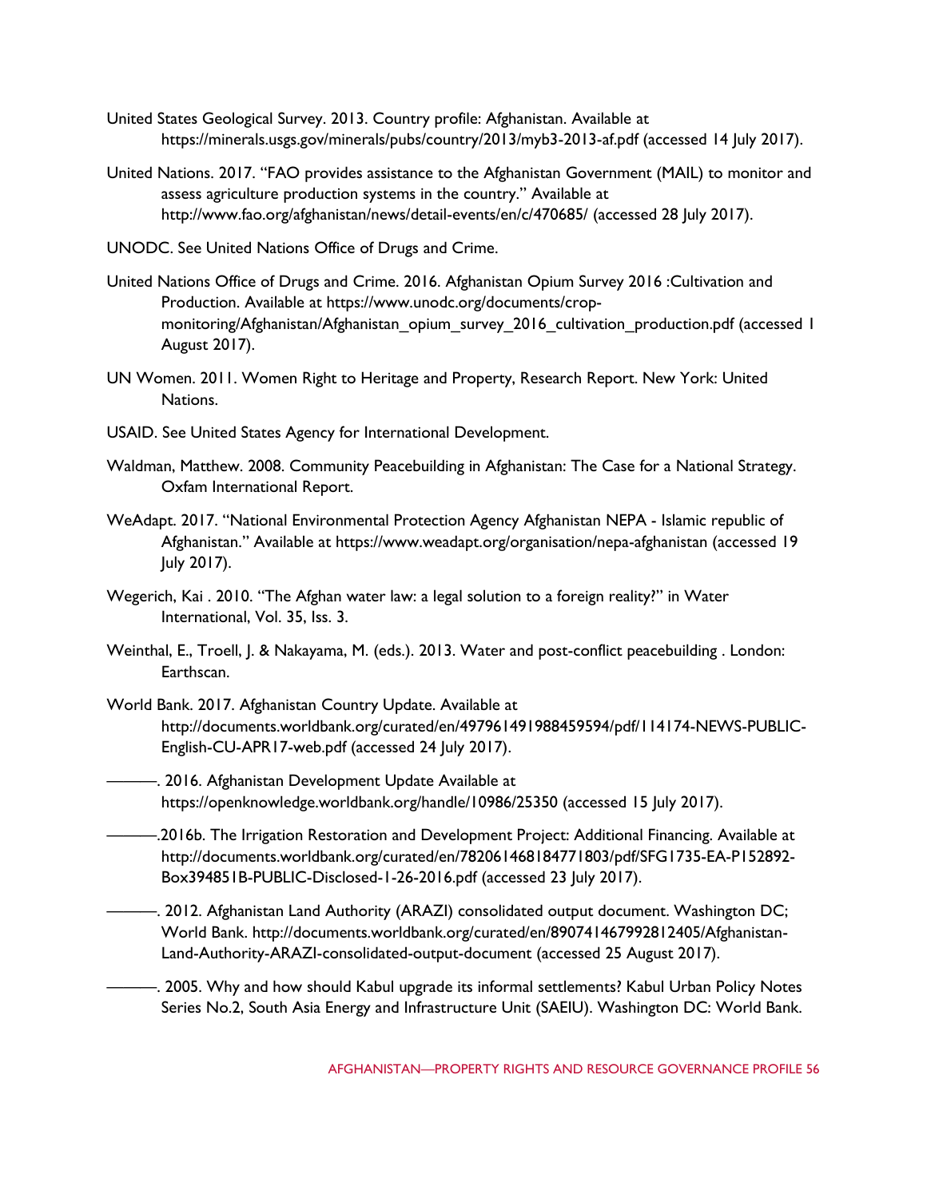United States Geological Survey. 2013. Country profile: Afghanistan. Available at https://minerals.usgs.gov/minerals/pubs/country/2013/myb3-2013-af.pdf (accessed 14 July 2017).

United Nations. 2017. "FAO provides assistance to the Afghanistan Government (MAIL) to monitor and assess agriculture production systems in the country." Available at http://www.fao.org/afghanistan/news/detail-events/en/c/470685/ (accessed 28 July 2017).

UNODC. See United Nations Office of Drugs and Crime.

United Nations Office of Drugs and Crime. 2016. Afghanistan Opium Survey 2016 :Cultivation and Production. Available at https://www.unodc.org/documents/crop-monitoring/Afghanistan/Afghanistan_opium_survey_2016_cultivation_production.pdf (accessed 1 August 2017).

UN Women. 2011. Women Right to Heritage and Property, Research Report. New York: United Nations.

USAID. See United States Agency for International Development.

Waldman, Matthew. 2008. Community Peacebuilding in Afghanistan: The Case for a National Strategy. Oxfam International Report.

WeAdapt. 2017. "National Environmental Protection Agency Afghanistan NEPA - Islamic republic of Afghanistan." Available at https://www.weadapt.org/organisation/nepa-afghanistan (accessed 19 July 2017).

Wegerich, Kai . 2010. "The Afghan water law: a legal solution to a foreign reality?" in Water International, Vol. 35, Iss. 3.

Weinthal, E., Troell, J. & Nakayama, M. (eds.). 2013. Water and post-conflict peacebuilding . London: Earthscan.

World Bank. 2017. Afghanistan Country Update. Available at http://documents.worldbank.org/curated/en/497961491988459594/pdf/114174-NEWS-PUBLIC-English-CU-APR17-web.pdf (accessed 24 July 2017).

———. 2016. Afghanistan Development Update Available at https://openknowledge.worldbank.org/handle/10986/25350 (accessed 15 July 2017).

———.2016b. The Irrigation Restoration and Development Project: Additional Financing. Available at http://documents.worldbank.org/curated/en/782061468184771803/pdf/SFG1735-EA-P152892-Box394851B-PUBLIC-Disclosed-1-26-2016.pdf (accessed 23 July 2017).

———. 2012. Afghanistan Land Authority (ARAZI) consolidated output document. Washington DC; World Bank. http://documents.worldbank.org/curated/en/890741467992812405/Afghanistan-Land-Authority-ARAZI-consolidated-output-document (accessed 25 August 2017).

———. 2005. Why and how should Kabul upgrade its informal settlements? Kabul Urban Policy Notes Series No.2, South Asia Energy and Infrastructure Unit (SAEIU). Washington DC: World Bank.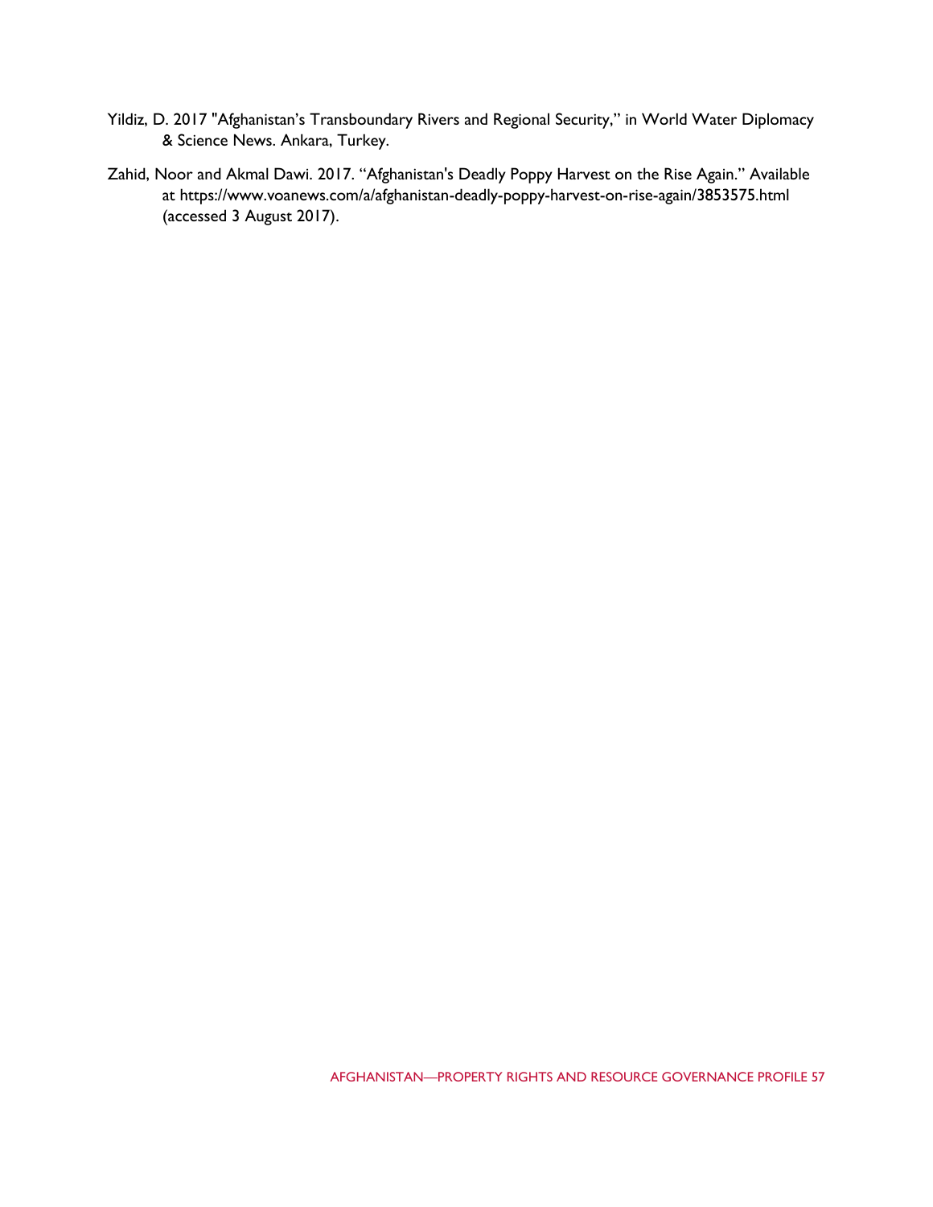Yildiz, D. 2017 "Afghanistan's Transboundary Rivers and Regional Security," in World Water Diplomacy & Science News. Ankara, Turkey.

Zahid, Noor and Akmal Dawi. 2017. "Afghanistan's Deadly Poppy Harvest on the Rise Again." Available at https://www.voanews.com/a/afghanistan-deadly-poppy-harvest-on-rise-again/3853575.html (accessed 3 August 2017).